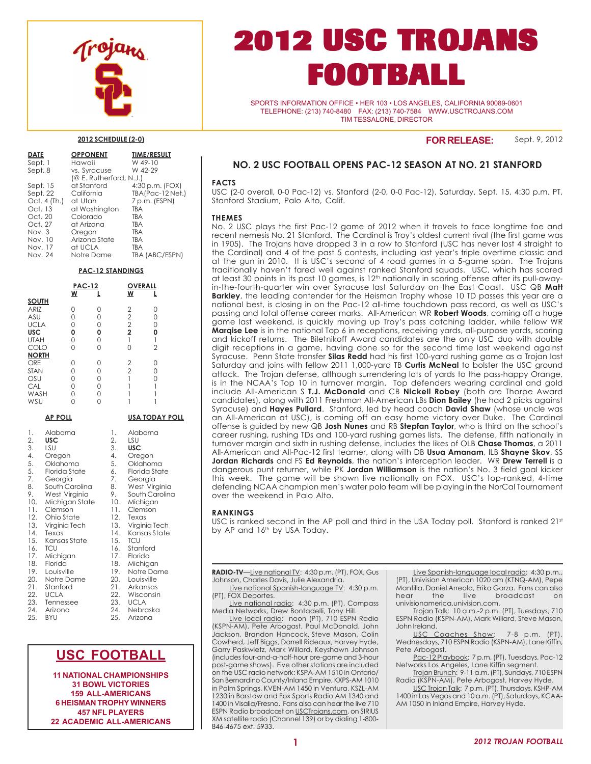# 2012 USC TROJANS FOOTBALL

SPORTS INFORMATION OFFICE • HER 103 • LOS ANGELES, CALIFORNIA 90089-0601
TELEPHONE: (213) 740-8480 FAX: (213) 740-7584 WWW.USCTROJANS.COM
TIM TESSALONE, DIRECTOR

**FOR RELEASE:** Sept. 9, 2012

### 2012 SCHEDULE (2-0)

| DATE | OPPONENT | TIME/RESULT |
|---|---|---|
| Sept. 1 | Hawaii | W 49-10 |
| Sept. 8 | vs. Syracuse (@ E. Rutherford, N.J.) | W 42-29 |
| Sept. 15 | at Stanford | 4:30 p.m. (FOX) |
| Sept. 22 | California | TBA(Pac-12 Net.) |
| Oct. 4 (Th.) | at Utah | 7 p.m. (ESPN) |
| Oct. 13 | at Washington | TBA |
| Oct. 20 | Colorado | TBA |
| Oct. 27 | at Arizona | TBA |
| Nov. 3 | Oregon | TBA |
| Nov. 10 | Arizona State | TBA |
| Nov. 17 | at UCLA | TBA |
| Nov. 24 | Notre Dame | TBA (ABC/ESPN) |

### PAC-12 STANDINGS

| | PAC-12 W | PAC-12 L | OVERALL W | OVERALL L |
|---|---|---|---|---|
| **SOUTH** | | | | |
| ARIZ | 0 | 0 | 2 | 0 |
| ASU | 0 | 0 | 2 | 0 |
| UCLA | 0 | 0 | 2 | 0 |
| **USC** | **0** | **0** | **2** | **0** |
| UTAH | 0 | 0 | 1 | 1 |
| COLO | 0 | 0 | 0 | 2 |
| **NORTH** | | | | |
| ORE | 0 | 0 | 2 | 0 |
| STAN | 0 | 0 | 2 | 0 |
| OSU | 0 | 0 | 1 | 0 |
| CAL | 0 | 0 | 1 | 1 |
| WASH | 0 | 0 | 1 | 1 |
| WSU | 0 | 0 | 1 | 1 |

| | AP POLL | | USA TODAY POLL |
|---|---|---|---|
| 1. | Alabama | 1. | Alabama |
| 2. | **USC** | 2. | LSU |
| 3. | LSU | 3. | **USC** |
| 4. | Oregon | 4. | Oregon |
| 5. | Oklahoma | 5. | Oklahoma |
| 5. | Florida State | 6. | Florida State |
| 7. | Georgia | 7. | Georgia |
| 8. | South Carolina | 8. | West Virginia |
| 9. | West Virginia | 9. | South Carolina |
| 10. | Michigan State | 10. | Michigan |
| 11. | Clemson | 11. | Clemson |
| 12. | Ohio State | 12. | Texas |
| 13. | Virginia Tech | 13. | Virginia Tech |
| 14. | Texas | 14. | Kansas State |
| 15. | Kansas State | 15. | TCU |
| 16. | TCU | 16. | Stanford |
| 17. | Michigan | 17. | Florida |
| 18. | Florida | 18. | Michigan |
| 19. | Louisville | 19. | Notre Dame |
| 20. | Notre Dame | 20. | Louisville |
| 21. | Stanford | 21. | Arkansas |
| 22. | UCLA | 22. | Wisconsin |
| 23. | Tennessee | 23. | UCLA |
| 24. | Arizona | 24. | Nebraska |
| 25. | BYU | 25. | Arizona |

## USC FOOTBALL

**11 NATIONAL CHAMPIONSHIPS**
**31 BOWL VICTORIES**
**159 ALL-AMERICANS**
**6 HEISMAN TROPHY WINNERS**
**457 NFL PLAYERS**
**22 ACADEMIC ALL-AMERICANS**

## NO. 2 USC FOOTBALL OPENS PAC-12 SEASON AT NO. 21 STANFORD

### FACTS

USC (2-0 overall, 0-0 Pac-12) vs. Stanford (2-0, 0-0 Pac-12), Saturday, Sept. 15, 4:30 p.m. PT, Stanford Stadium, Palo Alto, Calif.

### THEMES

No. 2 USC plays the first Pac-12 game of 2012 when it travels to face longtime foe and recent nemesis No. 21 Stanford. The Cardinal is Troy's oldest current rival (the first game was in 1905). The Trojans have dropped 3 in a row to Stanford (USC has never lost 4 straight to the Cardinal) and 4 of the past 5 contests, including last year's triple overtime classic and at the gun in 2010. It is USC's second of 4 road games in a 5-game span. The Trojans traditionally haven't fared well against ranked Stanford squads. USC, which has scored at least 30 points in its past 10 games, is 12th nationally in scoring offense after its pull-away-in-the-fourth-quarter win over Syracuse last Saturday on the East Coast. USC QB **Matt Barkley**, the leading contender for the Heisman Trophy whose 10 TD passes this year are a national best, is closing in on the Pac-12 all-time touchdown pass record, as well as USC's passing and total offense career marks. All-American WR **Robert Woods**, coming off a huge game last weekend, is quickly moving up Troy's pass catching ladder, while fellow WR **Marqise Lee** is in the national Top 6 in receptions, receiving yards, all-purpose yards, scoring and kickoff returns. The Biletnikoff Award candidates are the only USC duo with double digit receptions in a game, having done so for the second time last weekend against Syracuse. Penn State transfer **Silas Redd** had his first 100-yard rushing game as a Trojan last Saturday and joins with fellow 2011 1,000-yard TB **Curtis McNeal** to bolster the USC ground attack. The Trojan defense, although surrendering lots of yards to the pass-happy Orange, is in the NCAA's Top 10 in turnover margin. Top defenders wearing cardinal and gold include All-American S **T.J. McDonald** and CB **Nickell Robey** (both are Thorpe Award candidates), along with 2011 Freshman All-American LBs **Dion Bailey** (he had 2 picks against Syracuse) and **Hayes Pullard**. Stanford, led by head coach **David Shaw** (whose uncle was an All-American at USC), is coming off an easy home victory over Duke. The Cardinal offense is guided by new QB **Josh Nunes** and RB **Stepfan Taylor**, who is third on the school's career rushing, rushing TDs and 100-yard rushing games lists. The defense, fifth nationally in turnover margin and sixth in rushing defense, includes the likes of OLB **Chase Thomas**, a 2011 All-American and All-Pac-12 first teamer, along with DB **Usua Amanam**, ILB **Shayne Skov**, SS **Jordan Richards** and FS **Ed Reynolds**, the nation's interception leader. WR **Drew Terrell** is a dangerous punt returner, while PK **Jordan Williamson** is the nation's No. 3 field goal kicker this week. The game will be shown live nationally on FOX. USC's top-ranked, 4-time defending NCAA champion men's water polo team will be playing in the NorCal Tournament over the weekend in Palo Alto.

### RANKINGS

USC is ranked second in the AP poll and third in the USA Today poll. Stanford is ranked 21st by AP and 16th by USA Today.

**RADIO-TV**—Live national TV: 4:30 p.m. (PT), FOX, Gus Johnson, Charles Davis, Julie Alexandria.

Live Spanish-language TV: 4:30 p.m. (PT), FOX Deportes.

Live national radio: 4:30 p.m. (PT), Compass Media Networks, Drew Bontadelli, Tony Hill.

Live local radio: noon (PT), 710 ESPN Radio (KSPN-AM), Pete Arbogast, Paul McDonald, John Jackson, Brandon Hancock, Steve Mason, Colin Cowherd, Jeff Biggs, Darrell Rideaux, Harvey Hyde, Garry Paskwietz, Mark Willard, Keyshawn Johnson (includes four-and-a-half-hour pre-game and 3-hour post-game shows). Five other stations are included on the USC radio network: KSPA-AM 1510 in Ontario/San Bernardino County/Inland Empire, KXPS-AM 1010 in Palm Springs, KVEN-AM 1450 in Ventura, KSZL-AM 1230 in Barstow and Fox Sports Radio AM 1340 and 1400 in Visalia/Fresno. Fans also can hear the 710 ESPN Radio broadcast on USCTrojans.com, on SIRIUS XM satellite radio (Channel 139) or by dialing 1-800-846-4675 ext. 5933.

Live Spanish-language local radio: 4:30 p.m. (PT), Univision American 1020 am (KTNQ-AM), Pepe Mantilla, Daniel Arreola, Erika Garza. Fans can also hear the live broadcast on univisionamerica.univision.com.

Trojan Talk: 10 a.m.-2 p.m. (PT), Tuesdays, 710 ESPN Radio (KSPN-AM), Mark Willard, Steve Mason, John Ireland.

USC Coaches Show: 7-8 p.m. (PT), Wednesdays, 710 ESPN Radio (KSPN-AM), Lane Kiffin, Pete Arbogast.

Pac-12 Playbook: 7 p.m. (PT), Tuesdays, Pac-12 Networks Los Angeles, Lane Kiffin segment.

Trojan Brunch: 9-11 a.m. (PT), Sundays, 710 ESPN Radio (KSPN-AM), Pete Arbogast, Harvey Hyde.

USC Trojan Talk: 7 p.m. (PT), Thursdays, KSHP-AM 1400 in Las Vegas and 10 a.m. (PT), Saturdays, KCAA-AM 1050 in Inland Empire, Harvey Hyde.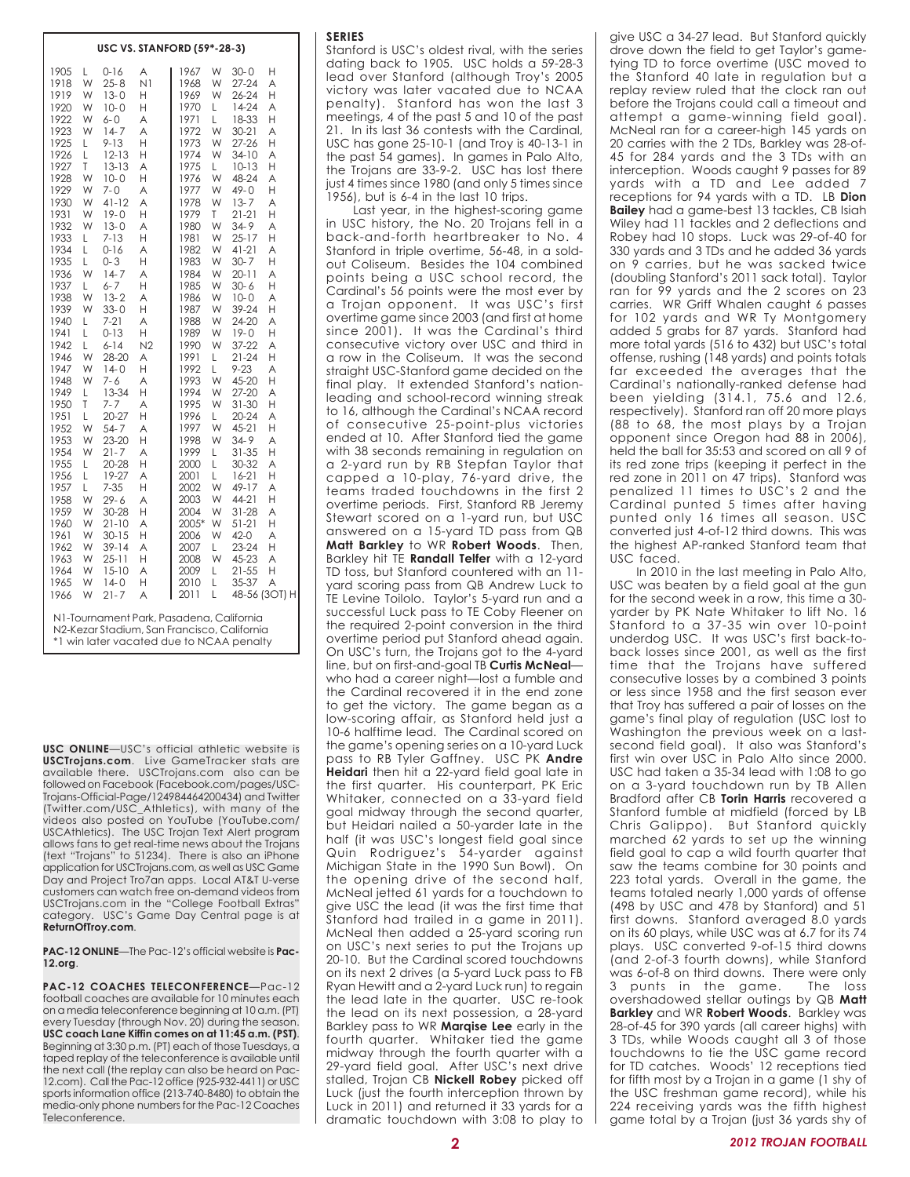## USC VS. STANFORD (59*-28-3)

| Year | | Score | Site | Year | | Score | Site |
|---|---|---|---|---|---|---|---|
| 1905 | L | 0-16 | A | 1967 | W | 30-0 | H |
| 1918 | W | 25-8 | N1 | 1968 | W | 27-24 | A |
| 1919 | W | 13-0 | H | 1969 | W | 26-24 | H |
| 1920 | W | 10-0 | H | 1970 | L | 14-24 | A |
| 1922 | W | 6-0 | A | 1971 | L | 18-33 | H |
| 1923 | W | 14-7 | A | 1972 | W | 30-21 | A |
| 1925 | L | 9-13 | H | 1973 | W | 27-26 | H |
| 1926 | L | 12-13 | H | 1974 | W | 34-10 | A |
| 1927 | T | 13-13 | A | 1975 | L | 10-13 | H |
| 1928 | W | 10-0 | H | 1976 | W | 48-24 | A |
| 1929 | W | 7-0 | A | 1977 | W | 49-0 | H |
| 1930 | W | 41-12 | A | 1978 | W | 13-7 | A |
| 1931 | W | 19-0 | H | 1979 | T | 21-21 | H |
| 1932 | W | 13-0 | A | 1980 | W | 34-9 | A |
| 1933 | L | 7-13 | H | 1981 | W | 25-17 | H |
| 1934 | L | 0-16 | A | 1982 | W | 41-21 | A |
| 1935 | L | 0-3 | H | 1983 | W | 30-7 | H |
| 1936 | W | 14-7 | A | 1984 | W | 20-11 | A |
| 1937 | L | 6-7 | H | 1985 | W | 30-6 | H |
| 1938 | W | 13-2 | A | 1986 | W | 10-0 | A |
| 1939 | W | 33-0 | H | 1987 | W | 39-24 | H |
| 1940 | L | 7-21 | A | 1988 | W | 24-20 | A |
| 1941 | L | 0-13 | H | 1989 | W | 19-0 | H |
| 1942 | L | 6-14 | N2 | 1990 | W | 37-22 | A |
| 1946 | W | 28-20 | A | 1991 | L | 21-24 | H |
| 1947 | W | 14-0 | H | 1992 | L | 9-23 | A |
| 1948 | W | 7-6 | A | 1993 | W | 45-20 | H |
| 1949 | L | 13-34 | H | 1994 | W | 27-20 | A |
| 1950 | T | 7-7 | A | 1995 | W | 31-30 | H |
| 1951 | L | 20-27 | H | 1996 | L | 20-24 | A |
| 1952 | W | 54-7 | A | 1997 | W | 45-21 | H |
| 1953 | W | 23-20 | H | 1998 | W | 34-9 | A |
| 1954 | W | 21-7 | A | 1999 | L | 31-35 | H |
| 1955 | L | 20-28 | H | 2000 | L | 30-32 | A |
| 1956 | L | 19-27 | A | 2001 | L | 16-21 | H |
| 1957 | L | 7-35 | H | 2002 | W | 49-17 | A |
| 1958 | W | 29-6 | A | 2003 | W | 44-21 | H |
| 1959 | W | 30-28 | H | 2004 | W | 31-28 | A |
| 1960 | W | 21-10 | A | 2005* | W | 51-21 | H |
| 1961 | W | 30-15 | H | 2006 | W | 42-0 | A |
| 1962 | W | 39-14 | A | 2007 | L | 23-24 | H |
| 1963 | W | 25-11 | H | 2008 | W | 45-23 | A |
| 1964 | W | 15-10 | A | 2009 | L | 21-55 | H |
| 1965 | W | 14-0 | H | 2010 | L | 35-37 | A |
| 1966 | W | 21-7 | A | 2011 | L | 48-56 (3OT) | H |

N1-Tournament Park, Pasadena, California
N2-Kezar Stadium, San Francisco, California
*1 win later vacated due to NCAA penalty

**USC ONLINE**—USC's official athletic website is **USCTrojans.com**. Live GameTracker stats are available there. USCTrojans.com also can be followed on Facebook (Facebook.com/pages/USC-Trojans-Official-Page/124984464200434) and Twitter (Twitter.com/USC_Athletics), with many of the videos also posted on YouTube (YouTube.com/USCAthletics). The USC Trojan Text Alert program allows fans to get real-time news about the Trojans (text "Trojans" to 51234). There is also an iPhone application for USCTrojans.com, as well as USC Game Day and Project Tro7an apps. Local AT&T U-verse customers can watch free on-demand videos from USCTrojans.com in the "College Football Extras" category. USC's Game Day Central page is at **ReturnOfTroy.com**.

**PAC-12 ONLINE**—The Pac-12's official website is **Pac-12.org**.

**PAC-12 COACHES TELECONFERENCE**—Pac-12 football coaches are available for 10 minutes each on a media teleconference beginning at 10 a.m. (PT) every Tuesday (through Nov. 20) during the season. **USC coach Lane Kiffin comes on at 11:45 a.m. (PST)**. Beginning at 3:30 p.m. (PT) each of those Tuesdays, a taped replay of the teleconference is available until the next call (the replay can also be heard on Pac-12.com). Call the Pac-12 office (925-932-4411) or USC sports information office (213-740-8480) to obtain the media-only phone numbers for the Pac-12 Coaches Teleconference.

**SERIES**

Stanford is USC's oldest rival, with the series dating back to 1905. USC holds a 59-28-3 lead over Stanford (although Troy's 2005 victory was later vacated due to NCAA penalty). Stanford has won the last 3 meetings, 4 of the past 5 and 10 of the past 21. In its last 36 contests with the Cardinal, USC has gone 25-10-1 (and Troy is 40-13-1 in the past 54 games). In games in Palo Alto, the Trojans are 33-9-2. USC has lost there just 4 times since 1980 (and only 5 times since 1956), but is 6-4 in the last 10 trips.

Last year, in the highest-scoring game in USC history, the No. 20 Trojans fell in a back-and-forth heartbreaker to No. 4 Stanford in triple overtime, 56-48, in a sold-out Coliseum. Besides the 104 combined points being a USC school record, the Cardinal's 56 points were the most ever by a Trojan opponent. It was USC's first overtime game since 2003 (and first at home since 2001). It was the Cardinal's third consecutive victory over USC and third in a row in the Coliseum. It was the second straight USC-Stanford game decided on the final play. It extended Stanford's nation-leading and school-record winning streak to 16, although the Cardinal's NCAA record of consecutive 25-point-plus victories ended at 10. After Stanford tied the game with 38 seconds remaining in regulation on a 2-yard run by RB Stepfan Taylor that capped a 10-play, 76-yard drive, the teams traded touchdowns in the first 2 overtime periods. First, Stanford RB Jeremy Stewart scored on a 1-yard run, but USC answered on a 15-yard TD pass from QB **Matt Barkley** to WR **Robert Woods**. Then, Barkley hit TE **Randall Telfer** with a 12-yard TD toss, but Stanford countered with an 11-yard scoring pass from QB Andrew Luck to TE Levine Toilolo. Taylor's 5-yard run and a successful Luck pass to TE Coby Fleener on the required 2-point conversion in the third overtime period put Stanford ahead again. On USC's turn, the Trojans got to the 4-yard line, but on first-and-goal TB **Curtis McNeal**—who had a career night—lost a fumble and the Cardinal recovered it in the end zone to get the victory. The game began as a low-scoring affair, as Stanford held just a 10-6 halftime lead. The Cardinal scored on the game's opening series on a 10-yard Luck pass to RB Tyler Gaffney. USC PK **Andre Heidari** then hit a 22-yard field goal late in the first quarter. His counterpart, PK Eric Whitaker, connected on a 33-yard field goal midway through the second quarter, but Heidari nailed a 50-yarder late in the half (it was USC's longest field goal since Quin Rodriguez's 54-yarder against Michigan State in the 1990 Sun Bowl). On the opening drive of the second half, McNeal jetted 61 yards for a touchdown to give USC the lead (it was the first time that Stanford had trailed in a game in 2011). McNeal then added a 25-yard scoring run on USC's next series to put the Trojans up 20-10. But the Cardinal scored touchdowns on its next 2 drives (a 5-yard Luck pass to FB Ryan Hewitt and a 2-yard Luck run) to regain the lead late in the quarter. USC re-took the lead on its next possession, a 28-yard Barkley pass to WR **Marqise Lee** early in the fourth quarter. Whitaker tied the game midway through the fourth quarter with a 29-yard field goal. After USC's next drive stalled, Trojan CB **Nickell Robey** picked off Luck (just the fourth interception thrown by Luck in 2011) and returned it 33 yards for a dramatic touchdown with 3:08 to play to give USC a 34-27 lead. But Stanford quickly drove down the field to get Taylor's game-tying TD to force overtime (USC moved to the Stanford 40 late in regulation but a replay review ruled that the clock ran out before the Trojans could call a timeout and attempt a game-winning field goal). McNeal ran for a career-high 145 yards on 20 carries with the 2 TDs, Barkley was 28-of-45 for 284 yards and the 3 TDs with an interception. Woods caught 9 passes for 89 yards with a TD and Lee added 7 receptions for 94 yards with a TD. LB **Dion Bailey** had a game-best 13 tackles, CB Isiah Wiley had 11 tackles and 2 deflections and Robey had 10 stops. Luck was 29-of-40 for 330 yards and 3 TDs and he added 36 yards on 9 carries, but he was sacked twice (doubling Stanford's 2011 sack total). Taylor ran for 99 yards and the 2 scores on 23 carries. WR Griff Whalen caught 6 passes for 102 yards and WR Ty Montgomery added 5 grabs for 87 yards. Stanford had more total yards (516 to 432) but USC's total offense, rushing (148 yards) and points totals far exceeded the averages that the Cardinal's nationally-ranked defense had been yielding (314.1, 75.6 and 12.6, respectively). Stanford ran off 20 more plays (88 to 68, the most plays by a Trojan opponent since Oregon had 88 in 2006), held the ball for 35:53 and scored on all 9 of its red zone trips (keeping it perfect in the red zone in 2011 on 47 trips). Stanford was penalized 11 times to USC's 2 and the Cardinal punted 5 times after having punted only 16 times all season. USC converted just 4-of-12 third downs. This was the highest AP-ranked Stanford team that USC faced.

In 2010 in the last meeting in Palo Alto, USC was beaten by a field goal at the gun for the second week in a row, this time a 30-yarder by PK Nate Whitaker to lift No. 16 Stanford to a 37-35 win over 10-point underdog USC. It was USC's first back-to-back losses since 2001, as well as the first time that the Trojans have suffered consecutive losses by a combined 3 points or less since 1958 and the first season ever that Troy has suffered a pair of losses on the game's final play of regulation (USC lost to Washington the previous week on a last-second field goal). It also was Stanford's first win over USC in Palo Alto since 2000. USC had taken a 35-34 lead with 1:08 to go on a 3-yard touchdown run by TB Allen Bradford after CB **Torin Harris** recovered a Stanford fumble at midfield (forced by LB Chris Galippo). But Stanford quickly marched 62 yards to set up the winning field goal to cap a wild fourth quarter that saw the teams combine for 30 points and 223 total yards. Overall in the game, the teams totaled nearly 1,000 yards of offense (498 by USC and 478 by Stanford) and 51 first downs. Stanford averaged 8.0 yards on its 60 plays, while USC was at 6.7 for its 74 plays. USC converted 9-of-15 third downs (and 2-of-3 fourth downs), while Stanford was 6-of-8 on third downs. There were only 3 punts in the game. The loss overshadowed stellar outings by QB **Matt Barkley** and WR **Robert Woods**. Barkley was 28-of-45 for 390 yards (all career highs) with 3 TDs, while Woods caught all 3 of those touchdowns to tie the USC game record for TD catches. Woods' 12 receptions tied for fifth most by a Trojan in a game (1 shy of the USC freshman game record), while his 224 receiving yards was the fifth highest game total by a Trojan (just 36 yards shy of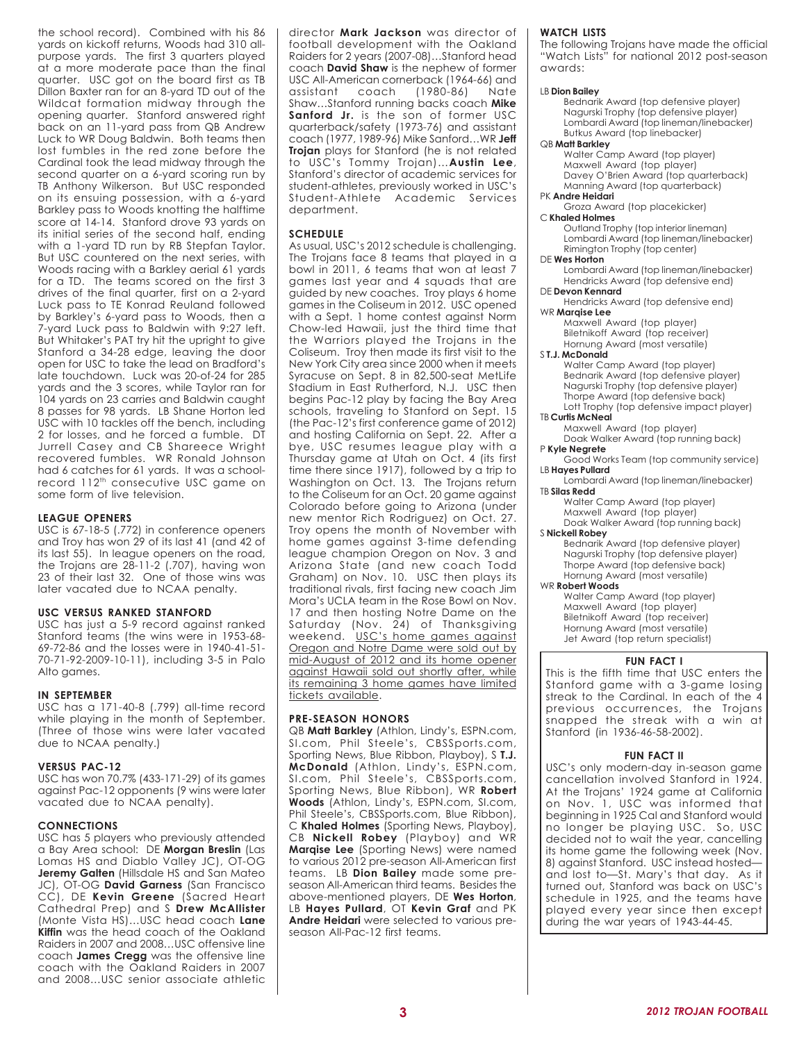the school record). Combined with his 86 yards on kickoff returns, Woods had 310 all-purpose yards. The first 3 quarters played at a more moderate pace than the final quarter. USC got on the board first as TB Dillon Baxter ran for an 8-yard TD out of the Wildcat formation midway through the opening quarter. Stanford answered right back on an 11-yard pass from QB Andrew Luck to WR Doug Baldwin. Both teams then lost fumbles in the red zone before the Cardinal took the lead midway through the second quarter on a 6-yard scoring run by TB Anthony Wilkerson. But USC responded on its ensuing possession, with a 6-yard Barkley pass to Woods knotting the halftime score at 14-14. Stanford drove 93 yards on its initial series of the second half, ending with a 1-yard TD run by RB Stepfan Taylor. But USC countered on the next series, with Woods racing with a Barkley aerial 61 yards for a TD. The teams scored on the first 3 drives of the final quarter, first on a 2-yard Luck pass to TE Konrad Reuland followed by Barkley's 6-yard pass to Woods, then a 7-yard Luck pass to Baldwin with 9:27 left. But Whitaker's PAT try hit the upright to give Stanford a 34-28 edge, leaving the door open for USC to take the lead on Bradford's late touchdown. Luck was 20-of-24 for 285 yards and the 3 scores, while Taylor ran for 104 yards on 23 carries and Baldwin caught 8 passes for 98 yards. LB Shane Horton led USC with 10 tackles off the bench, including 2 for losses, and he forced a fumble. DT Jurrell Casey and CB Shareece Wright recovered fumbles. WR Ronald Johnson had 6 catches for 61 yards. It was a school-record 112th consecutive USC game on some form of live television.

### LEAGUE OPENERS

USC is 67-18-5 (.772) in conference openers and Troy has won 29 of its last 41 (and 42 of its last 55). In league openers on the road, the Trojans are 28-11-2 (.707), having won 23 of their last 32. One of those wins was later vacated due to NCAA penalty.

### USC VERSUS RANKED STANFORD

USC has just a 5-9 record against ranked Stanford teams (the wins were in 1953-68-69-72-86 and the losses were in 1940-41-51-70-71-92-2009-10-11), including 3-5 in Palo Alto games.

### IN SEPTEMBER

USC has a 171-40-8 (.799) all-time record while playing in the month of September. (Three of those wins were later vacated due to NCAA penalty.)

### VERSUS PAC-12

USC has won 70.7% (433-171-29) of its games against Pac-12 opponents (9 wins were later vacated due to NCAA penalty).

### CONNECTIONS

USC has 5 players who previously attended a Bay Area school: DE **Morgan Breslin** (Las Lomas HS and Diablo Valley JC), OT-OG **Jeremy Galten** (Hillsdale HS and San Mateo JC), OT-OG **David Garness** (San Francisco CC), DE **Kevin Greene** (Sacred Heart Cathedral Prep) and S **Drew McAllister** (Monte Vista HS)...USC head coach **Lane Kiffin** was the head coach of the Oakland Raiders in 2007 and 2008...USC offensive line coach **James Cregg** was the offensive line coach with the Oakland Raiders in 2007 and 2008...USC senior associate athletic director **Mark Jackson** was director of football development with the Oakland Raiders for 2 years (2007-08)...Stanford head coach **David Shaw** is the nephew of former USC All-American cornerback (1964-66) and assistant coach (1980-86) Nate Shaw...Stanford running backs coach **Mike Sanford Jr.** is the son of former USC quarterback/safety (1973-76) and assistant coach (1977, 1989-96) Mike Sanford...WR **Jeff Trojan** plays for Stanford (he is not related to USC's Tommy Trojan)...**Austin Lee**, Stanford's director of academic services for student-athletes, previously worked in USC's Student-Athlete Academic Services department.

### SCHEDULE

As usual, USC's 2012 schedule is challenging. The Trojans face 8 teams that played in a bowl in 2011, 6 teams that won at least 7 games last year and 4 squads that are guided by new coaches. Troy plays 6 home games in the Coliseum in 2012. USC opened with a Sept. 1 home contest against Norm Chow-led Hawaii, just the third time that the Warriors played the Trojans in the Coliseum. Troy then made its first visit to the New York City area since 2000 when it meets Syracuse on Sept. 8 in 82,500-seat MetLife Stadium in East Rutherford, N.J. USC then begins Pac-12 play by facing the Bay Area schools, traveling to Stanford on Sept. 15 (the Pac-12's first conference game of 2012) and hosting California on Sept. 22. After a bye, USC resumes league play with a Thursday game at Utah on Oct. 4 (its first time there since 1917), followed by a trip to Washington on Oct. 13. The Trojans return to the Coliseum for an Oct. 20 game against Colorado before going to Arizona (under new mentor Rich Rodriguez) on Oct. 27. Troy opens the month of November with home games against 3-time defending league champion Oregon on Nov. 3 and Arizona State (and new coach Todd Graham) on Nov. 10. USC then plays its traditional rivals, first facing new coach Jim Mora's UCLA team in the Rose Bowl on Nov. 17 and then hosting Notre Dame on the Saturday (Nov. 24) of Thanksgiving weekend. <u>USC's home games against Oregon and Notre Dame were sold out by mid-August of 2012 and its home opener against Hawaii sold out shortly after, while its remaining 3 home games have limited tickets available</u>.

### PRE-SEASON HONORS

QB **Matt Barkley** (Athlon, Lindy's, ESPN.com, SI.com, Phil Steele's, CBSSports.com, Sporting News, Blue Ribbon, Playboy), S **T.J. McDonald** (Athlon, Lindy's, ESPN.com, SI.com, Phil Steele's, CBSSports.com, Sporting News, Blue Ribbon), WR **Robert Woods** (Athlon, Lindy's, ESPN.com, SI.com, Phil Steele's, CBSSports.com, Blue Ribbon), C **Khaled Holmes** (Sporting News, Playboy), CB **Nickell Robey** (Playboy) and WR **Marqise Lee** (Sporting News) were named to various 2012 pre-season All-American first teams. LB **Dion Bailey** made some pre-season All-American third teams. Besides the above-mentioned players, DE **Wes Horton**, LB **Hayes Pullard**, OT **Kevin Graf** and PK **Andre Heidari** were selected to various pre-season All-Pac-12 first teams.

### WATCH LISTS

The following Trojans have made the official "Watch Lists" for national 2012 post-season awards:

LB **Dion Bailey**
- Bednarik Award (top defensive player)
- Nagurski Trophy (top defensive player)
- Lombardi Award (top lineman/linebacker)
- Butkus Award (top linebacker)

QB **Matt Barkley**
- Walter Camp Award (top player)
- Maxwell Award (top player)
- Davey O'Brien Award (top quarterback)
- Manning Award (top quarterback)

PK **Andre Heidari**
- Groza Award (top placekicker)

C **Khaled Holmes**
- Outland Trophy (top interior lineman)
- Lombardi Award (top lineman/linebacker)
- Rimington Trophy (top center)

DE **Wes Horton**
- Lombardi Award (top lineman/linebacker)
- Hendricks Award (top defensive end)

DE **Devon Kennard**
- Hendricks Award (top defensive end)

WR **Marqise Lee**
- Maxwell Award (top player)
- Biletnikoff Award (top receiver)
- Hornung Award (most versatile)

S **T.J. McDonald**
- Walter Camp Award (top player)
- Bednarik Award (top defensive player)
- Nagurski Trophy (top defensive player)
- Thorpe Award (top defensive back)
- Lott Trophy (top defensive impact player)

TB **Curtis McNeal**
- Maxwell Award (top player)
- Doak Walker Award (top running back)

P **Kyle Negrete**
- Good Works Team (top community service)

LB **Hayes Pullard**
- Lombardi Award (top lineman/linebacker)

TB **Silas Redd**
- Walter Camp Award (top player)
- Maxwell Award (top player)
- Doak Walker Award (top running back)

S **Nickell Robey**
- Bednarik Award (top defensive player)
- Nagurski Trophy (top defensive player)
- Thorpe Award (top defensive back)
- Hornung Award (most versatile)

WR **Robert Woods**
- Walter Camp Award (top player)
- Maxwell Award (top player)
- Biletnikoff Award (top receiver)
- Hornung Award (most versatile)
- Jet Award (top return specialist)

### FUN FACT I

This is the fifth time that USC enters the Stanford game with a 3-game losing streak to the Cardinal. In each of the 4 previous occurrences, the Trojans snapped the streak with a win at Stanford (in 1936-46-58-2002).

### FUN FACT II

USC's only modern-day in-season game cancellation involved Stanford in 1924. At the Trojans' 1924 game at California on Nov. 1, USC was informed that beginning in 1925 Cal and Stanford would no longer be playing USC. So, USC decided not to wait the year, cancelling its home game the following week (Nov. 8) against Stanford. USC instead hosted—and lost to—St. Mary's that day. As it turned out, Stanford was back on USC's schedule in 1925, and the teams have played every year since then except during the war years of 1943-44-45.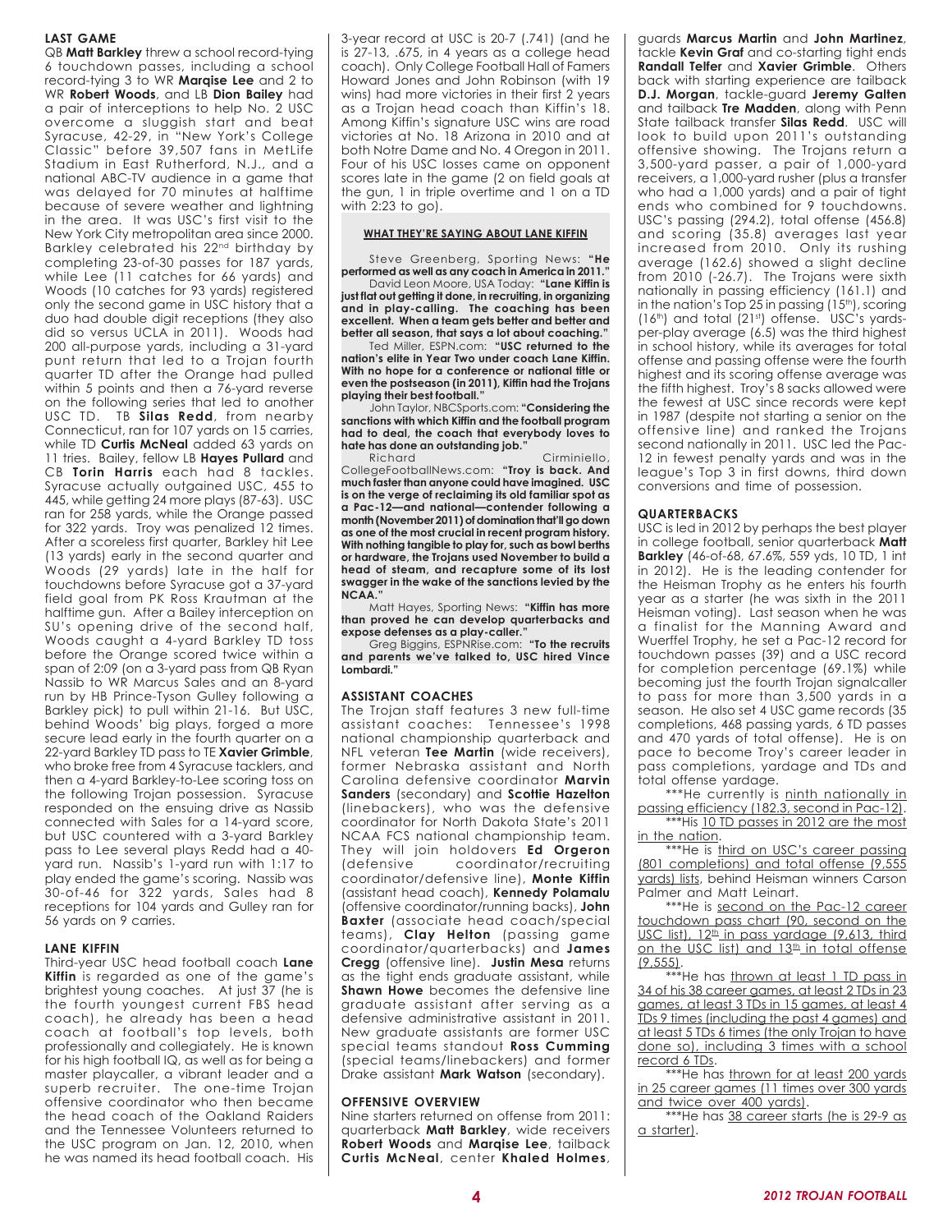## LAST GAME

QB **Matt Barkley** threw a school record-tying 6 touchdown passes, including a school record-tying 3 to WR **Marqise Lee** and 2 to WR **Robert Woods**, and LB **Dion Bailey** had a pair of interceptions to help No. 2 USC overcome a sluggish start and beat Syracuse, 42-29, in "New York's College Classic" before 39,507 fans in MetLife Stadium in East Rutherford, N.J., and a national ABC-TV audience in a game that was delayed for 70 minutes at halftime because of severe weather and lightning in the area. It was USC's first visit to the New York City metropolitan area since 2000. Barkley celebrated his 22nd birthday by completing 23-of-30 passes for 187 yards, while Lee (11 catches for 66 yards) and Woods (10 catches for 93 yards) registered only the second game in USC history that a duo had double digit receptions (they also did so versus UCLA in 2011). Woods had 200 all-purpose yards, including a 31-yard punt return that led to a Trojan fourth quarter TD after the Orange had pulled within 5 points and then a 76-yard reverse on the following series that led to another USC TD. TB **Silas Redd**, from nearby Connecticut, ran for 107 yards on 15 carries, while TD **Curtis McNeal** added 63 yards on 11 tries. Bailey, fellow LB **Hayes Pullard** and CB **Torin Harris** each had 8 tackles. Syracuse actually outgained USC, 455 to 445, while getting 24 more plays (87-63). USC ran for 258 yards, while the Orange passed for 322 yards. Troy was penalized 12 times. After a scoreless first quarter, Barkley hit Lee (13 yards) early in the second quarter and Woods (29 yards) late in the half for touchdowns before Syracuse got a 37-yard field goal from PK Ross Krautman at the halftime gun. After a Bailey interception on SU's opening drive of the second half, Woods caught a 4-yard Barkley TD toss before the Orange scored twice within a span of 2:09 (on a 3-yard pass from QB Ryan Nassib to WR Marcus Sales and an 8-yard run by HB Prince-Tyson Gulley following a Barkley pick) to pull within 21-16. But USC, behind Woods' big plays, forged a more secure lead early in the fourth quarter on a 22-yard Barkley TD pass to TE **Xavier Grimble**, who broke free from 4 Syracuse tacklers, and then a 4-yard Barkley-to-Lee scoring toss on the following Trojan possession. Syracuse responded on the ensuing drive as Nassib connected with Sales for a 14-yard score, but USC countered with a 3-yard Barkley pass to Lee several plays Redd had a 40-yard run. Nassib's 1-yard run with 1:17 to play ended the game's scoring. Nassib was 30-of-46 for 322 yards, Sales had 8 receptions for 104 yards and Gulley ran for 56 yards on 9 carries.

## LANE KIFFIN

Third-year USC head football coach **Lane Kiffin** is regarded as one of the game's brightest young coaches. At just 37 (he is the fourth youngest current FBS head coach), he already has been a head coach at football's top levels, both professionally and collegiately. He is known for his high football IQ, as well as for being a master playcaller, a vibrant leader and a superb recruiter. The one-time Trojan offensive coordinator who then became the head coach of the Oakland Raiders and the Tennessee Volunteers returned to the USC program on Jan. 12, 2010, when he was named its head football coach. His 3-year record at USC is 20-7 (.741) (and he is 27-13, .675, in 4 years as a college head coach). Only College Football Hall of Famers Howard Jones and John Robinson (with 19 wins) had more victories in their first 2 years as a Trojan head coach than Kiffin's 18. Among Kiffin's signature USC wins are road victories at No. 18 Arizona in 2010 and at both Notre Dame and No. 4 Oregon in 2011. Four of his USC losses came on opponent scores late in the game (2 on field goals at the gun, 1 in triple overtime and 1 on a TD with 2:23 to go).

### WHAT THEY'RE SAYING ABOUT LANE KIFFIN

Steve Greenberg, Sporting News: **"He performed as well as any coach in America in 2011."**

David Leon Moore, USA Today: **"Lane Kiffin is just flat out getting it done, in recruiting, in organizing and in play-calling. The coaching has been excellent. When a team gets better and better and better all season, that says a lot about coaching."**

Ted Miller, ESPN.com: **"USC returned to the nation's elite in Year Two under coach Lane Kiffin. With no hope for a conference or national title or even the postseason (in 2011), Kiffin had the Trojans playing their best football."**

John Taylor, NBCSports.com: **"Considering the sanctions with which Kiffin and the football program had to deal, the coach that everybody loves to hate has done an outstanding job."**

Richard Cirminiello, CollegeFootballNews.com: **"Troy is back. And much faster than anyone could have imagined. USC is on the verge of reclaiming its old familiar spot as a Pac-12—and national—contender following a month (November 2011) of domination that'll go down as one of the most crucial in recent program history. With nothing tangible to play for, such as bowl berths or hardware, the Trojans used November to build a head of steam, and recapture some of its lost swagger in the wake of the sanctions levied by the NCAA."**

Matt Hayes, Sporting News: **"Kiffin has more than proved he can develop quarterbacks and expose defenses as a play-caller."**

Greg Biggins, ESPNRise.com: **"To the recruits and parents we've talked to, USC hired Vince Lombardi."**

## ASSISTANT COACHES

The Trojan staff features 3 new full-time assistant coaches: Tennessee's 1998 national championship quarterback and NFL veteran **Tee Martin** (wide receivers), former Nebraska assistant and North Carolina defensive coordinator **Marvin Sanders** (secondary) and **Scottie Hazelton** (linebackers), who was the defensive coordinator for North Dakota State's 2011 NCAA FCS national championship team. They will join holdovers **Ed Orgeron** (defensive coordinator/recruiting coordinator/defensive line), **Monte Kiffin** (assistant head coach), **Kennedy Polamalu** (offensive coordinator/running backs), **John Baxter** (associate head coach/special teams), **Clay Helton** (passing game coordinator/quarterbacks) and **James Cregg** (offensive line). **Justin Mesa** returns as the tight ends graduate assistant, while **Shawn Howe** becomes the defensive line graduate assistant after serving as a defensive administrative assistant in 2011. New graduate assistants are former USC special teams standout **Ross Cumming** (special teams/linebackers) and former Drake assistant **Mark Watson** (secondary).

## OFFENSIVE OVERVIEW

Nine starters returned on offense from 2011: quarterback **Matt Barkley**, wide receivers **Robert Woods** and **Marqise Lee**, tailback **Curtis McNeal**, center **Khaled Holmes**, guards **Marcus Martin** and **John Martinez**, tackle **Kevin Graf** and co-starting tight ends **Randall Telfer** and **Xavier Grimble**. Others back with starting experience are tailback **D.J. Morgan**, tackle-guard **Jeremy Galten** and tailback **Tre Madden**, along with Penn State tailback transfer **Silas Redd**. USC will look to build upon 2011's outstanding offensive showing. The Trojans return a 3,500-yard passer, a pair of 1,000-yard receivers, a 1,000-yard rusher (plus a transfer who had a 1,000 yards) and a pair of tight ends who combined for 9 touchdowns. USC's passing (294.2), total offense (456.8) and scoring (35.8) averages last year increased from 2010. Only its rushing average (162.6) showed a slight decline from 2010 (-26.7). The Trojans were sixth nationally in passing efficiency (161.1) and in the nation's Top 25 in passing (15th), scoring (16th) and total (21st) offense. USC's yards-per-play average (6.5) was the third highest in school history, while its averages for total offense and passing offense were the fourth highest and its scoring offense average was the fifth highest. Troy's 8 sacks allowed were the fewest at USC since records were kept in 1987 (despite not starting a senior on the offensive line) and ranked the Trojans second nationally in 2011. USC led the Pac-12 in fewest penalty yards and was in the league's Top 3 in first downs, third down conversions and time of possession.

## QUARTERBACKS

USC is led in 2012 by perhaps the best player in college football, senior quarterback **Matt Barkley** (46-of-68, 67.6%, 559 yds, 10 TD, 1 int in 2012). He is the leading contender for the Heisman Trophy as he enters his fourth year as a starter (he was sixth in the 2011 Heisman voting). Last season when he was a finalist for the Manning Award and Wuerffel Trophy, he set a Pac-12 record for touchdown passes (39) and a USC record for completion percentage (69.1%) while becoming just the fourth Trojan signalcaller to pass for more than 3,500 yards in a season. He also set 4 USC game records (35 completions, 468 passing yards, 6 TD passes and 470 yards of total offense). He is on pace to become Troy's career leader in pass completions, yardage and TDs and total offense yardage.

***He currently is ninth nationally in passing efficiency (182.3, second in Pac-12).

***His 10 TD passes in 2012 are the most in the nation.

***He is third on USC's career passing (801 completions) and total offense (9,555 yards) lists, behind Heisman winners Carson Palmer and Matt Leinart.

***He is second on the Pac-12 career touchdown pass chart (90, second on the USC list), 12th in pass yardage (9,613, third on the USC list) and 13th in total offense (9,555).

***He has thrown at least 1 TD pass in 34 of his 38 career games, at least 2 TDs in 23 games, at least 3 TDs in 15 games, at least 4 TDs 9 times (including the past 4 games) and at least 5 TDs 6 times (the only Trojan to have done so), including 3 times with a school record 6 TDs.

***He has thrown for at least 200 yards in 25 career games (11 times over 300 yards and twice over 400 yards).

***He has 38 career starts (he is 29-9 as a starter).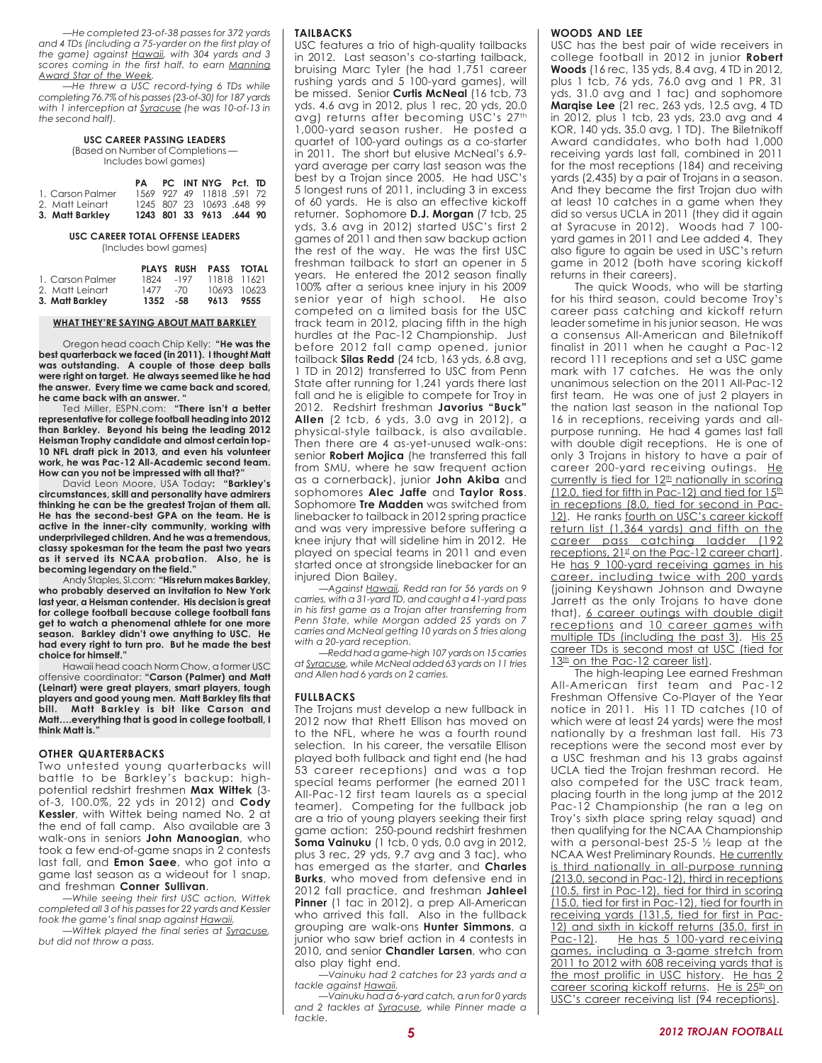*—He completed 23-of-38 passes for 372 yards and 4 TDs (including a 75-yarder on the first play of the game) against Hawaii, with 304 yards and 3 scores coming in the first half, to earn Manning Award Star of the Week.*

*—He threw a USC record-tying 6 TDs while completing 76.7% of his passes (23-of-30) for 187 yards with 1 interception at Syracuse (he was 10-of-13 in the second half).*

**USC CAREER PASSING LEADERS**
(Based on Number of Completions— Includes bowl games)

| | PA | PC | INT | NYG | Pct. | TD |
|---|---|---|---|---|---|---|
| 1. Carson Palmer | 1569 | 927 | 49 | 11818 | .591 | 72 |
| 2. Matt Leinart | 1245 | 807 | 23 | 10693 | .648 | 99 |
| **3. Matt Barkley** | **1243** | **801** | **33** | **9613** | **.644** | **90** |

**USC CAREER TOTAL OFFENSE LEADERS**
(Includes bowl games)

| | PLAYS | RUSH | PASS | TOTAL |
|---|---|---|---|---|
| 1. Carson Palmer | 1824 | -197 | 11818 | 11621 |
| 2. Matt Leinart | 1477 | -70 | 10693 | 10623 |
| **3. Matt Barkley** | **1352** | **-58** | **9613** | **9555** |

**WHAT THEY'RE SAYING ABOUT MATT BARKLEY**

Oregon head coach Chip Kelly: **"He was the best quarterback we faced (in 2011). I thought Matt was outstanding. A couple of those deep balls were right on target. He always seemed like he had the answer. Every time we came back and scored, he came back with an answer. "**

Ted Miller, ESPN.com: **"There isn't a better representative for college football heading into 2012 than Barkley. Beyond his being the leading 2012 Heisman Trophy candidate and almost certain top-10 NFL draft pick in 2013, and even his volunteer work, he was Pac-12 All-Academic second team. How can you not be impressed with all that?"**

David Leon Moore, USA Today: **"Barkley's circumstances, skill and personality have admirers thinking he can be the greatest Trojan of them all. He has the second-best GPA on the team. He is active in the inner-city community, working with underprivileged children. And he was a tremendous, classy spokesman for the team the past two years as it served its NCAA probation. Also, he is becoming legendary on the field."**

Andy Staples, SI.com: **"His return makes Barkley, who probably deserved an invitation to New York last year, a Heisman contender. His decision is great for college football because college football fans get to watch a phenomenal athlete for one more season. Barkley didn't owe anything to USC. He had every right to turn pro. But he made the best choice for himself."**

Hawaii head coach Norm Chow, a former USC offensive coordinator: **"Carson (Palmer) and Matt (Leinart) were great players, smart players, tough players and good young men. Matt Barkley fits that bill. Matt Barkley is bit like Carson and Matt….everything that is good in college football, I think Matt is."**

## OTHER QUARTERBACKS

Two untested young quarterbacks will battle to be Barkley's backup: high-potential redshirt freshmen **Max Wittek** (3-of-3, 100.0%, 22 yds in 2012) and **Cody Kessler**, with Wittek being named No. 2 at the end of fall camp. Also available are 3 walk-ons in seniors **John Manoogian**, who took a few end-of-game snaps in 2 contests last fall, and **Emon Saee**, who got into a game last season as a wideout for 1 snap, and freshman **Conner Sullivan**.

*—While seeing their first USC action, Wittek completed all 3 of his passes for 22 yards and Kessler took the game's final snap against Hawaii.*

*—Wittek played the final series at Syracuse, but did not throw a pass.*

## TAILBACKS

USC features a trio of high-quality tailbacks in 2012. Last season's co-starting tailback, bruising Marc Tyler (he had 1,751 career rushing yards and 5 100-yard games), will be missed. Senior **Curtis McNeal** (16 tcb, 73 yds. 4.6 avg in 2012, plus 1 rec, 20 yds, 20.0 avg) returns after becoming USC's 27th 1,000-yard season rusher. He posted a quartet of 100-yard outings as a co-starter in 2011. The short but elusive McNeal's 6.9-yard average per carry last season was the best by a Trojan since 2005. He had USC's 5 longest runs of 2011, including 3 in excess of 60 yards. He is also an effective kickoff returner. Sophomore **D.J. Morgan** (7 tcb, 25 yds, 3.6 avg in 2012) started USC's first 2 games of 2011 and then saw backup action the rest of the way. He was the first USC freshman tailback to start an opener in 5 years. He entered the 2012 season finally 100% after a serious knee injury in his 2009 senior year of high school. He also competed on a limited basis for the USC track team in 2012, placing fifth in the high hurdles at the Pac-12 Championship. Just before 2012 fall camp opened, junior tailback **Silas Redd** (24 tcb, 163 yds, 6.8 avg, 1 TD in 2012) transferred to USC from Penn State after running for 1,241 yards there last fall and he is eligible to compete for Troy in 2012. Redshirt freshman **Javorius "Buck" Allen** (2 tcb, 6 yds, 3.0 avg in 2012), a physical-style tailback, is also available. Then there are 4 as-yet-unused walk-ons: senior **Robert Mojica** (he transferred this fall from SMU, where he saw frequent action as a cornerback), junior **John Akiba** and sophomores **Alec Jaffe** and **Taylor Ross**. Sophomore **Tre Madden** was switched from linebacker to tailback in 2012 spring practice and was very impressive before suffering a knee injury that will sideline him in 2012. He played on special teams in 2011 and even started once at strongside linebacker for an injured Dion Bailey.

*—Against Hawaii, Redd ran for 56 yards on 9 carries, with a 31-yard TD, and caught a 41-yard pass in his first game as a Trojan after transferring from Penn State, while Morgan added 25 yards on 7 carries and McNeal getting 10 yards on 5 tries along with a 20-yard reception.*

*—Redd had a game-high 107 yards on 15 carries at Syracuse, while McNeal added 63 yards on 11 tries and Allen had 6 yards on 2 carries.*

## FULLBACKS

The Trojans must develop a new fullback in 2012 now that Rhett Ellison has moved on to the NFL, where he was a fourth round selection. In his career, the versatile Ellison played both fullback and tight end (he had 53 career receptions) and was a top special teams performer (he earned 2011 All-Pac-12 first team laurels as a special teamer). Competing for the fullback job are a trio of young players seeking their first game action: 250-pound redshirt freshmen **Soma Vainuku** (1 tcb, 0 yds, 0.0 avg in 2012, plus 3 rec, 29 yds, 9.7 avg and 3 tac), who has emerged as the starter, and **Charles Burks**, who moved from defensive end in 2012 fall practice, and freshman **Jahleel Pinner** (1 tac in 2012), a prep All-American who arrived this fall. Also in the fullback grouping are walk-ons **Hunter Simmons**, a junior who saw brief action in 4 contests in 2010, and senior **Chandler Larsen**, who can also play tight end.

*—Vainuku had 2 catches for 23 yards and a tackle against Hawaii.*

*—Vainuku had a 6-yard catch, a run for 0 yards and 2 tackles at Syracuse, while Pinner made a tackle.*

## WOODS AND LEE

USC has the best pair of wide receivers in college football in 2012 in junior **Robert Woods** (16 rec, 135 yds, 8.4 avg, 4 TD in 2012, plus 1 tcb, 76 yds, 76.0 avg and 1 PR, 31 yds, 31.0 avg and 1 tac) and sophomore **Marqise Lee** (21 rec, 263 yds, 12.5 avg, 4 TD in 2012, plus 1 tcb, 23 yds, 23.0 avg and 4 KOR, 140 yds, 35.0 avg, 1 TD). The Biletnikoff Award candidates, who both had 1,000 receiving yards last fall, combined in 2011 for the most receptions (184) and receiving yards (2,435) by a pair of Trojans in a season. And they became the first Trojan duo with at least 10 catches in a game when they did so versus UCLA in 2011 (they did it again at Syracuse in 2012). Woods had 7 100-yard games in 2011 and Lee added 4. They also figure to again be used in USC's return game in 2012 (both have scoring kickoff returns in their careers).

The quick Woods, who will be starting for his third season, could become Troy's career pass catching and kickoff return leader sometime in his junior season. He was a consensus All-American and Biletnikoff finalist in 2011 when he caught a Pac-12 record 111 receptions and set a USC game mark with 17 catches. He was the only unanimous selection on the 2011 All-Pac-12 first team. He was one of just 2 players in the nation last season in the national Top 16 in receptions, receiving yards and all-purpose running. He had 4 games last fall with double digit receptions. He is one of only 3 Trojans in history to have a pair of career 200-yard receiving outings. He currently is tied for 12th nationally in scoring (12.0, tied for fifth in Pac-12) and tied for 15th in receptions (8.0, tied for second in Pac-12). He ranks fourth on USC's career kickoff return list (1,364 yards) and fifth on the career pass catching ladder (192 receptions, 21st on the Pac-12 career chart). He has 9 100-yard receiving games in his career, including twice with 200 yards (joining Keyshawn Johnson and Dwayne Jarrett as the only Trojans to have done that), 6 career outings with double digit receptions and 10 career games with multiple TDs (including the past 3). His 25 career TDs is second most at USC (tied for 13th on the Pac-12 career list).

The high-leaping Lee earned Freshman All-American first team and Pac-12 Freshman Offensive Co-Player of the Year notice in 2011. His 11 TD catches (10 of which were at least 24 yards) were the most nationally by a freshman last fall. His 73 receptions were the second most ever by a USC freshman and his 13 grabs against UCLA tied the Trojan freshman record. He also competed for the USC track team, placing fourth in the long jump at the 2012 Pac-12 Championship (he ran a leg on Troy's sixth place spring relay squad) and then qualifying for the NCAA Championship with a personal-best 25-5 ½ leap at the NCAA West Preliminary Rounds. He currently is third nationally in all-purpose running (213.0, second in Pac-12), third in receptions (10.5, first in Pac-12), tied for third in scoring (15.0, tied for first in Pac-12), tied for fourth in receiving yards (131.5, tied for first in Pac-12) and sixth in kickoff returns (35.0, first in Pac-12). He has 5 100-yard receiving games, including a 3-game stretch from 2011 to 2012 with 608 receiving yards that is the most prolific in USC history. He has 2 career scoring kickoff returns. He is 25th on USC's career receiving list (94 receptions).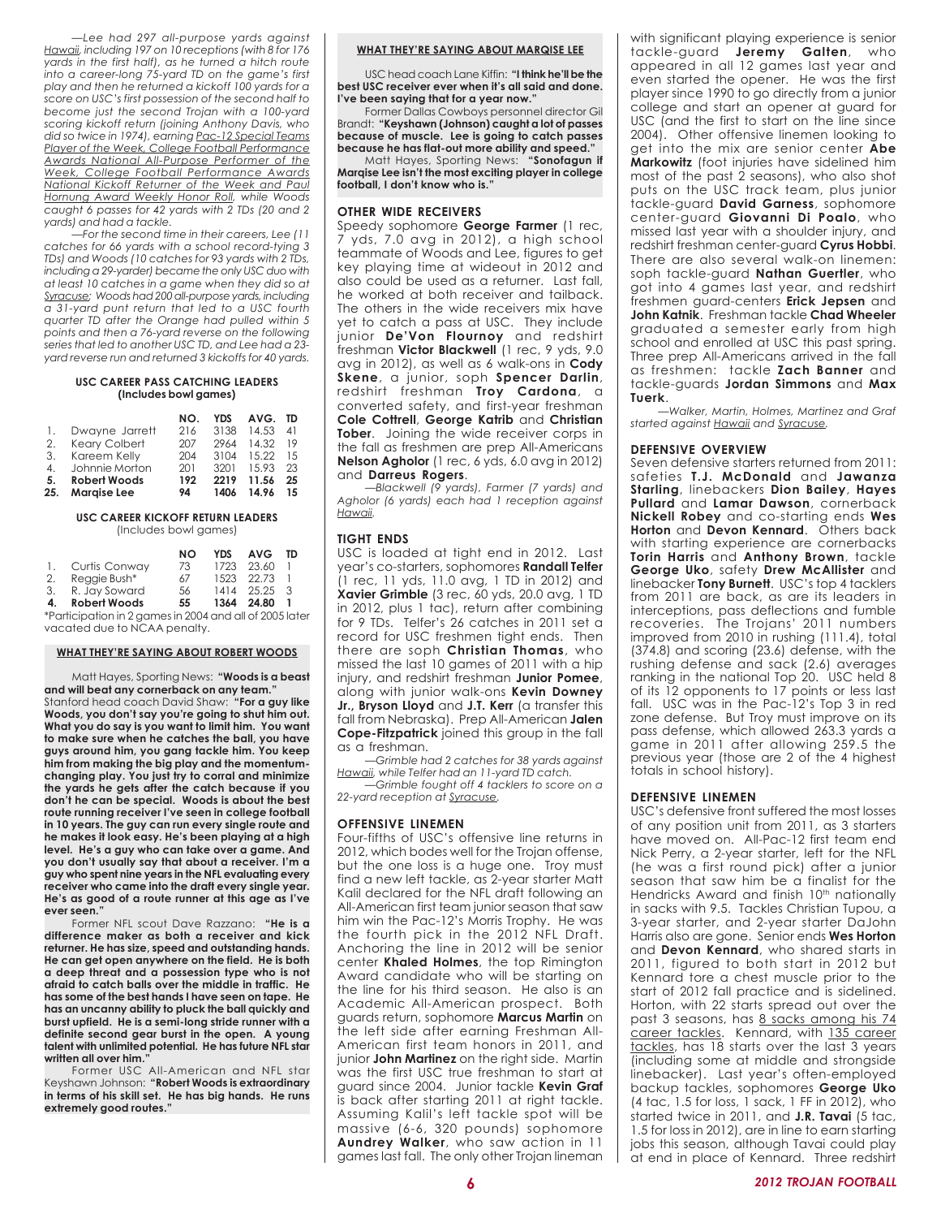*—Lee had 297 all-purpose yards against Hawaii, including 197 on 10 receptions (with 8 for 176 yards in the first half), as he turned a hitch route into a career-long 75-yard TD on the game's first play and then he returned a kickoff 100 yards for a score on USC's first possession of the second half to become just the second Trojan with a 100-yard scoring kickoff return (joining Anthony Davis, who did so twice in 1974), earning Pac-12 Special Teams Player of the Week, College Football Performance Awards National All-Purpose Performer of the Week, College Football Performance Awards National Kickoff Returner of the Week and Paul Hornung Award Weekly Honor Roll, while Woods caught 6 passes for 42 yards with 2 TDs (20 and 2 yards) and had a tackle.*

*—For the second time in their careers, Lee (11 catches for 66 yards with a school record-tying 3 TDs) and Woods (10 catches for 93 yards with 2 TDs, including a 29-yarder) became the only USC duo with at least 10 catches in a game when they did so at Syracuse; Woods had 200 all-purpose yards, including a 31-yard punt return that led to a USC fourth quarter TD after the Orange had pulled within 5 points and then a 76-yard reverse on the following series that led to another USC TD, and Lee had a 23-yard reverse run and returned 3 kickoffs for 40 yards.*

**USC CAREER PASS CATCHING LEADERS**
**(Includes bowl games)**

| | | NO. | YDS | AVG. | TD |
|---|---|---|---|---|---|
| 1. | Dwayne Jarrett | 216 | 3138 | 14.53 | 41 |
| 2. | Keary Colbert | 207 | 2964 | 14.32 | 19 |
| 3. | Kareem Kelly | 204 | 3104 | 15.22 | 15 |
| 4. | Johnnie Morton | 201 | 3201 | 15.93 | 23 |
| **5.** | **Robert Woods** | **192** | **2219** | **11.56** | **25** |
| **25.** | **Marqise Lee** | **94** | **1406** | **14.96** | **15** |

**USC CAREER KICKOFF RETURN LEADERS**
(Includes bowl games)

| | | NO | YDS | AVG | TD |
|---|---|---|---|---|---|
| 1. | Curtis Conway | 73 | 1723 | 23.60 | 1 |
| 2. | Reggie Bush* | 67 | 1523 | 22.73 | 1 |
| 3. | R. Jay Soward | 56 | 1414 | 25.25 | 3 |
| **4.** | **Robert Woods** | **55** | **1364** | **24.80** | **1** |

*Participation in 2 games in 2004 and all of 2005 later vacated due to NCAA penalty.

### WHAT THEY'RE SAYING ABOUT ROBERT WOODS

Matt Hayes, Sporting News: **"Woods is a beast and will beat any cornerback on any team."**

Stanford head coach David Shaw: **"For a guy like Woods, you don't say you're going to shut him out. What you do say is you want to limit him. You want to make sure when he catches the ball, you have guys around him, you gang tackle him. You keep him from making the big play and the momentum-changing play. You just try to corral and minimize the yards he gets after the catch because if you don't he can be special. Woods is about the best route running receiver I've seen in college football in 10 years. The guy can run every single route and he makes it look easy. He's been playing at a high level. He's a guy who can take over a game. And you don't usually say that about a receiver. I'm a guy who spent nine years in the NFL evaluating every receiver who came into the draft every single year. He's as good of a route runner at this age as I've ever seen."**

Former NFL scout Dave Razzano: **"He is a difference maker as both a receiver and kick returner. He has size, speed and outstanding hands. He can get open anywhere on the field. He is both a deep threat and a possession type who is not afraid to catch balls over the middle in traffic. He has some of the best hands I have seen on tape. He has an uncanny ability to pluck the ball quickly and burst upfield. He is a semi-long stride runner with a definite second gear burst in the open. A young talent with unlimited potential. He has future NFL star written all over him."**

Former USC All-American and NFL star Keyshawn Johnson: **"Robert Woods is extraordinary in terms of his skill set. He has big hands. He runs extremely good routes."**

### WHAT THEY'RE SAYING ABOUT MARQISE LEE

USC head coach Lane Kiffin: **"I think he'll be the best USC receiver ever when it's all said and done. I've been saying that for a year now."**

Former Dallas Cowboys personnel director Gil Brandt: **"Keyshawn (Johnson) caught a lot of passes because of muscle. Lee is going to catch passes because he has flat-out more ability and speed."**

Matt Hayes, Sporting News: **"Sonofagun if Marqise Lee isn't the most exciting player in college football, I don't know who is."**

### OTHER WIDE RECEIVERS

Speedy sophomore **George Farmer** (1 rec, 7 yds, 7.0 avg in 2012), a high school teammate of Woods and Lee, figures to get key playing time at wideout in 2012 and also could be used as a returner. Last fall, he worked at both receiver and tailback. The others in the wide receivers mix have yet to catch a pass at USC. They include junior **De'Von Flournoy** and redshirt freshman **Victor Blackwell** (1 rec, 9 yds, 9.0 avg in 2012), as well as 6 walk-ons in **Cody Skene**, a junior, soph **Spencer Darlin**, redshirt freshman **Troy Cardona**, a converted safety, and first-year freshman **Cole Cottrell**, **George Katrib** and **Christian Tober**. Joining the wide receiver corps in the fall as freshmen are prep All-Americans **Nelson Agholor** (1 rec, 6 yds, 6.0 avg in 2012) and **Darreus Rogers**.

*—Blackwell (9 yards), Farmer (7 yards) and Agholor (6 yards) each had 1 reception against Hawaii.*

### TIGHT ENDS

USC is loaded at tight end in 2012. Last year's co-starters, sophomores **Randall Telfer** (1 rec, 11 yds, 11.0 avg, 1 TD in 2012) and **Xavier Grimble** (3 rec, 60 yds, 20.0 avg, 1 TD in 2012, plus 1 tac), return after combining for 9 TDs. Telfer's 26 catches in 2011 set a record for USC freshmen tight ends. Then there are soph **Christian Thomas**, who missed the last 10 games of 2011 with a hip injury, and redshirt freshman **Junior Pomee**, along with junior walk-ons **Kevin Downey Jr.**, **Bryson Lloyd** and **J.T. Kerr** (a transfer this fall from Nebraska). Prep All-American **Jalen Cope-Fitzpatrick** joined this group in the fall as a freshman.

*—Grimble had 2 catches for 38 yards against Hawaii, while Telfer had an 11-yard TD catch.*

*—Grimble fought off 4 tacklers to score on a 22-yard reception at Syracuse.*

### OFFENSIVE LINEMEN

Four-fifths of USC's offensive line returns in 2012, which bodes well for the Trojan offense, but the one loss is a huge one. Troy must find a new left tackle, as 2-year starter Matt Kalil declared for the NFL draft following an All-American first team junior season that saw him win the Pac-12's Morris Trophy. He was the fourth pick in the 2012 NFL Draft. Anchoring the line in 2012 will be senior center **Khaled Holmes**, the top Rimington Award candidate who will be starting on the line for his third season. He also is an Academic All-American prospect. Both guards return, sophomore **Marcus Martin** on the left side after earning Freshman All-American first team honors in 2011, and junior **John Martinez** on the right side. Martin was the first USC true freshman to start at guard since 2004. Junior tackle **Kevin Graf** is back after starting 2011 at right tackle. Assuming Kalil's left tackle spot will be massive (6-6, 320 pounds) sophomore **Aundrey Walker**, who saw action in 11 games last fall. The only other Trojan lineman with significant playing experience is senior tackle-guard **Jeremy Galten**, who appeared in all 12 games last year and even started the opener. He was the first player since 1990 to go directly from a junior college and start an opener at guard for USC (and the first to start on the line since 2004). Other offensive linemen looking to get into the mix are senior center **Abe Markowitz** (foot injuries have sidelined him most of the past 2 seasons), who also shot puts on the USC track team, plus junior tackle-guard **David Garness**, sophomore center-guard **Giovanni Di Poalo**, who missed last year with a shoulder injury, and redshirt freshman center-guard **Cyrus Hobbi**. There are also several walk-on linemen: soph tackle-guard **Nathan Guertler**, who got into 4 games last year, and redshirt freshmen guard-centers **Erick Jepsen** and **John Katnik**. Freshman tackle **Chad Wheeler** graduated a semester early from high school and enrolled at USC this past spring. Three prep All-Americans arrived in the fall as freshmen: tackle **Zach Banner** and tackle-guards **Jordan Simmons** and **Max Tuerk**.

*—Walker, Martin, Holmes, Martinez and Graf started against Hawaii and Syracuse.*

### DEFENSIVE OVERVIEW

Seven defensive starters returned from 2011: safeties **T.J. McDonald** and **Jawanza Starling**, linebackers **Dion Bailey**, **Hayes Pullard** and **Lamar Dawson**, cornerback **Nickell Robey** and co-starting ends **Wes Horton** and **Devon Kennard**. Others back with starting experience are cornerbacks **Torin Harris** and **Anthony Brown**, tackle **George Uko**, safety **Drew McAllister** and linebacker **Tony Burnett**. USC's top 4 tacklers from 2011 are back, as are its leaders in interceptions, pass deflections and fumble recoveries. The Trojans' 2011 numbers improved from 2010 in rushing (111.4), total (374.8) and scoring (23.6) defense, with the rushing defense and sack (2.6) averages ranking in the national Top 20. USC held 8 of its 12 opponents to 17 points or less last fall. USC was in the Pac-12's Top 3 in red zone defense. But Troy must improve on its pass defense, which allowed 263.3 yards a game in 2011 after allowing 259.5 the previous year (those are 2 of the 4 highest totals in school history).

### DEFENSIVE LINEMEN

USC's defensive front suffered the most losses of any position unit from 2011, as 3 starters have moved on. All-Pac-12 first team end Nick Perry, a 2-year starter, left for the NFL (he was a first round pick) after a junior season that saw him be a finalist for the Hendricks Award and finish 10th nationally in sacks with 9.5. Tackles Christian Tupou, a 3-year starter, and 2-year starter DaJohn Harris also are gone. Senior ends **Wes Horton** and **Devon Kennard**, who shared starts in 2011, figured to both start in 2012 but Kennard tore a chest muscle prior to the start of 2012 fall practice and is sidelined. Horton, with 22 starts spread out over the past 3 seasons, has 8 sacks among his 74 career tackles. Kennard, with 135 career tackles, has 18 starts over the last 3 years (including some at middle and strongside linebacker). Last year's often-employed backup tackles, sophomores **George Uko** (4 tac, 1.5 for loss, 1 sack, 1 FF in 2012), who started twice in 2011, and **J.R. Tavai** (5 tac, 1.5 for loss in 2012), are in line to earn starting jobs this season, although Tavai could play at end in place of Kennard. Three redshirt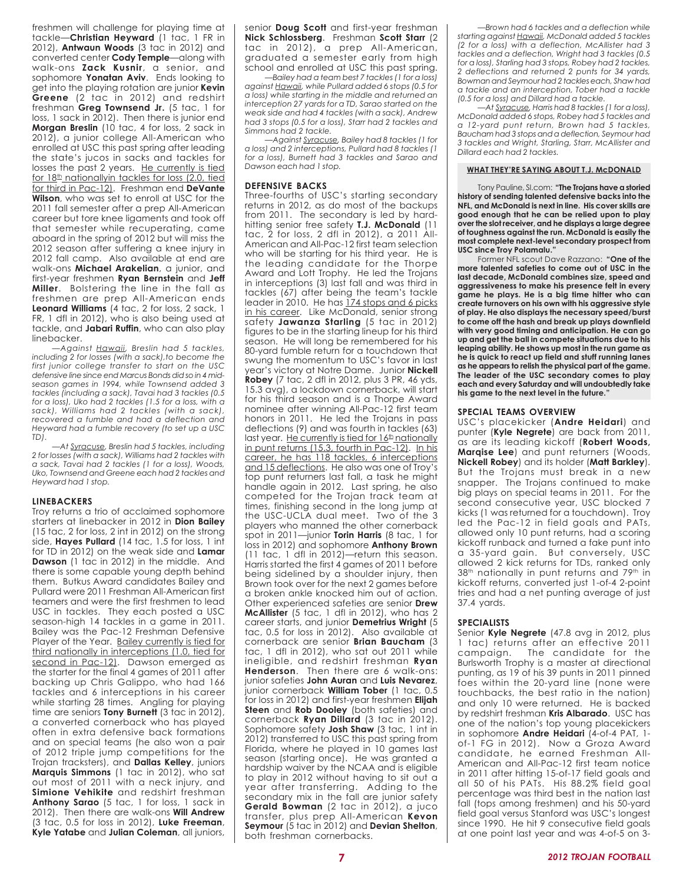freshmen will challenge for playing time at tackle—**Christian Heyward** (1 tac, 1 FR in 2012), **Antwaun Woods** (3 tac in 2012) and converted center **Cody Temple**—along with walk-ons **Zack Kusnir**, a senior, and sophomore **Yonatan Aviv**. Ends looking to get into the playing rotation are junior **Kevin Greene** (2 tac in 2012) and redshirt freshman **Greg Townsend Jr.** (5 tac, 1 for loss, 1 sack in 2012). Then there is junior end **Morgan Breslin** (10 tac, 4 for loss, 2 sack in 2012), a junior college All-American who enrolled at USC this past spring after leading the state's jucos in sacks and tackles for losses the past 2 years. He currently is tied for 18th nationallyin tackles for loss (2.0, tied for third in Pac-12). Freshman end **DeVante Wilson**, who was set to enroll at USC for the 2011 fall semester after a prep All-American career but tore knee ligaments and took off that semester while recuperating, came aboard in the spring of 2012 but will miss the 2012 season after suffering a knee injury in 2012 fall camp. Also available at end are walk-ons **Michael Arakelian**, a junior, and first-year freshmen **Ryan Bernstein** and **Jeff Miller**. Bolstering the line in the fall as freshmen are prep All-American ends **Leonard Williams** (4 tac, 2 for loss, 2 sack, 1 FR, 1 dfl in 2012), who is also being used at tackle, and **Jabari Ruffin**, who can also play linebacker.

*—Against Hawaii, Breslin had 5 tackles, including 2 for losses (with a sack),to become the first junior college transfer to start on the USC defensive line since end Marcus Bonds did so in 4 mid-season games in 1994, while Townsend added 3 tackles (including a sack), Tavai had 3 tackles (0.5 for a loss), Uko had 2 tackles (1.5 for a loss, with a sack), Williams had 2 tackles (with a sack), recovered a fumble and had a deflection and Heyward had a fumble recovery (to set up a USC TD).*

*—At Syracuse, Breslin had 5 tackles, including 2 for losses (with a sack), Williams had 2 tackles with a sack, Tavai had 2 tackles (1 for a loss), Woods, Uko, Townsend and Greene each had 2 tackles and Heyward had 1 stop.*

## LINEBACKERS

Troy returns a trio of acclaimed sophomore starters at linebacker in 2012 in **Dion Bailey** (15 tac, 2 for loss, 2 int in 2012) on the strong side, **Hayes Pullard** (14 tac, 1.5 for loss, 1 int for TD in 2012) on the weak side and **Lamar Dawson** (1 tac in 2012) in the middle. And there is some capable young depth behind them. Butkus Award candidates Bailey and Pullard were 2011 Freshman All-American first teamers and were the first freshmen to lead USC in tackles. They each posted a USC season-high 14 tackles in a game in 2011. Bailey was the Pac-12 Freshman Defensive Player of the Year. Bailey currently is tied for third nationally in interceptions (1.0, tied for second in Pac-12). Dawson emerged as the starter for the final 4 games of 2011 after backing up Chris Galippo, who had 166 tackles and 6 interceptions in his career while starting 28 times. Angling for playing time are seniors **Tony Burnett** (3 tac in 2012), a converted cornerback who has played often in extra defensive back formations and on special teams (he also won a pair of 2012 triple jump competitions for the Trojan tracksters), and **Dallas Kelley**, juniors **Marquis Simmons** (1 tac in 2012), who sat out most of 2011 with a neck injury, and **Simione Vehikite** and redshirt freshman **Anthony Sarao** (5 tac, 1 for loss, 1 sack in 2012). Then there are walk-ons **Will Andrew** (3 tac, 0.5 for loss in 2012), **Luke Freeman**, **Kyle Yatabe** and **Julian Coleman**, all juniors, senior **Doug Scott** and first-year freshman **Nick Schlossberg**. Freshman **Scott Starr** (2 tac in 2012), a prep All-American, graduated a semester early from high school and enrolled at USC this past spring.

*—Bailey had a team best 7 tackles (1 for a loss) against Hawaii, while Pullard added 6 stops (0.5 for a loss) while starting in the middle and returned an interception 27 yards for a TD, Sarao started on the weak side and had 4 tackles (with a sack), Andrew had 3 stops (0.5 for a loss), Starr had 2 tackles and Simmons had 2 tackle.*

*—Against Syracuse, Bailey had 8 tackles (1 for a loss) and 2 interceptions, Pullard had 8 tackles (1 for a loss), Burnett had 3 tackles and Sarao and Dawson each had 1 stop.*

## DEFENSIVE BACKS

Three-fourths of USC's starting secondary returns in 2012, as do most of the backups from 2011. The secondary is led by hard-hitting senior free safety **T.J. McDonald** (11 tac, 2 for loss, 2 dfl in 2012), a 2011 All-American and All-Pac-12 first team selection who will be starting for his third year. He is the leading candidate for the Thorpe Award and Lott Trophy. He led the Trojans in interceptions (3) last fall and was third in tackles (67) after being the team's tackle leader in 2010. He has 174 stops and 6 picks in his career. Like McDonald, senior strong safety **Jawanza Starling** (5 tac in 2012) figures to be in the starting lineup for his third season. He will long be remembered for his 80-yard fumble return for a touchdown that swung the momentum to USC's favor in last year's victory at Notre Dame. Junior **Nickell Robey** (7 tac, 2 dfl in 2012, plus 3 PR, 46 yds, 15.3 avg), a lockdown cornerback, will start for his third season and is a Thorpe Award nominee after winning All-Pac-12 first team honors in 2011. He led the Trojans in pass deflections (9) and was fourth in tackles (63) last year. He currently is tied for 16th nationally in punt returns (15.3, fourth in Pac-12). In his career, he has 118 tackles, 6 interceptions and 15 deflections. He also was one of Troy's top punt returners last fall, a task he might handle again in 2012. Last spring, he also competed for the Trojan track team at times, finishing second in the long jump at the USC-UCLA dual meet. Two of the 3 players who manned the other cornerback spot in 2011—junior **Torin Harris** (8 tac, 1 for loss in 2012) and sophomore **Anthony Brown** (11 tac, 1 dfl in 2012)—return this season. Harris started the first 4 games of 2011 before being sidelined by a shoulder injury, then Brown took over for the next 2 games before a broken ankle knocked him out of action. Other experienced safeties are senior **Drew McAllister** (5 tac, 1 dfl in 2012), who has 2 career starts, and junior **Demetrius Wright** (5 tac, 0.5 for loss in 2012). Also available at cornerback are senior **Brian Baucham** (3 tac, 1 dfl in 2012), who sat out 2011 while ineligible, and redshirt freshman **Ryan Henderson**. Then there are 6 walk-ons: junior safeties **John Auran** and **Luis Nevarez**, junior cornerback **William Tober** (1 tac, 0.5 for loss in 2012) and first-year freshmen **Elijah Steen** and **Rob Dooley** (both safeties) and cornerback **Ryan Dillard** (3 tac in 2012). Sophomore safety **Josh Shaw** (3 tac, 1 int in 2012) transferred to USC this past spring from Florida, where he played in 10 games last season (starting once). He was granted a hardship waiver by the NCAA and is eligible to play in 2012 without having to sit out a year after transferring. Adding to the secondary mix in the fall are junior safety **Gerald Bowman** (2 tac in 2012), a juco transfer, plus prep All-American **Kevon Seymour** (5 tac in 2012) and **Devian Shelton**, both freshman cornerbacks.

*—Brown had 6 tackles and a deflection while starting against Hawaii, McDonald added 5 tackles (2 for a loss) with a deflection, McAllister had 3 tackles and a deflection, Wright had 3 tackles (0.5 for a loss), Starling had 3 stops, Robey had 2 tackles, 2 deflections and returned 2 punts for 34 yards, Bowman and Seymour had 2 tackles each, Shaw had a tackle and an interception, Tober had a tackle (0.5 for a loss) and Dillard had a tackle.*

*—At Syracuse, Harris had 8 tackles (1 for a loss), McDonald added 6 stops, Robey had 5 tackles and a 12-yard punt return, Brown had 5 tackles, Baucham had 3 stops and a deflection, Seymour had 3 tackles and Wright, Starling, Starr, McAllister and Dillard each had 2 tackles.*

### WHAT THEY'RE SAYING ABOUT T.J. McDONALD

Tony Pauline, SI.com: **"The Trojans have a storied history of sending talented defensive backs into the NFL, and McDonald is next in line. His cover skills are good enough that he can be relied upon to play over the slot receiver, and he displays a large degree of toughness against the run. McDonald is easily the most complete next-level secondary prospect from USC since Troy Polamalu."**

Former NFL scout Dave Razzano: **"One of the more talented safeties to come out of USC in the last decade, McDonald combines size, speed and aggressiveness to make his presence felt in every game he plays. He is a big time hitter who can create turnovers on his own with his aggressive style of play. He also displays the necessary speed/burst to come off the hash and break up plays downfield with very good timing and anticipation. He can go up and get the ball in compete situations due to his leaping ability. He shows up most in the run game as he is quick to react up field and stuff running lanes as he appears to relish the physical part of the game. The leader of the USC secondary comes to play each and every Saturday and will undoubtedly take his game to the next level in the future."**

## SPECIAL TEAMS OVERVIEW

USC's placekicker (**Andre Heidari**) and punter (**Kyle Negrete**) are back from 2011, as are its leading kickoff (**Robert Woods, Marqise Lee**) and punt returners (Woods, **Nickell Robey**) and its holder (**Matt Barkley**). But the Trojans must break in a new snapper. The Trojans continued to make big plays on special teams in 2011. For the second consecutive year, USC blocked 7 kicks (1 was returned for a touchdown). Troy led the Pac-12 in field goals and PATs, allowed only 10 punt returns, had a scoring kickoff runback and turned a fake punt into a 35-yard gain. But conversely, USC allowed 2 kick returns for TDs, ranked only 38th nationally in punt returns and 79th in kickoff returns, converted just 1-of-4 2-point tries and had a net punting average of just 37.4 yards.

## SPECIALISTS

Senior **Kyle Negrete** (47.8 avg in 2012, plus 1 tac) returns after an effective 2011 campaign. The candidate for the Burlsworth Trophy is a master at directional punting, as 19 of his 39 punts in 2011 pinned foes within the 20-yard line (none were touchbacks, the best ratio in the nation) and only 10 were returned. He is backed by redshirt freshman **Kris Albarado**. USC has one of the nation's top young placekickers in sophomore **Andre Heidari** (4-of-4 PAT, 1-of-1 FG in 2012). Now a Groza Award candidate, he earned Freshman All-American and All-Pac-12 first team notice in 2011 after hitting 15-of-17 field goals and all 50 of his PATs. His 88.2% field goal percentage was third best in the nation last fall (tops among freshmen) and his 50-yard field goal versus Stanford was USC's longest since 1990. He hit 9 consecutive field goals at one point last year and was 4-of-5 on 3-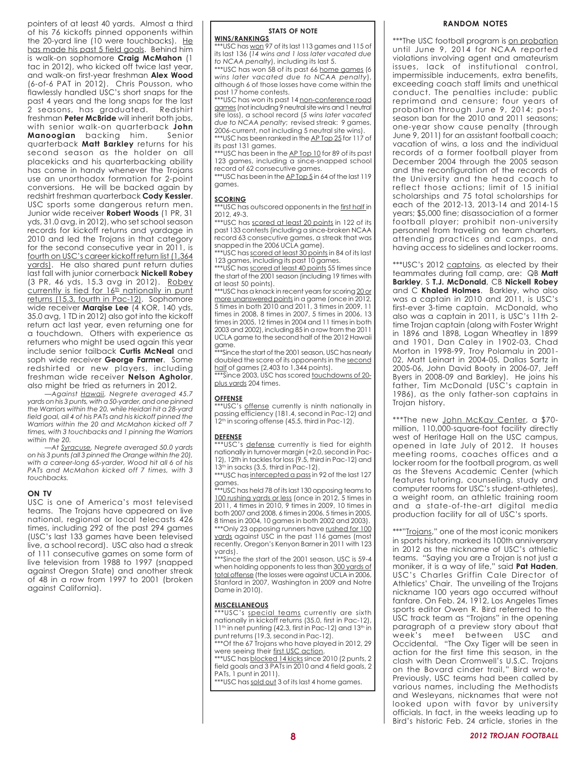pointers of at least 40 yards. Almost a third of his 76 kickoffs pinned opponents within the 20-yard line (10 were touchbacks). He has made his past 5 field goals. Behind him is walk-on sophomore **Craig McMahon** (1 tac in 2012), who kicked off twice last year, and walk-on first-year freshman **Alex Wood** (6-of-6 PAT in 2012). Chris Pousson, who flawlessly handled USC's short snaps for the past 4 years and the long snaps for the last 2 seasons, has graduated. Redshirt freshman **Peter McBride** will inherit both jobs, with senior walk-on quarterback **John Manoogian** backing him. Senior quarterback **Matt Barkley** returns for his second season as the holder on all placekicks and his quarterbacking ability has come in handy whenever the Trojans use an unorthodox formation for 2-point conversions. He will be backed again by redshirt freshman quarterback **Cody Kessler**. USC sports some dangerous return men. Junior wide receiver **Robert Woods** (1 PR, 31 yds, 31.0 avg. in 2012), who set school season records for kickoff returns and yardage in 2010 and led the Trojans in that category for the second consecutive year in 2011, is fourth on USC's career kickoff return list (1,364 yards). He also shared punt return duties last fall with junior cornerback **Nickell Robey** (3 PR, 46 yds, 15.3 avg in 2012). Robey currently is tied for 16th nationally in punt returns (15.3, fourth in Pac-12). Sophomore wide receiver **Marqise Lee** (4 KOR, 140 yds, 35.0 avg, 1 TD in 2012) also got into the kickoff return act last year, even returning one for a touchdown. Others with experience as returners who might be used again this year include senior tailback **Curtis McNeal** and soph wide receiver **George Farmer**. Some redshirted or new players, including freshman wide receiver **Nelson Agholor**, also might be tried as returners in 2012.

*—Against Hawaii, Negrete averaged 45.7 yards on his 3 punts, with a 50-yarder, and one pinned the Warriors within the 20, while Heidari hit a 28-yard field goal, all 4 of his PATs and his kickoff pinned the Warriors within the 20 and McMahon kicked off 7 times, with 3 touchbacks and 1 pinning the Warriors within the 20.*

*—At Syracuse, Negrete averaged 50.0 yards on his 3 punts (all 3 pinned the Orange within the 20), with a career-long 65-yarder, Wood hit all 6 of his PATs and McMahon kicked off 7 times, with 3 touchbacks.*

## ON TV

USC is one of America's most televised teams. The Trojans have appeared on live national, regional or local telecasts 426 times, including 292 of the past 294 games (USC's last 133 games have been televised live, a school record). USC also had a streak of 111 consecutive games on some form of live television from 1988 to 1997 (snapped against Oregon State) and another streak of 48 in a row from 1997 to 2001 (broken against California).

## STATS OF NOTE

### WINS/RANKINGS

***USC has won 97 of its last 113 games and 115 of its last 136 (*14 wins and 1 loss later vacated due to NCAA penalty*), including its last 5.

***USC has won 58 of its past 66 home games (*6 wins later vacated due to NCAA penalty*), although 6 of those losses have come within the past 17 home contests.

***USC has won its past 14 non-conference road games (not including 9 neutral site wins and 1 neutral site loss), a school record (*5 wins later vacated due to NCAA penalty*; revised streak: 9 games, 2006-current, not including 5 neutral site wins).

***USC has been ranked in the AP Top 25 for 117 of its past 131 games.

***USC has been in the AP Top 10 for 89 of its past 123 games, including a since-snapped school record of 62 consecutive games.

***USC has been in the AP Top 5 in 64 of the last 119 games.

### SCORING

***USC has outscored opponents in the first half in 2012, 49-3.

***USC has scored at least 20 points in 122 of its past 133 contests (including a since-broken NCAA record 63 consecutive games, a streak that was snapped in the 2006 UCLA game).

***USC has scored at least 30 points in 84 of its last 123 games, including its past 10 games.

***USC has scored at least 40 points 55 times since the start of the 2001 season (including 19 times with at least 50 points).

***USC has a knack in recent years for scoring 20 or more unanswered points in a game (once in 2012, 5 times in both 2010 and 2011, 3 times in 2009, 11 times in 2008, 8 times in 2007, 5 times in 2006, 13 times in 2005, 12 times in 2004 and 11 times in both 2003 and 2002), including 85 in a row from the 2011 UCLA game to the second half of the 2012 Hawaii game.

***Since the start of the 2001 season, USC has nearly doubled the score of its opponents in the second half of games (2,403 to 1,344 points).

***Since 2003, USC has scored touchdowns of 20-plus yards 204 times.

### OFFENSE

***USC's offense currently is ninth nationally in passing efficiency (181.4, second in Pac-12) and 12th in scoring offense (45.5, third in Pac-12).

### DEFENSE

***USC's defense currently is tied for eighth nationally in turnover margin (+2.0, second in Pac-12), 12th in tackles for loss (9.5, third in Pac-12) and 13th in sacks (3.5, third in Pac-12).

***USC has intercepted a pass in 92 of the last 127 games.

***USC has held 78 of its last 130 opposing teams to 100 rushing yards or less (once in 2012, 5 times in 2011, 4 times in 2010, 9 times in 2009, 10 times in both 2007 and 2008, 6 times in 2006, 5 times in 2005, 8 times in 2004, 10 games in both 2002 and 2003).

***Only 23 opposing runners have rushed for 100 yards against USC in the past 116 games (most recently, Oregon's Kenyon Barner in 2011 with 123 yards).

***Since the start of the 2001 season, USC is 59-4 when holding opponents to less than 300 yards of total offense (the losses were against UCLA in 2006, Stanford in 2007, Washington in 2009 and Notre Dame in 2010).

### MISCELLANEOUS

***USC's special teams currently are sixth nationally in kickoff returns (35.0, first in Pac-12), 11th in net punting (42.3, first in Pac-12) and 13th in punt returns (19.3, second in Pac-12).

***Of the 67 Trojans who have played in 2012, 29 were seeing their first USC action.

***USC has blocked 14 kicks since 2010 (2 punts, 2 field goals and 3 PATs in 2010 and 4 field goals, 2 PATs, 1 punt in 2011).

***USC has sold out 3 of its last 4 home games.

## RANDOM NOTES

***The USC football program is on probation until June 9, 2014 for NCAA reported violations involving agent and amateurism issues, lack of institutional control, impermissible inducements, extra benefits, exceeding coach staff limits and unethical conduct. The penalties include: public reprimand and censure; four years of probation through June 9, 2014; post-season ban for the 2010 and 2011 seasons; one-year show cause penalty (through June 9, 2011) for an assistant football coach; vacation of wins, a loss and the individual records of a former football player from December 2004 through the 2005 season and the reconfiguration of the records of the University and the head coach to reflect those actions; limit of 15 initial scholarships and 75 total scholarships for each of the 2012-13, 2013-14 and 2014-15 years; $5,000 fine; disassociation of a former football player; prohibit non-university personnel from traveling on team charters, attending practices and camps, and having access to sidelines and locker rooms.

***USC's 2012 captains, as elected by their teammates during fall camp, are: QB **Matt Barkley**, S **T.J. McDonald**, CB **Nickell Robey** and C **Khaled Holmes**. Barkley, who also was a captain in 2010 and 2011, is USC's first-ever 3-time captain. McDonald, who also was a captain in 2011, is USC's 11th 2-time Trojan captain (along with Foster Wright in 1896 and 1898, Logan Wheatley in 1899 and 1901, Dan Caley in 1902-03, Chad Morton in 1998-99, Troy Polamalu in 2001-02, Matt Leinart in 2004-05, Dallas Sartz in 2005-06, John David Booty in 2006-07, Jeff Byers in 2008-09 and Barkley). He joins his father, Tim McDonald (USC's captain in 1986), as the only father-son captains in Trojan history.

***The new John McKay Center, a $70-million, 110,000-square-foot facility directly west of Heritage Hall on the USC campus, opened in late July of 2012. It houses meeting rooms, coaches offices and a locker room for the football program, as well as the Stevens Academic Center (which features tutoring, counseling, study and computer rooms for USC's student-athletes), a weight room, an athletic training room and a state-of-the-art digital media production facility for all of USC's sports.

***"Trojans," one of the most iconic monikers in sports history, marked its 100th anniversary in 2012 as the nickname of USC's athletic teams. "Saying you are a Trojan is not just a moniker, it is a way of life," said **Pat Haden**, USC's Charles Griffin Cale Director of Athletics' Chair. The unveiling of the Trojans nickname 100 years ago occurred without fanfare. On Feb. 24, 1912, Los Angeles Times sports editor Owen R. Bird referred to the USC track team as "Trojans" in the opening paragraph of a preview story about that week's meet between USC and Occidental. "The Oxy Tiger will be seen in action for the first time this season, in the clash with Dean Cromwell's U.S.C. Trojans on the Bovard cinder trail," Bird wrote. Previously, USC teams had been called by various names, including the Methodists and Wesleyans, nicknames that were not looked upon with favor by university officials. In fact, in the weeks leading up to Bird's historic Feb. 24 article, stories in the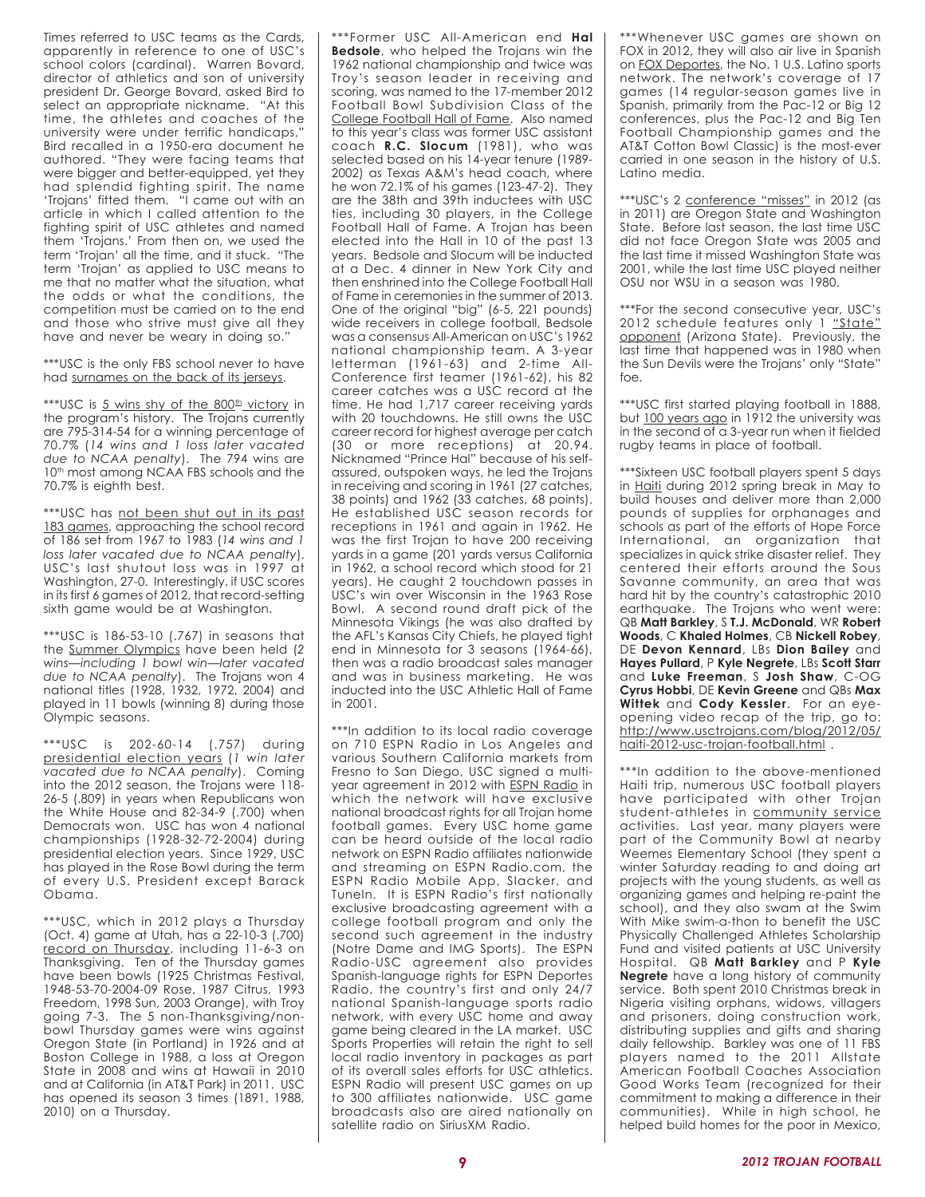Times referred to USC teams as the Cards, apparently in reference to one of USC's school colors (cardinal). Warren Bovard, director of athletics and son of university president Dr. George Bovard, asked Bird to select an appropriate nickname. "At this time, the athletes and coaches of the university were under terrific handicaps," Bird recalled in a 1950-era document he authored. "They were facing teams that were bigger and better-equipped, yet they had splendid fighting spirit. The name 'Trojans' fitted them. "I came out with an article in which I called attention to the fighting spirit of USC athletes and named them 'Trojans.' From then on, we used the term 'Trojan' all the time, and it stuck. "The term 'Trojan' as applied to USC means to me that no matter what the situation, what the odds or what the conditions, the competition must be carried on to the end and those who strive must give all they have and never be weary in doing so."

***USC is the only FBS school never to have had surnames on the back of its jerseys.

***USC is 5 wins shy of the 800th victory in the program's history. The Trojans currently are 795-314-54 for a winning percentage of 70.7% (*14 wins and 1 loss later vacated due to NCAA penalty*). The 794 wins are 10th most among NCAA FBS schools and the 70.7% is eighth best.

***USC has not been shut out in its past 183 games, approaching the school record of 186 set from 1967 to 1983 (*14 wins and 1 loss later vacated due to NCAA penalty*). USC's last shutout loss was in 1997 at Washington, 27-0. Interestingly, if USC scores in its first 6 games of 2012, that record-setting sixth game would be at Washington.

***USC is 186-53-10 (.767) in seasons that the Summer Olympics have been held (*2 wins—including 1 bowl win—later vacated due to NCAA penalty*). The Trojans won 4 national titles (1928, 1932, 1972, 2004) and played in 11 bowls (winning 8) during those Olympic seasons.

***USC is 202-60-14 (.757) during presidential election years (*1 win later vacated due to NCAA penalty*). Coming into the 2012 season, the Trojans were 118-26-5 (.809) in years when Republicans won the White House and 82-34-9 (.700) when Democrats won. USC has won 4 national championships (1928-32-72-2004) during presidential election years. Since 1929, USC has played in the Rose Bowl during the term of every U.S. President except Barack Obama.

***USC, which in 2012 plays a Thursday (Oct. 4) game at Utah, has a 22-10-3 (.700) record on Thursday, including 11-6-3 on Thanksgiving. Ten of the Thursday games have been bowls (1925 Christmas Festival, 1948-53-70-2004-09 Rose, 1987 Citrus, 1993 Freedom, 1998 Sun, 2003 Orange), with Troy going 7-3. The 5 non-Thanksgiving/non-bowl Thursday games were wins against Oregon State (in Portland) in 1926 and at Boston College in 1988, a loss at Oregon State in 2008 and wins at Hawaii in 2010 and at California (in AT&T Park) in 2011. USC has opened its season 3 times (1891, 1988, 2010) on a Thursday.

***Former USC All-American end **Hal Bedsole**, who helped the Trojans win the 1962 national championship and twice was Troy's season leader in receiving and scoring, was named to the 17-member 2012 Football Bowl Subdivision Class of the College Football Hall of Fame. Also named to this year's class was former USC assistant coach **R.C. Slocum** (1981), who was selected based on his 14-year tenure (1989-2002) as Texas A&M's head coach, where he won 72.1% of his games (123-47-2). They are the 38th and 39th inductees with USC ties, including 30 players, in the College Football Hall of Fame. A Trojan has been elected into the Hall in 10 of the past 13 years. Bedsole and Slocum will be inducted at a Dec. 4 dinner in New York City and then enshrined into the College Football Hall of Fame in ceremonies in the summer of 2013. One of the original "big" (6-5, 221 pounds) wide receivers in college football, Bedsole was a consensus All-American on USC's 1962 national championship team. A 3-year letterman (1961-63) and 2-time All-Conference first teamer (1961-62), his 82 career catches was a USC record at the time. He had 1,717 career receiving yards with 20 touchdowns. He still owns the USC career record for highest average per catch (30 or more receptions) at 20.94. Nicknamed "Prince Hal" because of his self-assured, outspoken ways, he led the Trojans in receiving and scoring in 1961 (27 catches, 38 points) and 1962 (33 catches, 68 points). He established USC season records for receptions in 1961 and again in 1962. He was the first Trojan to have 200 receiving yards in a game (201 yards versus California in 1962, a school record which stood for 21 years). He caught 2 touchdown passes in USC's win over Wisconsin in the 1963 Rose Bowl. A second round draft pick of the Minnesota Vikings (he was also drafted by the AFL's Kansas City Chiefs, he played tight end in Minnesota for 3 seasons (1964-66), then was a radio broadcast sales manager and was in business marketing. He was inducted into the USC Athletic Hall of Fame in 2001.

***In addition to its local radio coverage on 710 ESPN Radio in Los Angeles and various Southern California markets from Fresno to San Diego, USC signed a multi-year agreement in 2012 with ESPN Radio in which the network will have exclusive national broadcast rights for all Trojan home football games. Every USC home game can be heard outside of the local radio network on ESPN Radio affiliates nationwide and streaming on ESPN Radio.com, the ESPN Radio Mobile App, Slacker, and TuneIn. It is ESPN Radio's first nationally exclusive broadcasting agreement with a college football program and only the second such agreement in the industry (Notre Dame and IMG Sports). The ESPN Radio-USC agreement also provides Spanish-language rights for ESPN Deportes Radio, the country's first and only 24/7 national Spanish-language sports radio network, with every USC home and away game being cleared in the LA market. USC Sports Properties will retain the right to sell local radio inventory in packages as part of its overall sales efforts for USC athletics. ESPN Radio will present USC games on up to 300 affiliates nationwide. USC game broadcasts also are aired nationally on satellite radio on SiriusXM Radio.

***Whenever USC games are shown on FOX in 2012, they will also air live in Spanish on FOX Deportes, the No. 1 U.S. Latino sports network. The network's coverage of 17 games (14 regular-season games live in Spanish, primarily from the Pac-12 or Big 12 conferences, plus the Pac-12 and Big Ten Football Championship games and the AT&T Cotton Bowl Classic) is the most-ever carried in one season in the history of U.S. Latino media.

***USC's 2 conference "misses" in 2012 (as in 2011) are Oregon State and Washington State. Before last season, the last time USC did not face Oregon State was 2005 and the last time it missed Washington State was 2001, while the last time USC played neither OSU nor WSU in a season was 1980.

***For the second consecutive year, USC's 2012 schedule features only 1 "State" opponent (Arizona State). Previously, the last time that happened was in 1980 when the Sun Devils were the Trojans' only "State" foe.

***USC first started playing football in 1888, but 100 years ago in 1912 the university was in the second of a 3-year run when it fielded rugby teams in place of football.

***Sixteen USC football players spent 5 days in Haiti during 2012 spring break in May to build houses and deliver more than 2,000 pounds of supplies for orphanages and schools as part of the efforts of Hope Force International, an organization that specializes in quick strike disaster relief. They centered their efforts around the Sous Savanne community, an area that was hard hit by the country's catastrophic 2010 earthquake. The Trojans who went were: QB **Matt Barkley**, S **T.J. McDonald**, WR **Robert Woods**, C **Khaled Holmes**, CB **Nickell Robey**, DE **Devon Kennard**, LBs **Dion Bailey** and **Hayes Pullard**, P **Kyle Negrete**, LBs **Scott Starr** and **Luke Freeman**, S **Josh Shaw**, C-OG **Cyrus Hobbi**, DE **Kevin Greene** and QBs **Max Wittek** and **Cody Kessler**. For an eye-opening video recap of the trip, go to: http://www.usctrojans.com/blog/2012/05/haiti-2012-usc-trojan-football.html .

***In addition to the above-mentioned Haiti trip, numerous USC football players have participated with other Trojan student-athletes in community service activities. Last year, many players were part of the Community Bowl at nearby Weemes Elementary School (they spent a winter Saturday reading to and doing art projects with the young students, as well as organizing games and helping re-paint the school), and they also swam at the Swim With Mike swim-a-thon to benefit the USC Physically Challenged Athletes Scholarship Fund and visited patients at USC University Hospital. QB **Matt Barkley** and P **Kyle Negrete** have a long history of community service. Both spent 2010 Christmas break in Nigeria visiting orphans, widows, villagers and prisoners, doing construction work, distributing supplies and gifts and sharing daily fellowship. Barkley was one of 11 FBS players named to the 2011 Allstate American Football Coaches Association Good Works Team (recognized for their commitment to making a difference in their communities). While in high school, he helped build homes for the poor in Mexico,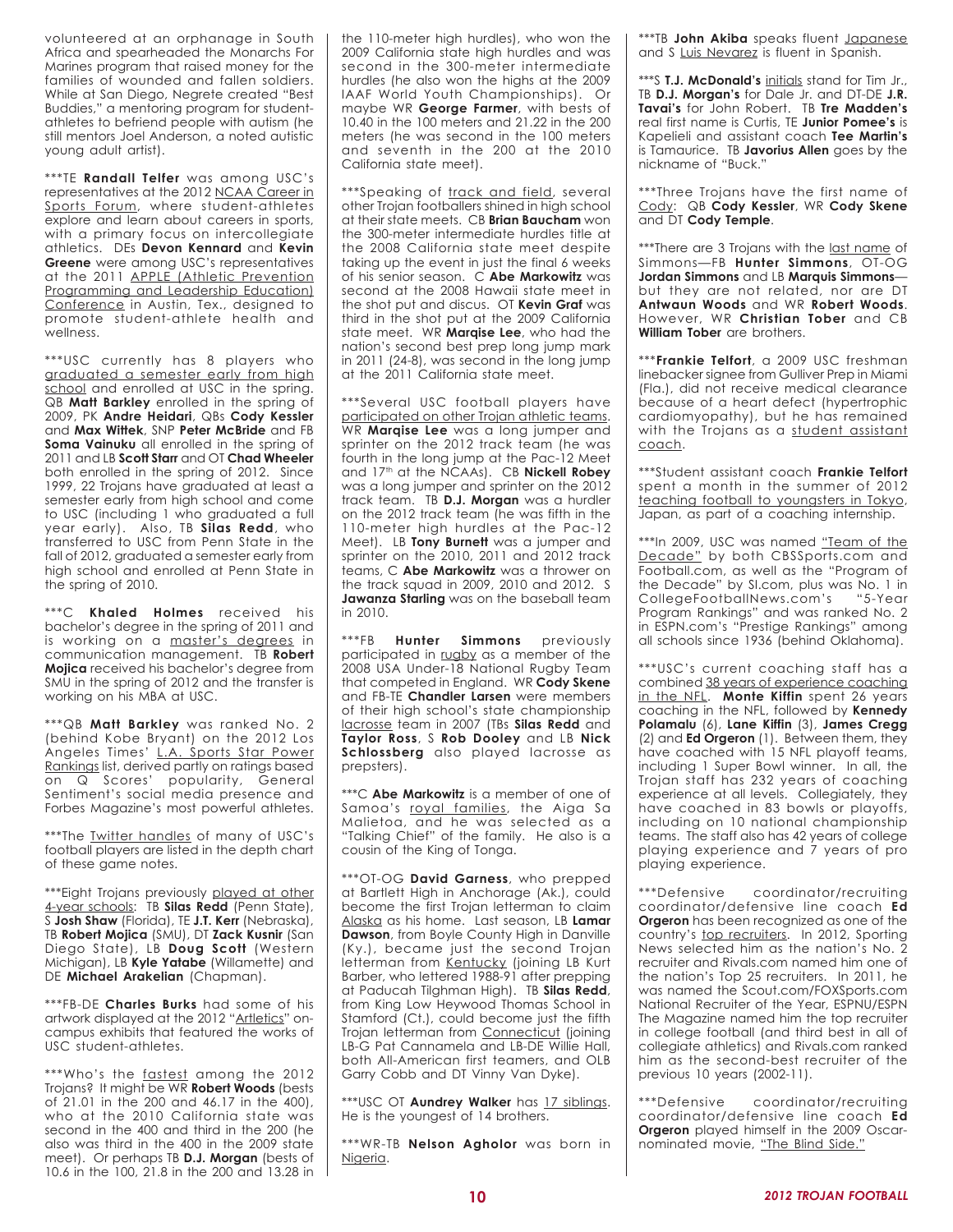volunteered at an orphanage in South Africa and spearheaded the Monarchs For Marines program that raised money for the families of wounded and fallen soldiers. While at San Diego, Negrete created "Best Buddies," a mentoring program for student-athletes to befriend people with autism (he still mentors Joel Anderson, a noted autistic young adult artist).

***TE **Randall Telfer** was among USC's representatives at the 2012 NCAA Career in Sports Forum, where student-athletes explore and learn about careers in sports, with a primary focus on intercollegiate athletics. DEs **Devon Kennard** and **Kevin Greene** were among USC's representatives at the 2011 APPLE (Athletic Prevention Programming and Leadership Education) Conference in Austin, Tex., designed to promote student-athlete health and wellness.

***USC currently has 8 players who graduated a semester early from high school and enrolled at USC in the spring. QB **Matt Barkley** enrolled in the spring of 2009, PK **Andre Heidari**, QBs **Cody Kessler** and **Max Wittek**, SNP **Peter McBride** and FB **Soma Vainuku** all enrolled in the spring of 2011 and LB **Scott Starr** and OT **Chad Wheeler** both enrolled in the spring of 2012. Since 1999, 22 Trojans have graduated at least a semester early from high school and come to USC (including 1 who graduated a full year early). Also, TB **Silas Redd**, who transferred to USC from Penn State in the fall of 2012, graduated a semester early from high school and enrolled at Penn State in the spring of 2010.

***C **Khaled Holmes** received his bachelor's degree in the spring of 2011 and is working on a master's degrees in communication management. TB **Robert Mojica** received his bachelor's degree from SMU in the spring of 2012 and the transfer is working on his MBA at USC.

***QB **Matt Barkley** was ranked No. 2 (behind Kobe Bryant) on the 2012 Los Angeles Times' L.A. Sports Star Power Rankings list, derived partly on ratings based on Q Scores' popularity, General Sentiment's social media presence and Forbes Magazine's most powerful athletes.

***The Twitter handles of many of USC's football players are listed in the depth chart of these game notes.

***Eight Trojans previously played at other 4-year schools: TB **Silas Redd** (Penn State), S **Josh Shaw** (Florida), TE **J.T. Kerr** (Nebraska), TB **Robert Mojica** (SMU), DT **Zack Kusnir** (San Diego State), LB **Doug Scott** (Western Michigan), LB **Kyle Yatabe** (Willamette) and DE **Michael Arakelian** (Chapman).

***FB-DE **Charles Burks** had some of his artwork displayed at the 2012 "Artletics" on-campus exhibits that featured the works of USC student-athletes.

***Who's the fastest among the 2012 Trojans? It might be WR **Robert Woods** (bests of 21.01 in the 200 and 46.17 in the 400), who at the 2010 California state was second in the 400 and third in the 200 (he also was third in the 400 in the 2009 state meet). Or perhaps TB **D.J. Morgan** (bests of 10.6 in the 100, 21.8 in the 200 and 13.28 in the 110-meter high hurdles), who won the 2009 California state high hurdles and was second in the 300-meter intermediate hurdles (he also won the highs at the 2009 IAAF World Youth Championships). Or maybe WR **George Farmer**, with bests of 10.40 in the 100 meters and 21.22 in the 200 meters (he was second in the 100 meters and seventh in the 200 at the 2010 California state meet).

***Speaking of track and field, several other Trojan footballers shined in high school at their state meets. CB **Brian Baucham** won the 300-meter intermediate hurdles title at the 2008 California state meet despite taking up the event in just the final 6 weeks of his senior season. C **Abe Markowitz** was second at the 2008 Hawaii state meet in the shot put and discus. OT **Kevin Graf** was third in the shot put at the 2009 California state meet. WR **Marqise Lee**, who had the nation's second best prep long jump mark in 2011 (24-8), was second in the long jump at the 2011 California state meet.

***Several USC football players have participated on other Trojan athletic teams. WR **Marqise Lee** was a long jumper and sprinter on the 2012 track team (he was fourth in the long jump at the Pac-12 Meet and 17th at the NCAAs). CB **Nickell Robey** was a long jumper and sprinter on the 2012 track team. TB **D.J. Morgan** was a hurdler on the 2012 track team (he was fifth in the 110-meter high hurdles at the Pac-12 Meet). LB **Tony Burnett** was a jumper and sprinter on the 2010, 2011 and 2012 track teams, C **Abe Markowitz** was a thrower on the track squad in 2009, 2010 and 2012. S **Jawanza Starling** was on the baseball team in 2010.

***FB **Hunter Simmons** previously participated in rugby as a member of the 2008 USA Under-18 National Rugby Team that competed in England. WR **Cody Skene** and FB-TE **Chandler Larsen** were members of their high school's state championship lacrosse team in 2007 (TBs **Silas Redd** and **Taylor Ross**, S **Rob Dooley** and LB **Nick Schlossberg** also played lacrosse as prepsters).

***C **Abe Markowitz** is a member of one of Samoa's royal families, the Aiga Sa Malietoa, and he was selected as a "Talking Chief" of the family. He also is a cousin of the King of Tonga.

***OT-OG **David Garness**, who prepped at Bartlett High in Anchorage (Ak.), could become the first Trojan letterman to claim Alaska as his home. Last season, LB **Lamar Dawson**, from Boyle County High in Danville (Ky.), became just the second Trojan letterman from Kentucky (joining LB Kurt Barber, who lettered 1988-91 after prepping at Paducah Tilghman High). TB **Silas Redd**, from King Low Heywood Thomas School in Stamford (Ct.), could become just the fifth Trojan letterman from Connecticut (joining LB-G Pat Cannamela and LB-DE Willie Hall, both All-American first teamers, and OLB Garry Cobb and DT Vinny Van Dyke).

***USC OT **Aundrey Walker** has 17 siblings. He is the youngest of 14 brothers.

***WR-TB **Nelson Agholor** was born in Nigeria.

***TB **John Akiba** speaks fluent Japanese and S Luis Nevarez is fluent in Spanish.

***S **T.J. McDonald's** initials stand for Tim Jr., TB **D.J. Morgan's** for Dale Jr. and DT-DE **J.R. Tavai's** for John Robert. TB **Tre Madden's** real first name is Curtis, TE **Junior Pomee's** is Kapelieli and assistant coach **Tee Martin's** is Tamaurice. TB **Javorius Allen** goes by the nickname of "Buck."

***Three Trojans have the first name of Cody: QB **Cody Kessler**, WR **Cody Skene** and DT **Cody Temple**.

***There are 3 Trojans with the last name of Simmons—FB **Hunter Simmons**, OT-OG **Jordan Simmons** and LB **Marquis Simmons**—but they are not related, nor are DT **Antwaun Woods** and WR **Robert Woods**. However, WR **Christian Tober** and CB **William Tober** are brothers.

***__Frankie Telfort__, a 2009 USC freshman linebacker signee from Gulliver Prep in Miami (Fla.), did not receive medical clearance because of a heart defect (hypertrophic cardiomyopathy), but he has remained with the Trojans as a student assistant coach.

***Student assistant coach **Frankie Telfort** spent a month in the summer of 2012 teaching football to youngsters in Tokyo, Japan, as part of a coaching internship.

***In 2009, USC was named "Team of the Decade" by both CBSSports.com and Football.com, as well as the "Program of the Decade" by SI.com, plus was No. 1 in CollegeFootballNews.com's "5-Year Program Rankings" and was ranked No. 2 in ESPN.com's "Prestige Rankings" among all schools since 1936 (behind Oklahoma).

***USC's current coaching staff has a combined 38 years of experience coaching in the NFL. **Monte Kiffin** spent 26 years coaching in the NFL, followed by **Kennedy Polamalu** (6), **Lane Kiffin** (3), **James Cregg** (2) and **Ed Orgeron** (1). Between them, they have coached with 15 NFL playoff teams, including 1 Super Bowl winner. In all, the Trojan staff has 232 years of coaching experience at all levels. Collegiately, they have coached in 83 bowls or playoffs, including on 10 national championship teams. The staff also has 42 years of college playing experience and 7 years of pro playing experience.

***Defensive coordinator/recruiting coordinator/defensive line coach **Ed Orgeron** has been recognized as one of the country's top recruiters. In 2012, Sporting News selected him as the nation's No. 2 recruiter and Rivals.com named him one of the nation's Top 25 recruiters. In 2011, he was named the Scout.com/FOXSports.com National Recruiter of the Year, ESPNU/ESPN The Magazine named him the top recruiter in college football (and third best in all of collegiate athletics) and Rivals.com ranked him as the second-best recruiter of the previous 10 years (2002-11).

***Defensive coordinator/recruiting coordinator/defensive line coach **Ed Orgeron** played himself in the 2009 Oscar-nominated movie, "The Blind Side."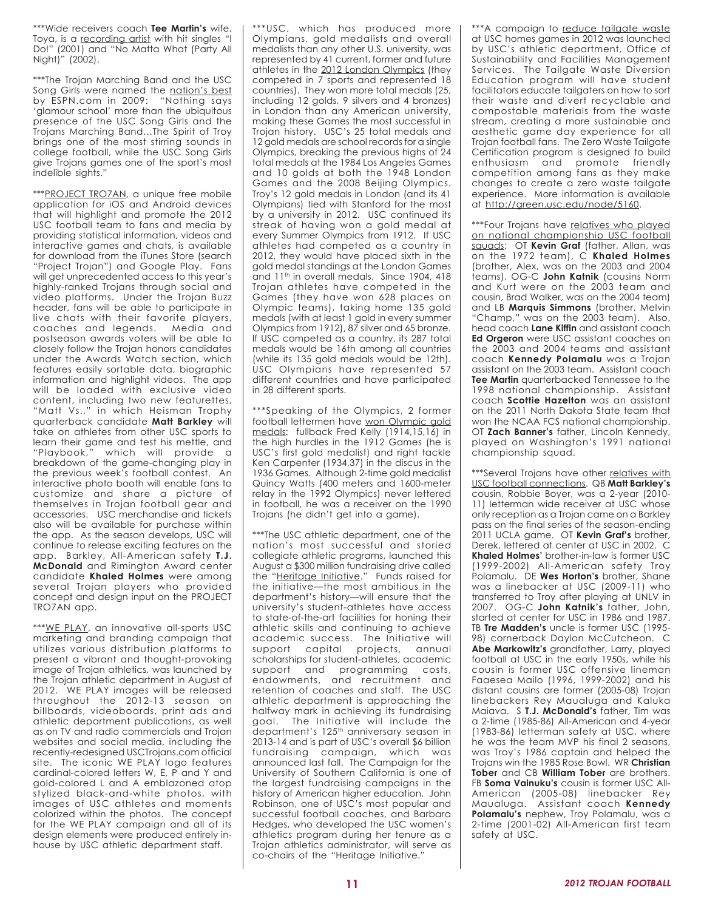***Wide receivers coach **Tee Martin's** wife, Toya, is a recording artist with hit singles "I Do!" (2001) and "No Matta What (Party All Night)" (2002).

***The Trojan Marching Band and the USC Song Girls were named the nation's best by ESPN.com in 2009: "Nothing says 'glamour school' more than the ubiquitous presence of the USC Song Girls and the Trojans Marching Band...The Spirit of Troy brings one of the most stirring sounds in college football, while the USC Song Girls give Trojans games one of the sport's most indelible sights."

***PROJECT TRO7AN, a unique free mobile application for iOS and Android devices that will highlight and promote the 2012 USC football team to fans and media by providing statistical information, videos and interactive games and chats, is available for download from the iTunes Store (search "Project Trojan") and Google Play. Fans will get unprecedented access to this year's highly-ranked Trojans through social and video platforms. Under the Trojan Buzz header, fans will be able to participate in live chats with their favorite players, coaches and legends. Media and postseason awards voters will be able to closely follow the Trojan honors candidates under the Awards Watch section, which features easily sortable data, biographic information and highlight videos. The app will be loaded with exclusive video content, including two new featurettes, "Matt Vs.," in which Heisman Trophy quarterback candidate **Matt Barkley** will take on athletes from other USC sports to learn their game and test his mettle, and "Playbook," which will provide a breakdown of the game-changing play in the previous week's football contest. An interactive photo booth will enable fans to customize and share a picture of themselves in Trojan football gear and accessories. USC merchandise and tickets also will be available for purchase within the app. As the season develops, USC will continue to release exciting features on the app. Barkley, All-American safety **T.J. McDonald** and Rimington Award center candidate **Khaled Holmes** were among several Trojan players who provided concept and design input on the PROJECT TRO7AN app.

***WE PLAY, an innovative all-sports USC marketing and branding campaign that utilizes various distribution platforms to present a vibrant and thought-provoking image of Trojan athletics, was launched by the Trojan athletic department in August of 2012. WE PLAY images will be released throughout the 2012-13 season on billboards, videoboards, print ads and athletic department publications, as well as on TV and radio commercials and Trojan websites and social media, including the recently-redesigned USCTrojans.com official site. The iconic WE PLAY logo features cardinal-colored letters W, E, P and Y and gold-colored L and A emblazoned atop stylized black-and-white photos, with images of USC athletes and moments colorized within the photos. The concept for the WE PLAY campaign and all of its design elements were produced entirely in-house by USC athletic department staff.

***USC, which has produced more Olympians, gold medalists and overall medalists than any other U.S. university, was represented by 41 current, former and future athletes in the 2012 London Olympics (they competed in 7 sports and represented 18 countries). They won more total medals (25, including 12 golds, 9 silvers and 4 bronzes) in London than any American university, making these Games the most successful in Trojan history. USC's 25 total medals and 12 gold medals are school records for a single Olympics, breaking the previous highs of 24 total medals at the 1984 Los Angeles Games and 10 golds at both the 1948 London Games and the 2008 Beijing Olympics. Troy's 12 gold medals in London (and its 41 Olympians) tied with Stanford for the most by a university in 2012. USC continued its streak of having won a gold medal at every Summer Olympics from 1912. If USC athletes had competed as a country in 2012, they would have placed sixth in the gold medal standings at the London Games and 11th in overall medals. Since 1904, 418 Trojan athletes have competed in the Games (they have won 628 places on Olympic teams), taking home 135 gold medals (with at least 1 gold in every summer Olympics from 1912), 87 silver and 65 bronze. If USC competed as a country, its 287 total medals would be 16th among all countries (while its 135 gold medals would be 12th). USC Olympians have represented 57 different countries and have participated in 28 different sports.

***Speaking of the Olympics, 2 former football lettermen have won Olympic gold medals: fullback Fred Kelly (1914,15,16) in the high hurdles in the 1912 Games (he is USC's first gold medalist) and right tackle Ken Carpenter (1934,37) in the discus in the 1936 Games. Although 2-time gold medalist Quincy Watts (400 meters and 1600-meter relay in the 1992 Olympics) never lettered in football, he was a receiver on the 1990 Trojans (he didn't get into a game).

***The USC athletic department, one of the nation's most successful and storied collegiate athletic programs, launched this August a $300 million fundraising drive called the "Heritage Initiative." Funds raised for the initiative—the most ambitious in the department's history—will ensure that the university's student-athletes have access to state-of-the-art facilities for honing their athletic skills and continuing to achieve academic success. The Initiative will support capital projects, annual scholarships for student-athletes, academic support and programming costs, endowments, and recruitment and retention of coaches and staff. The USC athletic department is approaching the halfway mark in achieving its fundraising goal. The Initiative will include the department's 125th anniversary season in 2013-14 and is part of USC's overall $6 billion fundraising campaign, which was announced last fall. The Campaign for the University of Southern California is one of the largest fundraising campaigns in the history of American higher education. John Robinson, one of USC's most popular and successful football coaches, and Barbara Hedges, who developed the USC women's athletics program during her tenure as a Trojan athletics administrator, will serve as co-chairs of the "Heritage Initiative."

***A campaign to reduce tailgate waste at USC homes games in 2012 was launched by USC's athletic department, Office of Sustainability and Facilities Management Services. The Tailgate Waste Diversion Education program will have student facilitators educate tailgaters on how to sort their waste and divert recyclable and compostable materials from the waste stream, creating a more sustainable and aesthetic game day experience for all Trojan football fans. The Zero Waste Tailgate Certification program is designed to build enthusiasm and promote friendly competition among fans as they make changes to create a zero waste tailgate experience. More information is available at http://green.usc.edu/node/5160.

***Four Trojans have relatives who played on national championship USC football squads: OT **Kevin Graf** (father, Allan, was on the 1972 team), C **Khaled Holmes** (brother, Alex, was on the 2003 and 2004 teams), OG-C **John Katnik** (cousins Norm and Kurt were on the 2003 team and cousin, Brad Walker, was on the 2004 team) and LB **Marquis Simmons** (brother, Melvin "Champ," was on the 2003 team). Also, head coach **Lane Kiffin** and assistant coach **Ed Orgeron** were USC assistant coaches on the 2003 and 2004 teams and assistant coach **Kennedy Polamalu** was a Trojan assistant on the 2003 team. Assistant coach **Tee Martin** quarterbacked Tennessee to the 1998 national championship. Assistant coach **Scottie Hazelton** was an assistant on the 2011 North Dakota State team that won the NCAA FCS national championship. OT **Zach Banner's** father, Lincoln Kennedy, played on Washington's 1991 national championship squad.

***Several Trojans have other relatives with USC football connections. QB **Matt Barkley's** cousin, Robbie Boyer, was a 2-year (2010-11) letterman wide receiver at USC whose only reception as a Trojan came on a Barkley pass on the final series of the season-ending 2011 UCLA game. OT **Kevin Graf's** brother, Derek, lettered at center at USC in 2002. C **Khaled Holmes'** brother-in-law is former USC (1999-2002) All-American safety Troy Polamalu. DE **Wes Horton's** brother, Shane was a linebacker at USC (2009-11) who transferred to Troy after playing at UNLV in 2007. OG-C **John Katnik's** father, John, started at center for USC in 1986 and 1987. TB **Tre Madden's** uncle is former USC (1995-98) cornerback Daylon McCutcheon. C **Abe Markowitz's** grandfather, Larry, played football at USC in the early 1950s, while his cousin is former USC offensive lineman Faaesea Mailo (1996, 1999-2002) and his distant cousins are former (2005-08) Trojan linebackers Rey Maualuga and Kaluka Maiava. S **T.J. McDonald's** father, Tim was a 2-time (1985-86) All-American and 4-year (1983-86) letterman safety at USC, where he was the team MVP his final 2 seasons, was Troy's 1986 captain and helped the Trojans win the 1985 Rose Bowl. WR **Christian Tober** and CB **William Tober** are brothers. FB **Soma Vainuku's** cousin is former USC All-American (2005-08) linebacker Rey Maualuga. Assistant coach **Kennedy Polamalu's** nephew, Troy Polamalu, was a 2-time (2001-02) All-American first team safety at USC.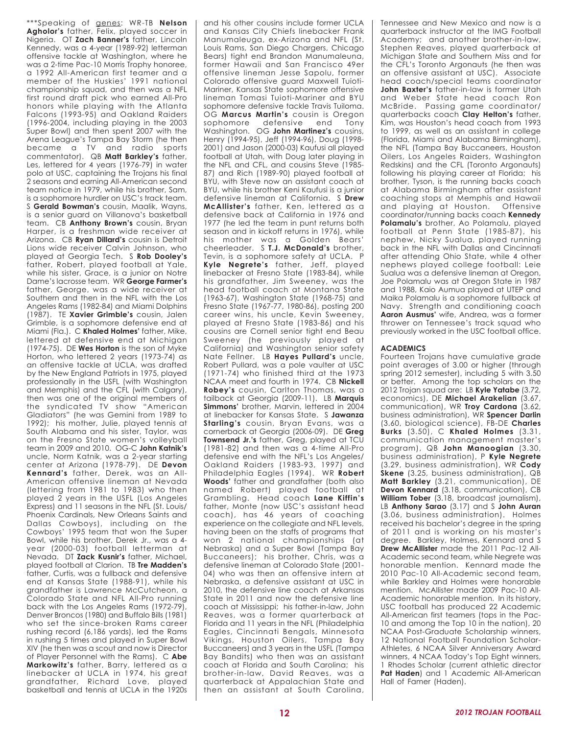\*\*\*Speaking of genes: WR-TB **Nelson Agholor's** father, Felix, played soccer in Nigeria. OT **Zach Banner's** father, Lincoln Kennedy, was a 4-year (1989-92) letterman offensive tackle at Washington, where he was a 2-time Pac-10 Morris Trophy honoree, a 1992 All-American first teamer and a member of the Huskies' 1991 national championship squad, and then was a NFL first round draft pick who earned All-Pro honors while playing with the Atlanta Falcons (1993-95) and Oakland Raiders (1996-2004, including playing in the 2003 Super Bowl) and then spent 2007 with the Arena League's Tampa Bay Storm (he then became a TV and radio sports commentator). QB **Matt Barkley's** father, Les, lettered for 4 years (1976-79) in water polo at USC, captaining the Trojans his final 2 seasons and earning All-American second team notice in 1979, while his brother, Sam, is a sophomore hurdler on USC's track team. S **Gerald Bowman's** cousin, Maalik, Wayns, is a senior guard on Villanova's basketball team. CB **Anthony Brown's** cousin, Bryan Harper, is a freshman wide receiver at Arizona. CB **Ryan Dillard's** cousin is Detroit Lions wide receiver Calvin Johnson, who played at Georgia Tech. S **Rob Dooley's** father, Robert, played football at Yale, while his sister, Grace, is a junior on Notre Dame's lacrosse team. WR **George Farmer's** father, George, was a wide receiver at Southern and then in the NFL with the Los Angeles Rams (1982-84) and Miami Dolphins (1987). TE **Xavier Grimble's** cousin, Jalen Grimble, is a sophomore defensive end at Miami (Fla.). C **Khaled Holmes'** father, Mike, lettered at defensive end at Michigan (1974-75). DE **Wes Horton** is the son of Myke Horton, who lettered 2 years (1973-74) as an offensive tackle at UCLA, was drafted by the New England Patriots in 1975, played professionally in the USFL (with Washington and Memphis) and the CFL (with Calgary), then was one of the original members of the syndicated TV show "American Gladiators" (he was Gemini from 1989 to 1992); his mother, Julie, played tennis at South Alabama and his sister, Taylor, was on the Fresno State women's volleyball team in 2009 and 2010. OG-C **John Katnik's** uncle, Norm Katnik, was a 2-year starting center at Arizona (1978-79). DE **Devon Kennard's** father, Derek, was an All-American offensive lineman at Nevada (lettering from 1981 to 1983) who then played 2 years in the USFL (Los Angeles Express) and 11 seasons in the NFL (St. Louis/ Phoenix Cardinals, New Orleans Saints and Dallas Cowboys), including on the Cowboys' 1995 team that won the Super Bowl, while his brother, Derek Jr., was a 4-year (2000-03) football letterman at Nevada. DT **Zack Kusnir's** father, Michael, played football at Clarion. TB **Tre Madden's** father, Curtis, was a fullback and defensive end at Kansas State (1988-91), while his grandfather is Lawrence McCutcheon, a Colorado State and NFL All-Pro running back with the Los Angeles Rams (1972-79), Denver Broncos (1980) and Buffalo Bills (1981) who set the since-broken Rams career rushing record (6,186 yards), led the Rams in rushing 5 times and played in Super Bowl XIV (he then was a scout and now is Director of Player Personnel with the Rams). C **Abe Markowitz's** father, Barry, lettered as a linebacker at UCLA in 1974, his great grandfather, Richard Love, played basketball and tennis at UCLA in the 1920s and his other cousins include former UCLA and Kansas City Chiefs linebacker Frank Manumaleuga, ex-Arizona and NFL (St. Louis Rams, San Diego Chargers, Chicago Bears) tight end Brandon Manumaleuna, former Hawaii and San Francisco 49er offensive lineman Jesse Sapolu, former Colorado offensive guard Maxwell Tuioti-Mariner, Kansas State sophomore offensive lineman Tomasi Tuioti-Mariner and BYU sophomore defensive tackle Travis Tuiloma. OG **Marcus Martin's** cousin is Oregon sophomore defensive end Tony Washington. OG **John Martinez's** cousins, Henry (1994-95), Jeff (1994-96), Doug (1998-2001) and Jason (2000-03) Kaufusi all played football at Utah, with Doug later playing in the NFL and CFL, and cousins Steve (1985-87) and Rich (1989-90) played football at BYU, with Steve now an assistant coach at BYU, while his brother Keni Kaufusi is a junior defensive lineman at California. S **Drew McAllister's** father, Ken, lettered as a defensive back at California in 1976 and 1977 (he led the team in punt returns both season and in kickoff returns in 1976), while his mother was a Golden Bears' cheerleader. S **T.J. McDonald's** brother, Tevin, is a sophomore safety at UCLA. P **Kyle Negrete's** father, Jeff, played linebacker at Fresno State (1983-84), while his grandfather, Jim Sweeney, was the head football coach at Montana State (1963-67), Washington State (1968-75) and Fresno State (1967-77, 1980-86), posting 200 career wins, his uncle, Kevin Sweeney, played at Fresno State (1983-86) and his cousins are Cornell senior tight end Beau Sweeney (he previously played at California) and Washington senior safety Nate Fellner. LB **Hayes Pullard's** uncle, Robert Pullard, was a pole vaulter at USC (1971-74) who finished third at the 1973 NCAA meet and fourth in 1974. CB **Nickell Robey's** cousin, Carlton Thomas, was a tailback at Georgia (2009-11). LB **Marquis Simmons'** brother, Marvin, lettered in 2004 at linebacker for Kansas State. S **Jawanza Starling's** cousin, Bryan Evans, was a cornerback at Georgia (2006-09). DE **Greg Townsend Jr.'s** father, Greg, played at TCU (1981-82) and then was a 4-time All-Pro defensive end with the NFL's Los Angeles/ Oakland Raiders (1983-93, 1997) and Philadelphia Eagles (1994). WR **Robert Woods'** father and grandfather (both also named Robert) played football at Grambling. Head coach **Lane Kiffin's** father, Monte (now USC's assistant head coach), has 46 years of coaching experience on the collegiate and NFL levels, having been on the staffs of programs that won 2 national championships (at Nebraska) and a Super Bowl (Tampa Bay Buccaneers); his brother, Chris, was a defensive lineman at Colorado State (2001-04) who was then an offensive intern at Nebraska, a defensive assistant at USC in 2010, the defensive line coach at Arkansas State in 2011 and now the defensive line coach at Mississippi; his father-in-law, John Reaves, was a former quarterback at Florida and 11 years in the NFL (Philadelphia Eagles, Cincinnati Bengals, Minnesota Vikings, Houston Oilers, Tampa Bay Buccaneers) and 3 years in the USFL (Tampa Bay Bandits) who then was an assistant coach at Florida and South Carolina; his brother-in-law, David Reaves, was a quarterback at Appalachian State and then an assistant at South Carolina, Tennessee and New Mexico and now is a quarterback instructor at the IMG Football Academy; and another brother-in-law, Stephen Reaves, played quarterback at Michigan State and Southern Miss and for the CFL's Toronto Argonauts (he then was an offensive assistant at USC). Associate head coach/special teams coordinator **John Baxter's** father-in-law is former Utah and Weber State head coach Ron McBride. Passing game coordinator/ quarterbacks coach **Clay Helton's** father, Kim, was Houston's head coach from 1993 to 1999, as well as an assistant in college (Florida, Miami and Alabama Birmingham), the NFL (Tampa Bay Buccaneers, Houston Oilers, Los Angeles Raiders, Washington Redskins) and the CFL (Toronto Argonauts) following his playing career at Florida; his brother, Tyson, is the running backs coach at Alabama Birmingham after assistant coaching stops at Memphis and Hawaii and playing at Houston. Offensive coordinator/running backs coach **Kennedy Polamalu's** brother, Ao Polamalu, played football at Penn State (1985-87), his nephew, Nicky Sualua, played running back in the NFL with Dallas and Cincinnati after attending Ohio State, while 4 other nephews played college football: Leie Sualua was a defensive lineman at Oregon, Joe Polamalu was at Oregon State in 1987 and 1988, Kaio Aumua played at UTEP and Maika Polamalu is a sophomore fullback at Navy. Strength and conditioning coach **Aaron Ausmus'** wife, Andrea, was a former thrower on Tennessee's track squad who previously worked in the USC football office.

## ACADEMICS

Fourteen Trojans have cumulative grade point averages of 3.00 or higher (through spring 2012 semester), including 5 with 3.50 or better. Among the top scholars on the 2012 Trojan squad are: LB **Kyle Yatabe** (3.72, economics), DE **Michael Arakelian** (3.67, communication), WR **Troy Cardona** (3.62, business administration), WR **Spencer Darlin** (3.60, biological science), FB-DE **Charles Burks** (3.50), C **Khaled Holmes** (3.31, communication management master's program), QB **John Manoogian** (3.30, business administration), P **Kyle Negrete** (3.29, business administration), WR **Cody Skene** (3.25, business administration), QB **Matt Barkley** (3.21, communication), DE **Devon Kennard** (3.18, communication), CB **William Tober** (3.18, broadcast journalism), LB **Anthony Sarao** (3.17) and S **John Auran** (3.06, business administration). Holmes received his bachelor's degree in the spring of 2011 and is working on his master's degree. Barkley, Holmes, Kennard and S **Drew McAllister** made the 2011 Pac-12 All-Academic second team, while Negrete was honorable mention. Kennard made the 2010 Pac-10 All-Academic second team, while Barkley and Holmes were honorable mention. McAllister made 2009 Pac-10 All-Academic honorable mention. In its history, USC football has produced 22 Academic All-American first teamers (tops in the Pac-10 and among the Top 10 in the nation), 20 NCAA Post-Graduate Scholarship winners, 12 National Football Foundation Scholar-Athletes, 6 NCAA Silver Anniversary Award winners, 4 NCAA Today's Top Eight winners, 1 Rhodes Scholar (current athletic director **Pat Haden**) and 1 Academic All-American Hall of Famer (Haden).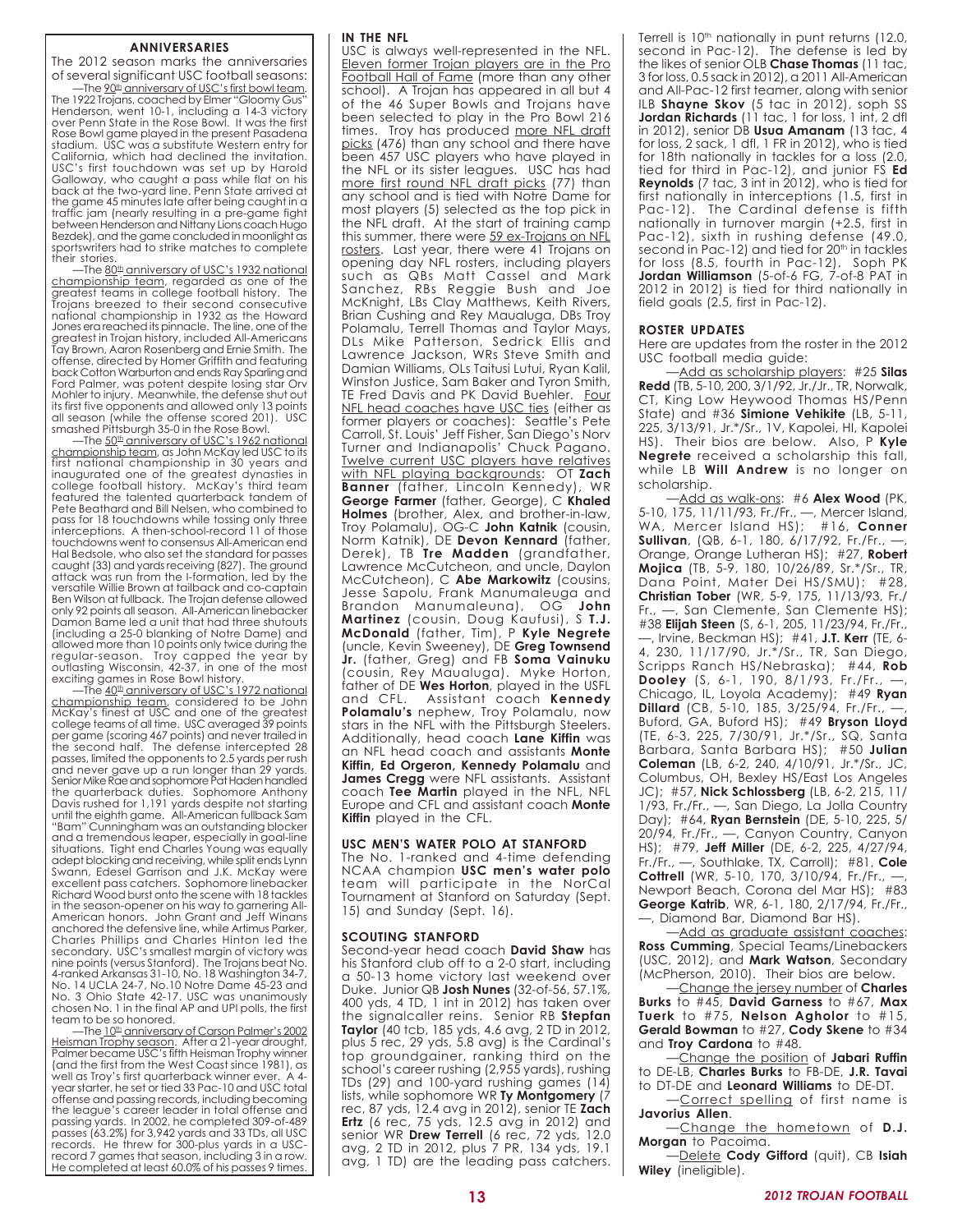## ANNIVERSARIES

The 2012 season marks the anniversaries of several significant USC football seasons:

—The 90th anniversary of USC's first bowl team. The 1922 Trojans, coached by Elmer "Gloomy Gus" Henderson, went 10-1, including a 14-3 victory over Penn State in the Rose Bowl. It was the first Rose Bowl game played in the present Pasadena stadium. USC was a substitute Western entry for California, which had declined the invitation. USC's first touchdown was set up by Harold Galloway, who caught a pass while flat on his back at the two-yard line. Penn State arrived at the game 45 minutes late after being caught in a traffic jam (nearly resulting in a pre-game fight between Henderson and Nittany Lions coach Hugo Bezdek), and the game concluded in moonlight as sportswriters had to strike matches to complete their stories.

—The 80th anniversary of USC's 1932 national championship team, regarded as one of the greatest teams in college football history. The Trojans breezed to their second consecutive national championship in 1932 as the Howard Jones era reached its pinnacle. The line, one of the greatest in Trojan history, included All-Americans Tay Brown, Aaron Rosenberg and Ernie Smith. The offense, directed by Homer Griffith and featuring back Cotton Warburton and ends Ray Sparling and Ford Palmer, was potent despite losing star Orv Mohler to injury. Meanwhile, the defense shut out its first five opponents and allowed only 13 points all season (while the offense scored 201). USC smashed Pittsburgh 35-0 in the Rose Bowl.

—The 50th anniversary of USC's 1962 national championship team, as John McKay led USC to its first national championship in 30 years and inaugurated one of the greatest dynasties in college football history. McKay's third team featured the talented quarterback tandem of Pete Beathard and Bill Nelsen, who combined to pass for 18 touchdowns while tossing only three interceptions. A then-school-record 11 of those touchdowns went to consensus All-American end Hal Bedsole, who also set the standard for passes caught (33) and yards receiving (827). The ground attack was run from the I-formation, led by the versatile Willie Brown at tailback and co-captain Ben Wilson at fullback. The Trojan defense allowed only 92 points all season. All-American linebacker Damon Bame led a unit that had three shutouts (including a 25-0 blanking of Notre Dame) and allowed more than 10 points only twice during the regular-season. Troy capped the year by outlasting Wisconsin, 42-37, in one of the most exciting games in Rose Bowl history.

—The 40th anniversary of USC's 1972 national championship team, considered to be John McKay's finest at USC and one of the greatest college teams of all time. USC averaged 39 points per game (scoring 467 points) and never trailed in the second half. The defense intercepted 28 passes, limited the opponents to 2.5 yards per rush and never gave up a run longer than 29 yards. Senior Mike Rae and sophomore Pat Haden handled the quarterback duties. Sophomore Anthony Davis rushed for 1,191 yards despite not starting until the eighth game. All-American fullback Sam "Bam" Cunningham was an outstanding blocker and a tremendous leaper, especially in goal-line situations. Tight end Charles Young was equally adept blocking and receiving, while split ends Lynn Swann, Edesel Garrison and J.K. McKay were excellent pass catchers. Sophomore linebacker Richard Wood burst onto the scene with 18 tackles in the season-opener on his way to garnering All-American honors. John Grant and Jeff Winans anchored the defensive line, while Artimus Parker, Charles Phillips and Charles Hinton led the secondary. USC's smallest margin of victory was nine points (versus Stanford). The Trojans beat No. 4-ranked Arkansas 31-10, No. 18 Washington 34-7, No. 14 UCLA 24-7, No.10 Notre Dame 45-23 and No. 3 Ohio State 42-17. USC was unanimously chosen No. 1 in the final AP and UPI polls, the first team to be so honored.

—The 10th anniversary of Carson Palmer's 2002 Heisman Trophy season. After a 21-year drought, Palmer became USC's fifth Heisman Trophy winner (and the first from the West Coast since 1981), as well as Troy's first quarterback winner ever. A 4-year starter, he set or tied 33 Pac-10 and USC total offense and passing records, including becoming the league's career leader in total offense and passing yards. In 2002, he completed 309-of-489 passes (63.2%) for 3,942 yards and 33 TDs, all USC records. He threw for 300-plus yards in a USC-record 7 games that season, including 3 in a row. He completed at least 60.0% of his passes 9 times.

## IN THE NFL

USC is always well-represented in the NFL. Eleven former Trojan players are in the Pro Football Hall of Fame (more than any other school). A Trojan has appeared in all but 4 of the 46 Super Bowls and Trojans have been selected to play in the Pro Bowl 216 times. Troy has produced more NFL draft picks (476) than any school and there have been 457 USC players who have played in the NFL or its sister leagues. USC has had more first round NFL draft picks (77) than any school and is tied with Notre Dame for most players (5) selected as the top pick in the NFL draft. At the start of training camp this summer, there were 59 ex-Trojans on NFL rosters. Last year, there were 41 Trojans on opening day NFL rosters, including players such as QBs Matt Cassel and Mark Sanchez, RBs Reggie Bush and Joe McKnight, LBs Clay Matthews, Keith Rivers, Brian Cushing and Rey Maualuga, DBs Troy Polamalu, Terrell Thomas and Taylor Mays, DLs Mike Patterson, Sedrick Ellis and Lawrence Jackson, WRs Steve Smith and Damian Williams, OLs Taitusi Lutui, Ryan Kalil, Winston Justice, Sam Baker and Tyron Smith, TE Fred Davis and PK David Buehler. Four NFL head coaches have USC ties (either as former players or coaches): Seattle's Pete Carroll, St. Louis' Jeff Fisher, San Diego's Norv Turner and Indianapolis' Chuck Pagano. Twelve current USC players have relatives with NFL playing backgrounds: OT **Zach Banner** (father, Lincoln Kennedy), WR **George Farmer** (father, George), C **Khaled Holmes** (brother, Alex, and brother-in-law, Troy Polamalu), OG-C **John Katnik** (cousin, Norm Katnik), DE **Devon Kennard** (father, Derek), TB **Tre Madden** (grandfather, Lawrence McCutcheon, and uncle, Daylon McCutcheon), C **Abe Markowitz** (cousins, Jesse Sapolu, Frank Manumaleuga and Brandon Manumaleuna), OG **John Martinez** (cousin, Doug Kaufusi), S **T.J. McDonald** (father, Tim), P **Kyle Negrete** (uncle, Kevin Sweeney), DE **Greg Townsend Jr.** (father, Greg) and FB **Soma Vainuku** (cousin, Rey Maualuga). Myke Horton, father of DE **Wes Horton**, played in the USFL and CFL. Assistant coach **Kennedy Polamalu's** nephew, Troy Polamalu, now stars in the NFL with the Pittsburgh Steelers. Additionally, head coach **Lane Kiffin** was an NFL head coach and assistants **Monte Kiffin, Ed Orgeron, Kennedy Polamalu** and **James Cregg** were NFL assistants. Assistant coach **Tee Martin** played in the NFL, NFL Europe and CFL and assistant coach **Monte Kiffin** played in the CFL.

## USC MEN'S WATER POLO AT STANFORD

The No. 1-ranked and 4-time defending NCAA champion **USC men's water polo** team will participate in the NorCal Tournament at Stanford on Saturday (Sept. 15) and Sunday (Sept. 16).

## SCOUTING STANFORD

Second-year head coach **David Shaw** has his Stanford club off to a 2-0 start, including a 50-13 home victory last weekend over Duke. Junior QB **Josh Nunes** (32-of-56, 57.1%, 400 yds, 4 TD, 1 int in 2012) has taken over the signalcaller reins. Senior RB **Stepfan Taylor** (40 tcb, 185 yds, 4.6 avg, 2 TD in 2012, plus 5 rec, 29 yds, 5.8 avg) is the Cardinal's top groundgainer, ranking third on the school's career rushing (2,955 yards), rushing TDs (29) and 100-yard rushing games (14) lists, while sophomore WR **Ty Montgomery** (7 rec, 87 yds, 12.4 avg in 2012), senior TE **Zach Ertz** (6 rec, 75 yds, 12.5 avg in 2012) and senior WR **Drew Terrell** (6 rec, 72 yds, 12.0 avg, 2 TD in 2012, plus 7 PR, 134 yds, 19.1 avg, 1 TD) are the leading pass catchers. Terrell is 10th nationally in punt returns (12.0, second in Pac-12). The defense is led by the likes of senior OLB **Chase Thomas** (11 tac, 3 for loss, 0.5 sack in 2012), a 2011 All-American and All-Pac-12 first teamer, along with senior ILB **Shayne Skov** (5 tac in 2012), soph SS **Jordan Richards** (11 tac, 1 for loss, 1 int, 2 dfl in 2012), senior DB **Usua Amanam** (13 tac, 4 for loss, 2 sack, 1 dfl, 1 FR in 2012), who is tied for 18th nationally in tackles for a loss (2.0, tied for third in Pac-12), and junior FS **Ed Reynolds** (7 tac, 3 int in 2012), who is tied for first nationally in interceptions (1.5, first in Pac-12). The Cardinal defense is fifth nationally in turnover margin (+2.5, first in Pac-12), sixth in rushing defense (49.0, second in Pac-12) and tied for 20th in tackles for loss (8.5, fourth in Pac-12). Soph PK **Jordan Williamson** (5-of-6 FG, 7-of-8 PAT in 2012 in 2012) is tied for third nationally in field goals (2.5, first in Pac-12).

## ROSTER UPDATES

Here are updates from the roster in the 2012 USC football media guide:

—Add as scholarship players: #25 **Silas Redd** (TB, 5-10, 200, 3/1/92, Jr./Jr., TR, Norwalk, CT, King Low Heywood Thomas HS/Penn State) and #36 **Simione Vehikite** (LB, 5-11, 225, 3/13/91, Jr.*/Sr., 1V, Kapolei, HI, Kapolei HS). Their bios are below. Also, P **Kyle Negrete** received a scholarship this fall, while LB **Will Andrew** is no longer on scholarship.

—Add as walk-ons: #6 **Alex Wood** (PK, 5-10, 175, 11/11/93, Fr./Fr., —, Mercer Island, WA, Mercer Island HS); #16, **Conner Sullivan**, (QB, 6-1, 180, 6/17/92, Fr./Fr., —, Orange, Orange Lutheran HS); #27, **Robert Mojica** (TB, 5-9, 180, 10/26/89, Sr.*/Sr., TR, Dana Point, Mater Dei HS/SMU); #28, **Christian Tober** (WR, 5-9, 175, 11/13/93, Fr./Fr., —, San Clemente, San Clemente HS); #38 **Elijah Steen** (S, 6-1, 205, 11/23/94, Fr./Fr., —, Irvine, Beckman HS); #41, **J.T. Kerr** (TE, 6-4, 230, 11/17/90, Jr.*/Sr., TR, San Diego, Scripps Ranch HS/Nebraska); #44, **Rob Dooley** (S, 6-1, 190, 8/1/93, Fr./Fr., —, Chicago, IL, Loyola Academy); #49 **Ryan Dillard** (CB, 5-10, 185, 3/25/94, Fr./Fr., —, Buford, GA, Buford HS); #49 **Bryson Lloyd** (TE, 6-3, 225, 7/30/91, Jr.*/Sr., SQ, Santa Barbara, Santa Barbara HS); #50 **Julian Coleman** (LB, 6-2, 240, 4/10/91, Jr.*/Sr., JC, Columbus, OH, Bexley HS/East Los Angeles JC); #57, **Nick Schlossberg** (LB, 6-2, 215, 11/1/93, Fr./Fr., —, San Diego, La Jolla Country Day); #64, **Ryan Bernstein** (DE, 5-10, 225, 5/20/94, Fr./Fr., —, Canyon Country, Canyon HS); #79, **Jeff Miller** (DE, 6-2, 225, 4/27/94, Fr./Fr., —, Southlake, TX, Carroll); #81, **Cole Cottrell** (WR, 5-10, 170, 3/10/94, Fr./Fr., —, Newport Beach, Corona del Mar HS); #83 **George Katrib**, WR, 6-1, 180, 2/17/94, Fr./Fr., —, Diamond Bar, Diamond Bar HS).

—Add as graduate assistant coaches: **Ross Cumming**, Special Teams/Linebackers (USC, 2012), and **Mark Watson**, Secondary (McPherson, 2010). Their bios are below.

—Change the jersey number of **Charles Burks** to #45, **David Garness** to #67, **Max Tuerk** to #75, **Nelson Agholor** to #15, **Gerald Bowman** to #27, **Cody Skene** to #34 and **Troy Cardona** to #48.

—Change the position of **Jabari Ruffin** to DE-LB, **Charles Burks** to FB-DE, **J.R. Tavai** to DT-DE and **Leonard Williams** to DE-DT.

—Correct spelling of first name is **Javorius Allen**.

—Change the hometown of **D.J. Morgan** to Pacoima.

—Delete **Cody Gifford** (quit), CB **Isiah Wiley** (ineligible).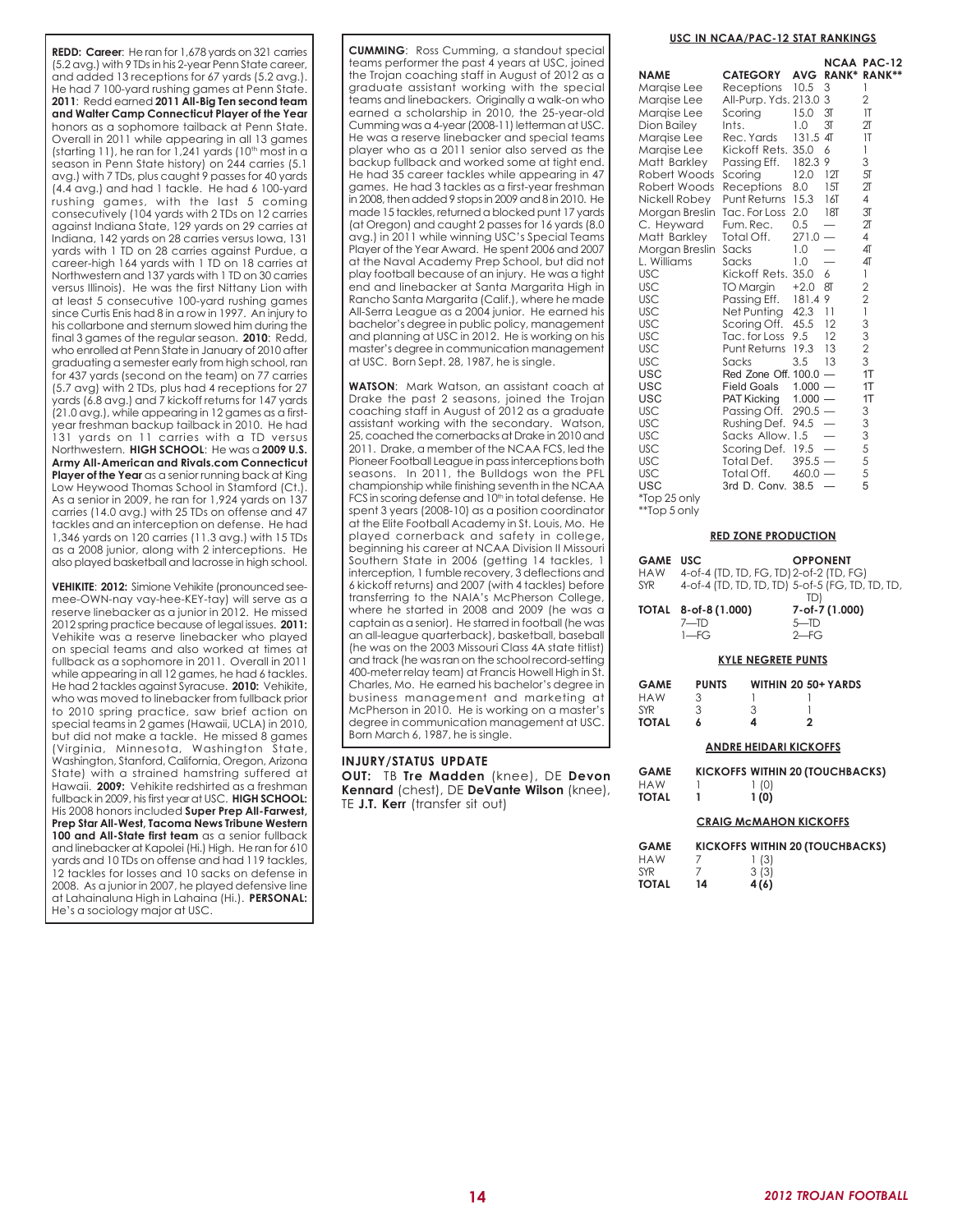**REDD: Career**: He ran for 1,678 yards on 321 carries (5.2 avg.) with 9 TDs in his 2-year Penn State career, and added 13 receptions for 67 yards (5.2 avg.). He had 7 100-yard rushing games at Penn State. **2011**: Redd earned **2011 All-Big Ten second team and Walter Camp Connecticut Player of the Year** honors as a sophomore tailback at Penn State. Overall in 2011 while appearing in all 13 games (starting 11), he ran for 1,241 yards (10th most in a season in Penn State history) on 244 carries (5.1 avg.) with 7 TDs, plus caught 9 passes for 40 yards (4.4 avg.) and had 1 tackle. He had 6 100-yard rushing games, with the last 5 coming consecutively (104 yards with 2 TDs on 12 carries against Indiana State, 129 yards on 29 carries at Indiana, 142 yards on 28 carries versus Iowa, 131 yards with 1 TD on 28 carries against Purdue, a career-high 164 yards with 1 TD on 18 carries at Northwestern and 137 yards with 1 TD on 30 carries versus Illinois). He was the first Nittany Lion with at least 5 consecutive 100-yard rushing games since Curtis Enis had 8 in a row in 1997. An injury to his collarbone and sternum slowed him during the final 3 games of the regular season. **2010**: Redd, who enrolled at Penn State in January of 2010 after graduating a semester early from high school, ran for 437 yards (second on the team) on 77 carries (5.7 avg) with 2 TDs, plus had 4 receptions for 27 yards (6.8 avg.) and 7 kickoff returns for 147 yards (21.0 avg.), while appearing in 12 games as a first-year freshman backup tailback in 2010. He had 131 yards on 11 carries with a TD versus Northwestern. **HIGH SCHOOL**: He was a **2009 U.S. Army All-American and Rivals.com Connecticut Player of the Year** as a senior running back at King Low Heywood Thomas School in Stamford (Ct.). As a senior in 2009, he ran for 1,924 yards on 137 carries (14.0 avg.) with 25 TDs on offense and 47 tackles and an interception on defense. He had 1,346 yards on 120 carries (11.3 avg.) with 15 TDs as a 2008 junior, along with 2 interceptions. He also played basketball and lacrosse in high school.

**VEHIKITE**: **2012:** Simione Vehikite (pronounced see-mee-OWN-nay vay-hee-KEY-tay) will serve as a reserve linebacker as a junior in 2012. He missed 2012 spring practice because of legal issues. **2011:** Vehikite was a reserve linebacker who played on special teams and also worked at times at fullback as a sophomore in 2011. Overall in 2011 while appearing in all 12 games, he had 6 tackles. He had 2 tackles against Syracuse. **2010:** Vehikite, who was moved to linebacker from fullback prior to 2010 spring practice, saw brief action on special teams in 2 games (Hawaii, UCLA) in 2010, but did not make a tackle. He missed 8 games (Virginia, Minnesota, Washington State, Washington, Stanford, California, Oregon, Arizona State) with a strained hamstring suffered at Hawaii. **2009:** Vehikite redshirted as a freshman fullback in 2009, his first year at USC. **HIGH SCHOOL:** His 2008 honors included **Super Prep All-Farwest, Prep Star All-West, Tacoma News Tribune Western 100 and All-State first team** as a senior fullback and linebacker at Kapolei (Hi.) High. He ran for 610 yards and 10 TDs on offense and had 119 tackles, 12 tackles for losses and 10 sacks on defense in 2008. As a junior in 2007, he played defensive line at Lahainaluna High in Lahaina (Hi.). **PERSONAL:** He's a sociology major at USC.

**CUMMING**: Ross Cumming, a standout special teams performer the past 4 years at USC, joined the Trojan coaching staff in August of 2012 as a graduate assistant working with the special teams and linebackers. Originally a walk-on who earned a scholarship in 2010, the 25-year-old Cumming was a 4-year (2008-11) letterman at USC. He was a reserve linebacker and special teams player who as a 2011 senior also served as the backup fullback and worked some at tight end. He had 35 career tackles while appearing in 47 games. He had 3 tackles as a first-year freshman in 2008, then added 9 stops in 2009 and 8 in 2010. He made 15 tackles, returned a blocked punt 17 yards (at Oregon) and caught 2 passes for 16 yards (8.0 avg.) in 2011 while winning USC's Special Teams Player of the Year Award. He spent 2006 and 2007 at the Naval Academy Prep School, but did not play football because of an injury. He was a tight end and linebacker at Santa Margarita High in Rancho Santa Margarita (Calif.), where he made All-Serra League as a 2004 junior. He earned his bachelor's degree in public policy, management and planning at USC in 2012. He is working on his master's degree in communication management at USC. Born Sept. 28, 1987, he is single.

**WATSON**: Mark Watson, an assistant coach at Drake the past 2 seasons, joined the Trojan coaching staff in August of 2012 as a graduate assistant working with the secondary. Watson, 25, coached the cornerbacks at Drake in 2010 and 2011. Drake, a member of the NCAA FCS, led the Pioneer Football League in pass interceptions both seasons. In 2011, the Bulldogs won the PFL championship while finishing seventh in the NCAA FCS in scoring defense and 10th in total defense. He spent 3 years (2008-10) as a position coordinator at the Elite Football Academy in St. Louis, Mo. He played cornerback and safety in college, beginning his career at NCAA Division II Missouri Southern State in 2006 (getting 14 tackles, 1 interception, 1 fumble recovery, 3 deflections and 6 kickoff returns) and 2007 (with 4 tackles) before transferring to the NAIA's McPherson College, where he started in 2008 and 2009 (he was a captain as a senior). He starred in football (he was an all-league quarterback), basketball, baseball (he was on the 2003 Missouri Class 4A state titlist) and track (he was ran on the school record-setting 400-meter relay team) at Francis Howell High in St. Charles, Mo. He earned his bachelor's degree in business management and marketing at McPherson in 2010. He is working on a master's degree in communication management at USC. Born March 6, 1987, he is single.

## INJURY/STATUS UPDATE

**OUT:** TB **Tre Madden** (knee), DE **Devon Kennard** (chest), DE **DeVante Wilson** (knee), TE **J.T. Kerr** (transfer sit out)

## USC IN NCAA/PAC-12 STAT RANKINGS

| NAME | CATEGORY | AVG | NCAA RANK* | PAC-12 RANK** |
|---|---|---|---|---|
| Marqise Lee | Receptions | 10.5 | 3 | 1 |
| Marqise Lee | All-Purp. Yds. | 213.0 | 3 | 2 |
| Marqise Lee | Scoring | 15.0 | 3T | 1T |
| Dion Bailey | Ints. | 1.0 | 3T | 2T |
| Marqise Lee | Rec. Yards | 131.5 | 4T | 1T |
| Marqise Lee | Kickoff Rets. | 35.0 | 6 | 1 |
| Matt Barkley | Passing Eff. | 182.3 | 9 | 3 |
| Robert Woods | Scoring | 12.0 | 12T | 5T |
| Robert Woods | Receptions | 8.0 | 15T | 2T |
| Nickell Robey | Punt Returns | 15.3 | 16T | 4 |
| Morgan Breslin | Tac. For Loss | 2.0 | 18T | 3T |
| C. Heyward | Fum. Rec. | 0.5 | — | 2T |
| Matt Barkley | Total Off. | 271.0 | — | 4 |
| Morgan Breslin | Sacks | 1.0 | — | 4T |
| L. Williams | Sacks | 1.0 | — | 4T |
| USC | Kickoff Rets. | 35.0 | 6 | 1 |
| USC | TO Margin | +2.0 | 8T | 2 |
| USC | Passing Eff. | 181.4 | 9 | 2 |
| USC | Net Punting | 42.3 | 11 | 1 |
| USC | Scoring Off. | 45.5 | 12 | 3 |
| USC | Tac. for Loss | 9.5 | 12 | 3 |
| USC | Punt Returns | 19.3 | 13 | 2 |
| USC | Sacks | 3.5 | 13 | 3 |
| USC | Red Zone Off. | 100.0 | — | 1T |
| USC | Field Goals | 1.000 | — | 1T |
| USC | PAT Kicking | 1.000 | — | 1T |
| USC | Passing Off. | 290.5 | — | 3 |
| USC | Rushing Def. | 94.5 | — | 3 |
| USC | Sacks Allow. | 1.5 | — | 3 |
| USC | Scoring Def. | 19.5 | — | 5 |
| USC | Total Def. | 395.5 | — | 5 |
| USC | Total Off. | 460.0 | — | 5 |
| USC | 3rd D. Conv. | 38.5 | — | 5 |

*Top 25 only
**Top 5 only

## RED ZONE PRODUCTION

| GAME | USC | OPPONENT |
|---|---|---|
| HAW | 4-of-4 (TD, TD, FG, TD) | 2-of-2 (TD, FG) |
| SYR | 4-of-4 (TD, TD, TD, TD) | 5-of-5 (FG, TD, TD, TD, TD) |
| **TOTAL** | **8-of-8 (1.000)** | **7-of-7 (1.000)** |
| | 7—TD | 5—TD |
| | 1—FG | 2—FG |

## KYLE NEGRETE PUNTS

| GAME | PUNTS | WITHIN 20 | 50+ YARDS |
|---|---|---|---|
| HAW | 3 | 1 | 1 |
| SYR | 3 | 3 | 1 |
| **TOTAL** | **6** | **4** | **2** |

## ANDRE HEIDARI KICKOFFS

| GAME | KICKOFFS | WITHIN 20 (TOUCHBACKS) |
|---|---|---|
| HAW | 1 | 1 (0) |
| **TOTAL** | **1** | **1 (0)** |

## CRAIG McMAHON KICKOFFS

| GAME | KICKOFFS | WITHIN 20 (TOUCHBACKS) |
|---|---|---|
| HAW | 7 | 1 (3) |
| SYR | 7 | 3 (3) |
| **TOTAL** | **14** | **4 (6)** |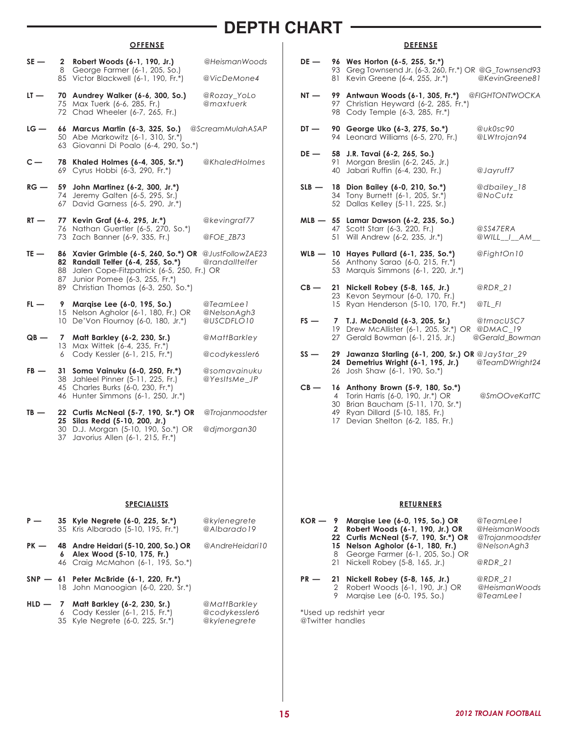# DEPTH CHART

## OFFENSE

**SE —**
- **2 Robert Woods (6-1, 190, Jr.)** — @HeismanWoods
- 8 George Farmer (6-1, 205, So.)
- 85 Victor Blackwell (6-1, 190, Fr.*) — @VicDeMone4

**LT —**
- **70 Aundrey Walker (6-6, 300, So.)** — @Rozay_YoLo
- 75 Max Tuerk (6-6, 285, Fr.) — @maxtuerk
- 72 Chad Wheeler (6-7, 265, Fr.)

**LG —**
- **66 Marcus Martin (6-3, 325, So.)** — @ScreamMulahASAP
- 50 Abe Markowitz (6-1, 310, Sr.*)
- 63 Giovanni Di Poalo (6-4, 290, So.*)

**C —**
- **78 Khaled Holmes (6-4, 305, Sr.*)** — @KhaledHolmes
- 69 Cyrus Hobbi (6-3, 290, Fr.*)

**RG —**
- **59 John Martinez (6-2, 300, Jr.*)**
- 74 Jeremy Galten (6-5, 295, Sr.)
- 67 David Garness (6-5, 290, Jr.*)

**RT —**
- **77 Kevin Graf (6-6, 295, Jr.*)** — @kevingraf77
- 76 Nathan Guertler (6-5, 270, So.*)
- 73 Zach Banner (6-9, 335, Fr.) — @FOE_ZB73

**TE —**
- **86 Xavier Grimble (6-5, 260, So.*) OR** — @JustFollowZAE23
- **82 Randall Telfer (6-4, 255, So.*)** — @randalltelfer
- 88 Jalen Cope-Fitzpatrick (6-5, 250, Fr.) OR
- 87 Junior Pomee (6-3, 255, Fr.*)
- 89 Christian Thomas (6-3, 250, So.*)

**FL —**
- **9 Marqise Lee (6-0, 195, So.)** — @TeamLee1
- 15 Nelson Agholor (6-1, 180, Fr.) OR — @NelsonAgh3
- 10 De'Von Flournoy (6-0, 180, Jr.*) — @USCDFLO10

**QB —**
- **7 Matt Barkley (6-2, 230, Sr.)** — @MattBarkley
- 13 Max Wittek (6-4, 235, Fr.*)
- 6 Cody Kessler (6-1, 215, Fr.*) — @codykessler6

**FB —**
- **31 Soma Vainuku (6-0, 250, Fr.*)** — @somavainuku
- 38 Jahleel Pinner (5-11, 225, Fr.) — @YesItsMe_JP
- 45 Charles Burks (6-0, 230, Fr.*)
- 46 Hunter Simmons (6-1, 250, Jr.*)

**TB —**
- **22 Curtis McNeal (5-7, 190, Sr.*) OR** — @Trojanmoodster
- **25 Silas Redd (5-10, 200, Jr.)**
- 30 D.J. Morgan (5-10, 190, So.*) OR — @djmorgan30
- 37 Javorius Allen (6-1, 215, Fr.*)

## DEFENSE

**DE —**
- **96 Wes Horton (6-5, 255, Sr.*)**
- 93 Greg Townsend Jr. (6-3, 260, Fr.*) OR — @G_Townsend93
- 81 Kevin Greene (6-4, 255, Jr.*) — @KevinGreene81

**NT —**
- **99 Antwaun Woods (6-1, 305, Fr.*)** — @FIGHTONTWOCKA
- 97 Christian Heyward (6-2, 285, Fr.*)
- 98 Cody Temple (6-3, 285, Fr.*)

**DT —**
- **90 George Uko (6-3, 275, So.*)** — @uk0sc90
- 94 Leonard Williams (6-5, 270, Fr.) — @LWtrojan94

**DE —**
- **58 J.R. Tavai (6-2, 265, So.)**
- 91 Morgan Breslin (6-2, 245, Jr.)
- 40 Jabari Ruffin (6-4, 230, Fr.) — @Jayruff7

**SLB —**
- **18 Dion Bailey (6-0, 210, So.*)** — @dbailey_18
- 34 Tony Burnett (6-1, 205, Sr.*) — @NoCutz
- 52 Dallas Kelley (5-11, 225, Sr.)

**MLB —**
- **55 Lamar Dawson (6-2, 235, So.)**
- 47 Scott Starr (6-3, 220, Fr.) — @SS47ERA
- 51 Will Andrew (6-2, 235, Jr.*) — @WILL__I__AM__

**WLB —**
- **10 Hayes Pullard (6-1, 235, So.*)** — @FightOn10
- 56 Anthony Sarao (6-0, 215, Fr.*)
- 53 Marquis Simmons (6-1, 220, Jr.*)

**CB —**
- **21 Nickell Robey (5-8, 165, Jr.)** — @RDR_21
- 23 Kevon Seymour (6-0, 170, Fr.)
- 15 Ryan Henderson (5-10, 170, Fr.*) — @TL_FI

**FS —**
- **7 T.J. McDonald (6-3, 205, Sr.)** — @tmacUSC7
- 19 Drew McAllister (6-1, 205, Sr.*) OR — @DMAC_19
- 27 Gerald Bowman (6-1, 215, Jr.) — @Gerald_Bowman

**SS —**
- **29 Jawanza Starling (6-1, 200, Sr.) OR** — @JayStar_29
- **24 Demetrius Wright (6-1, 195, Jr.)** — @TeamDWright24
- 26 Josh Shaw (6-1, 190, So.*)

**CB —**
- **16 Anthony Brown (5-9, 180, So.*)**
- 4 Torin Harris (6-0, 190, Jr.*) OR — @SmOOveKatTC
- 30 Brian Baucham (5-11, 170, Sr.*)
- 49 Ryan Dillard (5-10, 185, Fr.)
- 17 Devian Shelton (6-2, 185, Fr.)

## SPECIALISTS

**P —**
- **35 Kyle Negrete (6-0, 225, Sr.*)** — @kylenegrete
- 35 Kris Albarado (5-10, 195, Fr.*) — @Albarado19

**PK —**
- **48 Andre Heidari (5-10, 200, So.) OR** — @AndreHeidari10
- **6 Alex Wood (5-10, 175, Fr.)**
- 46 Craig McMahon (6-1, 195, So.*)

**SNP —**
- **61 Peter McBride (6-1, 220, Fr.*)**
- 18 John Manoogian (6-0, 220, Sr.*)

**HLD —**
- **7 Matt Barkley (6-2, 230, Sr.)** — @MattBarkley
- 6 Cody Kessler (6-1, 215, Fr.*) — @codykessler6
- 35 Kyle Negrete (6-0, 225, Sr.*) — @kylenegrete

## RETURNERS

**KOR —**
- **9 Marqise Lee (6-0, 195, So.) OR** — @TeamLee1
- **2 Robert Woods (6-1, 190, Jr.) OR** — @HeismanWoods
- **22 Curtis McNeal (5-7, 190, Sr.*) OR** — @Trojanmoodster
- **15 Nelson Agholor (6-1, 180, Fr.)** — @NelsonAgh3
- 8 George Farmer (6-1, 205, So.) OR
- 21 Nickell Robey (5-8, 165, Jr.) — @RDR_21

**PR —**
- **21 Nickell Robey (5-8, 165, Jr.)** — @RDR_21
- 2 Robert Woods (6-1, 190, Jr.) OR — @HeismanWoods
- 9 Marqise Lee (6-0, 195, So.) — @TeamLee1

*Used up redshirt year
@Twitter handles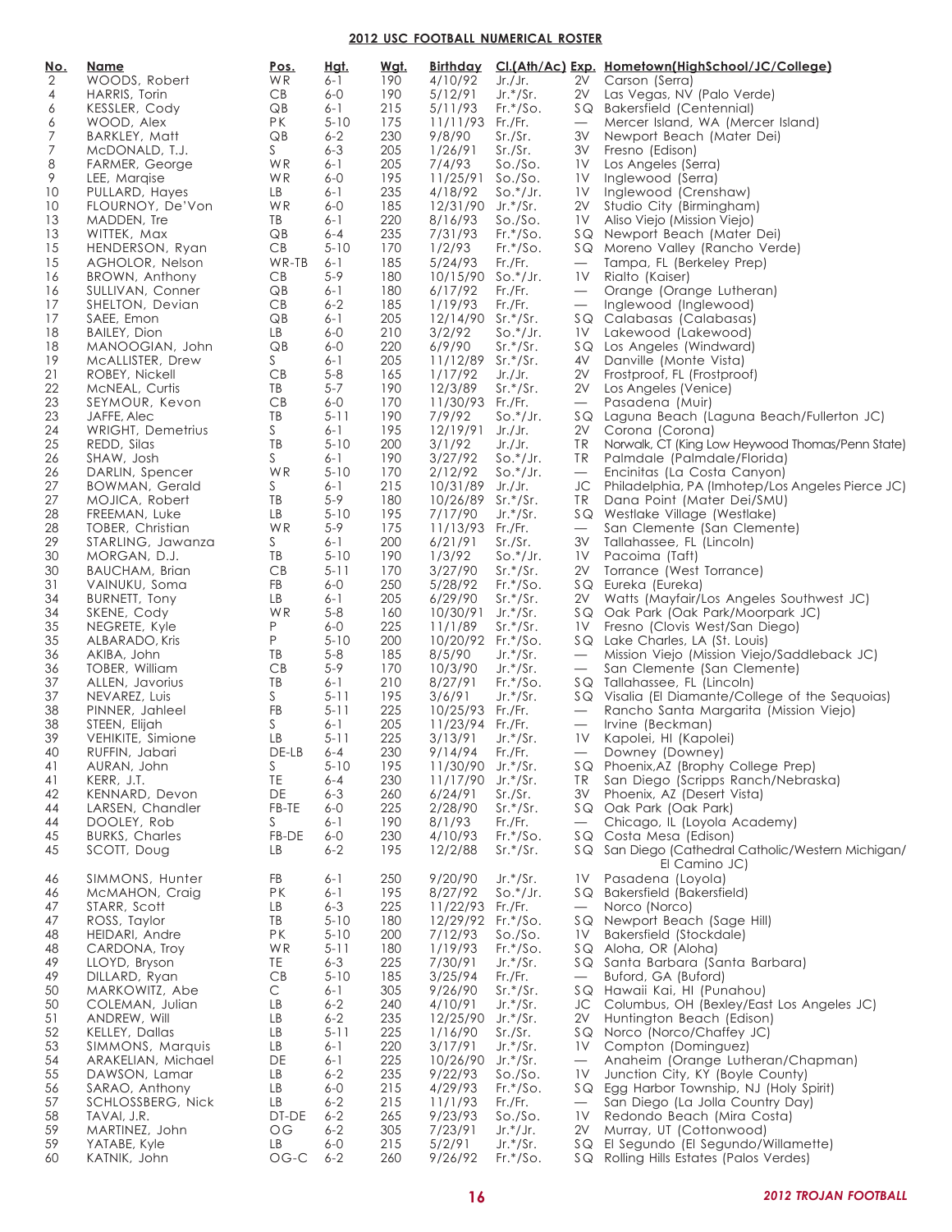## 2012 USC FOOTBALL NUMERICAL ROSTER

| No. | Name | Pos. | Hgt. | Wgt. | Birthday | Cl.(Ath/Ac) | Exp. | Hometown(HighSchool/JC/College) |
|---|---|---|---|---|---|---|---|---|
| 2 | WOODS, Robert | WR | 6-1 | 190 | 4/10/92 | Jr./Jr. | 2V | Carson (Serra) |
| 4 | HARRIS, Torin | CB | 6-0 | 190 | 5/12/91 | Jr.*/Sr. | 2V | Las Vegas, NV (Palo Verde) |
| 6 | KESSLER, Cody | QB | 6-1 | 215 | 5/11/93 | Fr.*/So. | SQ | Bakersfield (Centennial) |
| 6 | WOOD, Alex | PK | 5-10 | 175 | 11/11/93 | Fr./Fr. | — | Mercer Island, WA (Mercer Island) |
| 7 | BARKLEY, Matt | QB | 6-2 | 230 | 9/8/90 | Sr./Sr. | 3V | Newport Beach (Mater Dei) |
| 7 | McDONALD, T.J. | S | 6-3 | 205 | 1/26/91 | Sr./Sr. | 3V | Fresno (Edison) |
| 8 | FARMER, George | WR | 6-1 | 205 | 7/4/93 | So./So. | 1V | Los Angeles (Serra) |
| 9 | LEE, Marqise | WR | 6-0 | 195 | 11/25/91 | So./So. | 1V | Inglewood (Serra) |
| 10 | PULLARD, Hayes | LB | 6-1 | 235 | 4/18/92 | So.*/Jr. | 1V | Inglewood (Crenshaw) |
| 10 | FLOURNOY, De'Von | WR | 6-0 | 185 | 12/31/90 | Jr.*/Sr. | 2V | Studio City (Birmingham) |
| 13 | MADDEN, Tre | TB | 6-1 | 220 | 8/16/93 | So./So. | 1V | Aliso Viejo (Mission Viejo) |
| 13 | WITTEK, Max | QB | 6-4 | 235 | 7/31/93 | Fr.*/So. | SQ | Newport Beach (Mater Dei) |
| 15 | HENDERSON, Ryan | CB | 5-10 | 170 | 1/2/93 | Fr.*/So. | SQ | Moreno Valley (Rancho Verde) |
| 15 | AGHOLOR, Nelson | WR-TB | 6-1 | 185 | 5/24/93 | Fr./Fr. | — | Tampa, FL (Berkeley Prep) |
| 16 | BROWN, Anthony | CB | 5-9 | 180 | 10/15/90 | So.*/Jr. | 1V | Rialto (Kaiser) |
| 16 | SULLIVAN, Conner | QB | 6-1 | 180 | 6/17/92 | Fr./Fr. | — | Orange (Orange Lutheran) |
| 17 | SHELTON, Devian | CB | 6-2 | 185 | 1/19/93 | Fr./Fr. | — | Inglewood (Inglewood) |
| 17 | SAEE, Emon | QB | 6-1 | 205 | 12/14/90 | Sr.*/Sr. | SQ | Calabasas (Calabasas) |
| 18 | BAILEY, Dion | LB | 6-0 | 210 | 3/2/92 | So.*/Jr. | 1V | Lakewood (Lakewood) |
| 18 | MANOOGIAN, John | QB | 6-0 | 220 | 6/9/90 | Sr.*/Sr. | SQ | Los Angeles (Windward) |
| 19 | McALLISTER, Drew | S | 6-1 | 205 | 11/12/89 | Sr.*/Sr. | 4V | Danville (Monte Vista) |
| 21 | ROBEY, Nickell | CB | 5-8 | 165 | 1/17/92 | Jr./Jr. | 2V | Frostproof, FL (Frostproof) |
| 22 | McNEAL, Curtis | TB | 5-7 | 190 | 12/3/89 | Sr.*/Sr. | 2V | Los Angeles (Venice) |
| 23 | SEYMOUR, Kevon | CB | 6-0 | 170 | 11/30/93 | Fr./Fr. | — | Pasadena (Muir) |
| 23 | JAFFE, Alec | TB | 5-11 | 190 | 7/9/92 | So.*/Jr. | SQ | Laguna Beach (Laguna Beach/Fullerton JC) |
| 24 | WRIGHT, Demetrius | S | 6-1 | 195 | 12/19/91 | Jr./Jr. | 2V | Corona (Corona) |
| 25 | REDD, Silas | TB | 5-10 | 200 | 3/1/92 | Jr./Jr. | TR | Norwalk, CT (King Low Heywood Thomas/Penn State) |
| 26 | SHAW, Josh | S | 6-1 | 190 | 3/27/92 | So.*/Jr. | TR | Palmdale (Palmdale/Florida) |
| 26 | DARLIN, Spencer | WR | 5-10 | 170 | 2/12/92 | So.*/Jr. | — | Encinitas (La Costa Canyon) |
| 27 | BOWMAN, Gerald | S | 6-1 | 215 | 10/31/89 | Jr./Jr. | JC | Philadelphia, PA (Imhotep/Los Angeles Pierce JC) |
| 27 | MOJICA, Robert | TB | 5-9 | 180 | 10/26/89 | Sr.*/Sr. | TR | Dana Point (Mater Dei/SMU) |
| 28 | FREEMAN, Luke | LB | 5-10 | 195 | 7/17/90 | Jr.*/Sr. | SQ | Westlake Village (Westlake) |
| 28 | TOBER, Christian | WR | 5-9 | 175 | 11/13/93 | Fr./Fr. | — | San Clemente (San Clemente) |
| 29 | STARLING, Jawanza | S | 6-1 | 200 | 6/21/91 | Sr./Sr. | 3V | Tallahassee, FL (Lincoln) |
| 30 | MORGAN, D.J. | TB | 5-10 | 190 | 1/3/92 | So.*/Jr. | 1V | Pacoima (Taft) |
| 30 | BAUCHAM, Brian | CB | 5-11 | 170 | 3/27/90 | Sr.*/Sr. | 2V | Torrance (West Torrance) |
| 31 | VAINUKU, Soma | FB | 6-0 | 250 | 5/28/92 | Fr.*/So. | SQ | Eureka (Eureka) |
| 34 | BURNETT, Tony | LB | 6-1 | 205 | 6/29/90 | Sr.*/Sr. | 2V | Watts (Mayfair/Los Angeles Southwest JC) |
| 34 | SKENE, Cody | WR | 5-8 | 160 | 10/30/91 | Jr.*/Sr. | SQ | Oak Park (Oak Park/Moorpark JC) |
| 35 | NEGRETE, Kyle | P | 6-0 | 225 | 11/1/89 | Sr.*/Sr. | 1V | Fresno (Clovis West/San Diego) |
| 35 | ALBARADO, Kris | P | 5-10 | 200 | 10/20/92 | Fr.*/So. | SQ | Lake Charles, LA (St. Louis) |
| 36 | AKIBA, John | TB | 5-8 | 185 | 8/5/90 | Jr.*/Sr. | — | Mission Viejo (Mission Viejo/Saddleback JC) |
| 36 | TOBER, William | CB | 5-9 | 170 | 10/3/90 | Jr.*/Sr. | — | San Clemente (San Clemente) |
| 37 | ALLEN, Javorius | TB | 6-1 | 210 | 8/27/91 | Fr.*/So. | SQ | Tallahassee, FL (Lincoln) |
| 37 | NEVAREZ, Luis | S | 5-11 | 195 | 3/6/91 | Jr.*/Sr. | SQ | Visalia (El Diamante/College of the Sequoias) |
| 38 | PINNER, Jahleel | FB | 5-11 | 225 | 10/25/93 | Fr./Fr. | — | Rancho Santa Margarita (Mission Viejo) |
| 38 | STEEN, Elijah | S | 6-1 | 205 | 11/23/94 | Fr./Fr. | — | Irvine (Beckman) |
| 39 | VEHIKITE, Simione | LB | 5-11 | 225 | 3/13/91 | Jr.*/Sr. | 1V | Kapolei, HI (Kapolei) |
| 40 | RUFFIN, Jabari | DE-LB | 6-4 | 230 | 9/14/94 | Fr./Fr. | — | Downey (Downey) |
| 41 | AURAN, John | S | 5-10 | 195 | 11/30/90 | Jr.*/Sr. | SQ | Phoenix,AZ (Brophy College Prep) |
| 41 | KERR, J.T. | TE | 6-4 | 230 | 11/17/90 | Jr.*/Sr. | TR | San Diego (Scripps Ranch/Nebraska) |
| 42 | KENNARD, Devon | DE | 6-3 | 260 | 6/24/91 | Sr./Sr. | 3V | Phoenix, AZ (Desert Vista) |
| 44 | LARSEN, Chandler | FB-TE | 6-0 | 225 | 2/28/90 | Sr.*/Sr. | SQ | Oak Park (Oak Park) |
| 44 | DOOLEY, Rob | S | 6-1 | 190 | 8/1/93 | Fr./Fr. | — | Chicago, IL (Loyola Academy) |
| 45 | BURKS, Charles | FB-DE | 6-0 | 230 | 4/10/93 | Fr.*/So. | SQ | Costa Mesa (Edison) |
| 45 | SCOTT, Doug | LB | 6-2 | 195 | 12/2/88 | Sr.*/Sr. | SQ | San Diego (Cathedral Catholic/Western Michigan/ El Camino JC) |
| 46 | SIMMONS, Hunter | FB | 6-1 | 250 | 9/20/90 | Jr.*/Sr. | 1V | Pasadena (Loyola) |
| 46 | McMAHON, Craig | PK | 6-1 | 195 | 8/27/92 | So.*/Jr. | SQ | Bakersfield (Bakersfield) |
| 47 | STARR, Scott | LB | 6-3 | 225 | 11/22/93 | Fr./Fr. | — | Norco (Norco) |
| 47 | ROSS, Taylor | TB | 5-10 | 180 | 12/29/92 | Fr.*/So. | SQ | Newport Beach (Sage Hill) |
| 48 | HEIDARI, Andre | PK | 5-10 | 200 | 7/12/93 | So./So. | 1V | Bakersfield (Stockdale) |
| 48 | CARDONA, Troy | WR | 5-11 | 180 | 1/19/93 | Fr.*/So. | SQ | Aloha, OR (Aloha) |
| 49 | LLOYD, Bryson | TE | 6-3 | 225 | 7/30/91 | Jr.*/Sr. | SQ | Santa Barbara (Santa Barbara) |
| 49 | DILLARD, Ryan | CB | 5-10 | 185 | 3/25/94 | Fr./Fr. | — | Buford, GA (Buford) |
| 50 | MARKOWITZ, Abe | C | 6-1 | 305 | 9/26/90 | Sr.*/Sr. | SQ | Hawaii Kai, HI (Punahou) |
| 50 | COLEMAN, Julian | LB | 6-2 | 240 | 4/10/91 | Jr.*/Sr. | JC | Columbus, OH (Bexley/East Los Angeles JC) |
| 51 | ANDREW, Will | LB | 6-2 | 235 | 12/25/90 | Jr.*/Sr. | 2V | Huntington Beach (Edison) |
| 52 | KELLEY, Dallas | LB | 5-11 | 225 | 1/16/90 | Sr./Sr. | SQ | Norco (Norco/Chaffey JC) |
| 53 | SIMMONS, Marquis | LB | 6-1 | 220 | 3/17/91 | Jr.*/Sr. | 1V | Compton (Dominguez) |
| 54 | ARAKELIAN, Michael | DE | 6-1 | 225 | 10/26/90 | Jr.*/Sr. | — | Anaheim (Orange Lutheran/Chapman) |
| 55 | DAWSON, Lamar | LB | 6-2 | 235 | 9/22/93 | So./So. | 1V | Junction City, KY (Boyle County) |
| 56 | SARAO, Anthony | LB | 6-0 | 215 | 4/29/93 | Fr.*/So. | SQ | Egg Harbor Township, NJ (Holy Spirit) |
| 57 | SCHLOSSBERG, Nick | LB | 6-2 | 215 | 11/1/93 | Fr./Fr. | — | San Diego (La Jolla Country Day) |
| 58 | TAVAI, J.R. | DT-DE | 6-2 | 265 | 9/23/93 | So./So. | 1V | Redondo Beach (Mira Costa) |
| 59 | MARTINEZ, John | OG | 6-2 | 305 | 7/23/91 | Jr.*/Jr. | 2V | Murray, UT (Cottonwood) |
| 59 | YATABE, Kyle | LB | 6-0 | 215 | 5/2/91 | Jr.*/Sr. | SQ | El Segundo (El Segundo/Willamette) |
| 60 | KATNIK, John | OG-C | 6-2 | 260 | 9/26/92 | Fr.*/So. | SQ | Rolling Hills Estates (Palos Verdes) |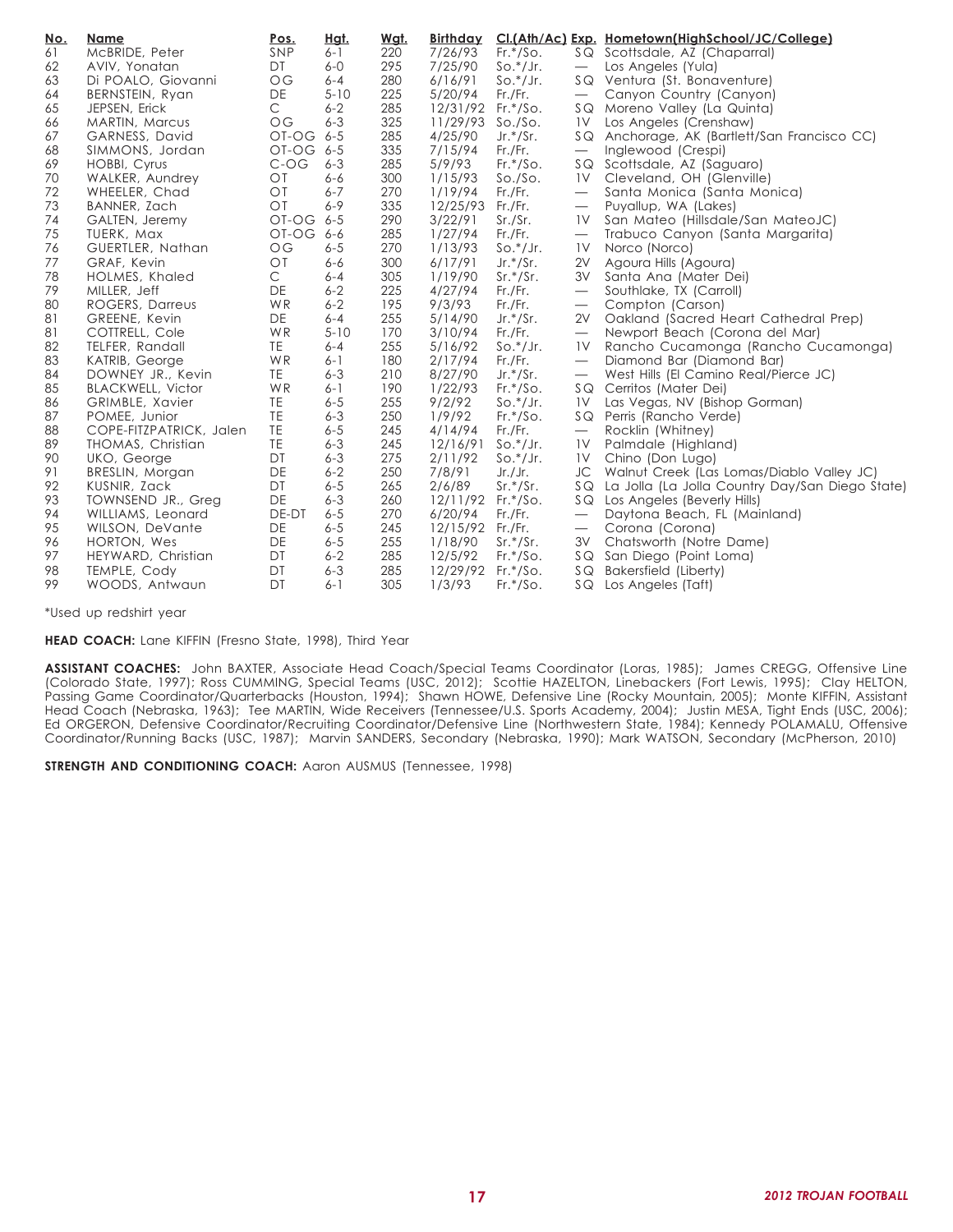| No. | Name | Pos. | Hgt. | Wgt. | Birthday | Cl.(Ath/Ac) | Exp. | Hometown(HighSchool/JC/College) |
|---|---|---|---|---|---|---|---|---|
| 61 | McBRIDE, Peter | SNP | 6-1 | 220 | 7/26/93 | Fr.*/So. | SQ | Scottsdale, AZ (Chaparral) |
| 62 | AVIV, Yonatan | DT | 6-0 | 295 | 7/25/90 | So.*/Jr. | — | Los Angeles (Yula) |
| 63 | Di POALO, Giovanni | OG | 6-4 | 280 | 6/16/91 | So.*/Jr. | SQ | Ventura (St. Bonaventure) |
| 64 | BERNSTEIN, Ryan | DE | 5-10 | 225 | 5/20/94 | Fr./Fr. | — | Canyon Country (Canyon) |
| 65 | JEPSEN, Erick | C | 6-2 | 285 | 12/31/92 | Fr.*/So. | SQ | Moreno Valley (La Quinta) |
| 66 | MARTIN, Marcus | OG | 6-3 | 325 | 11/29/93 | So./So. | 1V | Los Angeles (Crenshaw) |
| 67 | GARNESS, David | OT-OG | 6-5 | 285 | 4/25/90 | Jr.*/Sr. | SQ | Anchorage, AK (Bartlett/San Francisco CC) |
| 68 | SIMMONS, Jordan | OT-OG | 6-5 | 335 | 7/15/94 | Fr./Fr. | — | Inglewood (Crespi) |
| 69 | HOBBI, Cyrus | C-OG | 6-3 | 285 | 5/9/93 | Fr.*/So. | SQ | Scottsdale, AZ (Saguaro) |
| 70 | WALKER, Aundrey | OT | 6-6 | 300 | 1/15/93 | So./So. | 1V | Cleveland, OH (Glenville) |
| 72 | WHEELER, Chad | OT | 6-7 | 270 | 1/19/94 | Fr./Fr. | — | Santa Monica (Santa Monica) |
| 73 | BANNER, Zach | OT | 6-9 | 335 | 12/25/93 | Fr./Fr. | — | Puyallup, WA (Lakes) |
| 74 | GALTEN, Jeremy | OT-OG | 6-5 | 290 | 3/22/91 | Sr./Sr. | 1V | San Mateo (Hillsdale/San MateoJC) |
| 75 | TUERK, Max | OT-OG | 6-6 | 285 | 1/27/94 | Fr./Fr. | — | Trabuco Canyon (Santa Margarita) |
| 76 | GUERTLER, Nathan | OG | 6-5 | 270 | 1/13/93 | So.*/Jr. | 1V | Norco (Norco) |
| 77 | GRAF, Kevin | OT | 6-6 | 300 | 6/17/91 | Jr.*/Sr. | 2V | Agoura Hills (Agoura) |
| 78 | HOLMES, Khaled | C | 6-4 | 305 | 1/19/90 | Sr.*/Sr. | 3V | Santa Ana (Mater Dei) |
| 79 | MILLER, Jeff | DE | 6-2 | 225 | 4/27/94 | Fr./Fr. | — | Southlake, TX (Carroll) |
| 80 | ROGERS, Darreus | WR | 6-2 | 195 | 9/3/93 | Fr./Fr. | — | Compton (Carson) |
| 81 | GREENE, Kevin | DE | 6-4 | 255 | 5/14/90 | Jr.*/Sr. | 2V | Oakland (Sacred Heart Cathedral Prep) |
| 81 | COTTRELL, Cole | WR | 5-10 | 170 | 3/10/94 | Fr./Fr. | — | Newport Beach (Corona del Mar) |
| 82 | TELFER, Randall | TE | 6-4 | 255 | 5/16/92 | So.*/Jr. | 1V | Rancho Cucamonga (Rancho Cucamonga) |
| 83 | KATRIB, George | WR | 6-1 | 180 | 2/17/94 | Fr./Fr. | — | Diamond Bar (Diamond Bar) |
| 84 | DOWNEY JR., Kevin | TE | 6-3 | 210 | 8/27/90 | Jr.*/Sr. | — | West Hills (El Camino Real/Pierce JC) |
| 85 | BLACKWELL, Victor | WR | 6-1 | 190 | 1/22/93 | Fr.*/So. | SQ | Cerritos (Mater Dei) |
| 86 | GRIMBLE, Xavier | TE | 6-5 | 255 | 9/2/92 | So.*/Jr. | 1V | Las Vegas, NV (Bishop Gorman) |
| 87 | POMEE, Junior | TE | 6-3 | 250 | 1/9/92 | Fr.*/So. | SQ | Perris (Rancho Verde) |
| 88 | COPE-FITZPATRICK, Jalen | TE | 6-5 | 245 | 4/14/94 | Fr./Fr. | — | Rocklin (Whitney) |
| 89 | THOMAS, Christian | TE | 6-3 | 245 | 12/16/91 | So.*/Jr. | 1V | Palmdale (Highland) |
| 90 | UKO, George | DT | 6-3 | 275 | 2/11/92 | So.*/Jr. | 1V | Chino (Don Lugo) |
| 91 | BRESLIN, Morgan | DE | 6-2 | 250 | 7/8/91 | Jr./Jr. | JC | Walnut Creek (Las Lomas/Diablo Valley JC) |
| 92 | KUSNIR, Zack | DT | 6-5 | 265 | 2/6/89 | Sr.*/Sr. | SQ | La Jolla (La Jolla Country Day/San Diego State) |
| 93 | TOWNSEND JR., Greg | DE | 6-3 | 260 | 12/11/92 | Fr.*/So. | SQ | Los Angeles (Beverly Hills) |
| 94 | WILLIAMS, Leonard | DE-DT | 6-5 | 270 | 6/20/94 | Fr./Fr. | — | Daytona Beach, FL (Mainland) |
| 95 | WILSON, DeVante | DE | 6-5 | 245 | 12/15/92 | Fr./Fr. | — | Corona (Corona) |
| 96 | HORTON, Wes | DE | 6-5 | 255 | 1/18/90 | Sr.*/Sr. | 3V | Chatsworth (Notre Dame) |
| 97 | HEYWARD, Christian | DT | 6-2 | 285 | 12/5/92 | Fr.*/So. | SQ | San Diego (Point Loma) |
| 98 | TEMPLE, Cody | DT | 6-3 | 285 | 12/29/92 | Fr.*/So. | SQ | Bakersfield (Liberty) |
| 99 | WOODS, Antwaun | DT | 6-1 | 305 | 1/3/93 | Fr.*/So. | SQ | Los Angeles (Taft) |

*Used up redshirt year

**HEAD COACH:** Lane KIFFIN (Fresno State, 1998), Third Year

**ASSISTANT COACHES:** John BAXTER, Associate Head Coach/Special Teams Coordinator (Loras, 1985); James CREGG, Offensive Line (Colorado State, 1997); Ross CUMMING, Special Teams (USC, 2012); Scottie HAZELTON, Linebackers (Fort Lewis, 1995); Clay HELTON, Passing Game Coordinator/Quarterbacks (Houston, 1994); Shawn HOWE, Defensive Line (Rocky Mountain, 2005); Monte KIFFIN, Assistant Head Coach (Nebraska, 1963); Tee MARTIN, Wide Receivers (Tennessee/U.S. Sports Academy, 2004); Justin MESA, Tight Ends (USC, 2006); Ed ORGERON, Defensive Coordinator/Recruiting Coordinator/Defensive Line (Northwestern State, 1984); Kennedy POLAMALU, Offensive Coordinator/Running Backs (USC, 1987); Marvin SANDERS, Secondary (Nebraska, 1990); Mark WATSON, Secondary (McPherson, 2010)

**STRENGTH AND CONDITIONING COACH:** Aaron AUSMUS (Tennessee, 1998)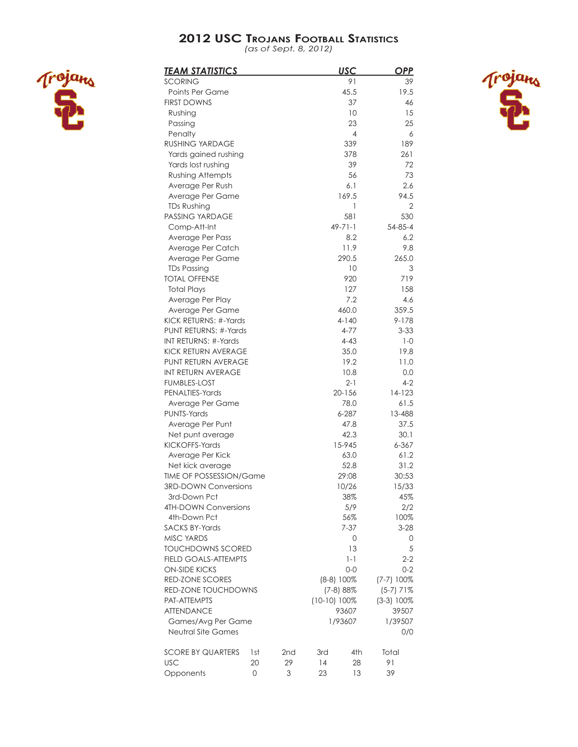# 2012 USC Trojans Football Statistics

*(as of Sept. 8, 2012)*

| TEAM STATISTICS | USC | OPP |
|---|---|---|
| SCORING | 91 | 39 |
| Points Per Game | 45.5 | 19.5 |
| FIRST DOWNS | 37 | 46 |
| Rushing | 10 | 15 |
| Passing | 23 | 25 |
| Penalty | 4 | 6 |
| RUSHING YARDAGE | 339 | 189 |
| Yards gained rushing | 378 | 261 |
| Yards lost rushing | 39 | 72 |
| Rushing Attempts | 56 | 73 |
| Average Per Rush | 6.1 | 2.6 |
| Average Per Game | 169.5 | 94.5 |
| TDs Rushing | 1 | 2 |
| PASSING YARDAGE | 581 | 530 |
| Comp-Att-Int | 49-71-1 | 54-85-4 |
| Average Per Pass | 8.2 | 6.2 |
| Average Per Catch | 11.9 | 9.8 |
| Average Per Game | 290.5 | 265.0 |
| TDs Passing | 10 | 3 |
| TOTAL OFFENSE | 920 | 719 |
| Total Plays | 127 | 158 |
| Average Per Play | 7.2 | 4.6 |
| Average Per Game | 460.0 | 359.5 |
| KICK RETURNS: #-Yards | 4-140 | 9-178 |
| PUNT RETURNS: #-Yards | 4-77 | 3-33 |
| INT RETURNS: #-Yards | 4-43 | 1-0 |
| KICK RETURN AVERAGE | 35.0 | 19.8 |
| PUNT RETURN AVERAGE | 19.2 | 11.0 |
| INT RETURN AVERAGE | 10.8 | 0.0 |
| FUMBLES-LOST | 2-1 | 4-2 |
| PENALTIES-Yards | 20-156 | 14-123 |
| Average Per Game | 78.0 | 61.5 |
| PUNTS-Yards | 6-287 | 13-488 |
| Average Per Punt | 47.8 | 37.5 |
| Net punt average | 42.3 | 30.1 |
| KICKOFFS-Yards | 15-945 | 6-367 |
| Average Per Kick | 63.0 | 61.2 |
| Net kick average | 52.8 | 31.2 |
| TIME OF POSSESSION/Game | 29:08 | 30:53 |
| 3RD-DOWN Conversions | 10/26 | 15/33 |
| 3rd-Down Pct | 38% | 45% |
| 4TH-DOWN Conversions | 5/9 | 2/2 |
| 4th-Down Pct | 56% | 100% |
| SACKS BY-Yards | 7-37 | 3-28 |
| MISC YARDS | 0 | 0 |
| TOUCHDOWNS SCORED | 13 | 5 |
| FIELD GOALS-ATTEMPTS | 1-1 | 2-2 |
| ON-SIDE KICKS | 0-0 | 0-2 |
| RED-ZONE SCORES | (8-8) 100% | (7-7) 100% |
| RED-ZONE TOUCHDOWNS | (7-8) 88% | (5-7) 71% |
| PAT-ATTEMPTS | (10-10) 100% | (3-3) 100% |
| ATTENDANCE | 93607 | 39507 |
| Games/Avg Per Game | 1/93607 | 1/39507 |
| Neutral Site Games | | 0/0 |

| SCORE BY QUARTERS | 1st | 2nd | 3rd | 4th | Total |
|---|---|---|---|---|---|
| USC | 20 | 29 | 14 | 28 | 91 |
| Opponents | 0 | 3 | 23 | 13 | 39 |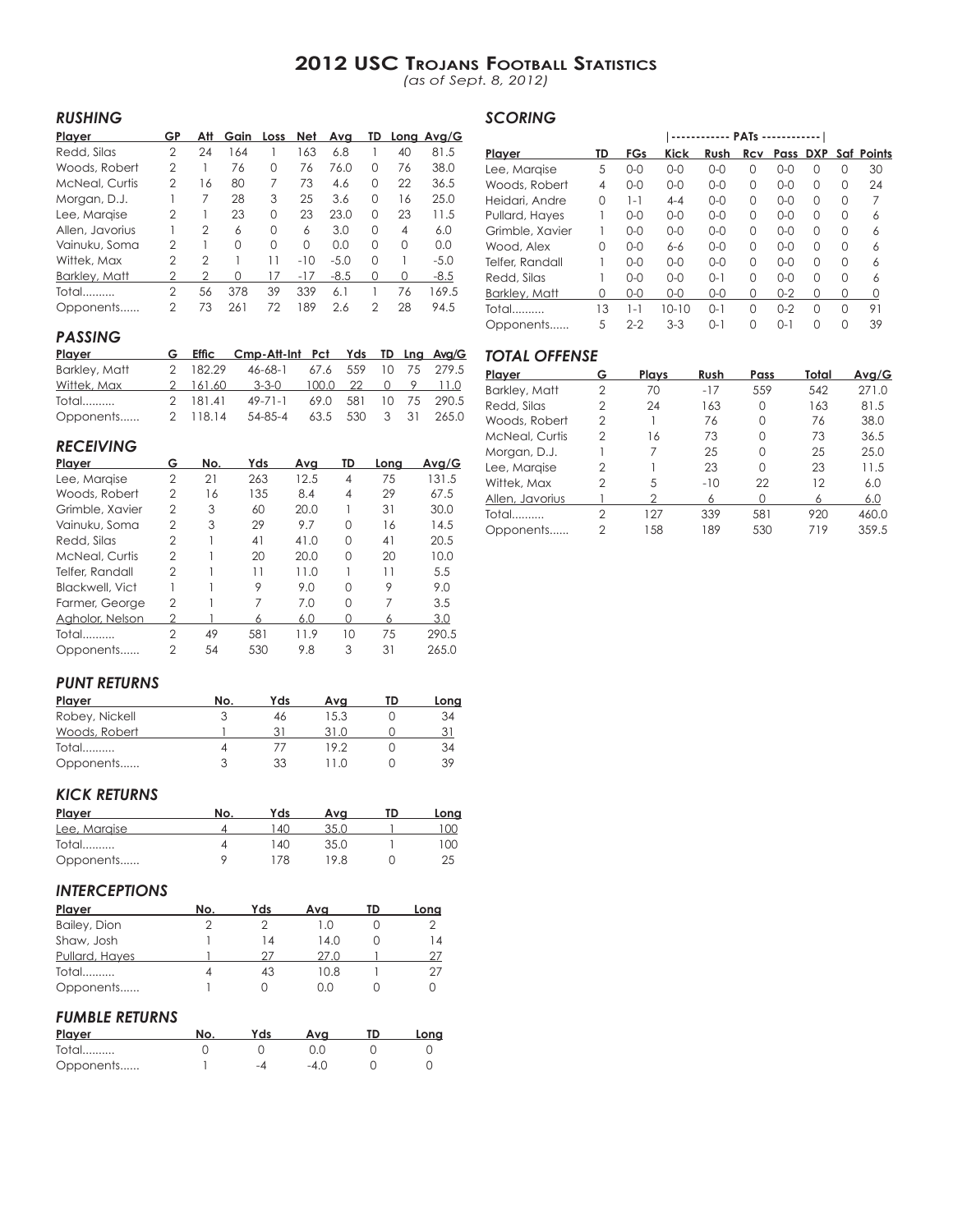# 2012 USC Trojans Football Statistics

*(as of Sept. 8, 2012)*

## RUSHING

| Player | GP | Att | Gain | Loss | Net | Avg | TD | Long | Avg/G |
|---|---|---|---|---|---|---|---|---|---|
| Redd, Silas | 2 | 24 | 164 | 1 | 163 | 6.8 | 1 | 40 | 81.5 |
| Woods, Robert | 2 | 1 | 76 | 0 | 76 | 76.0 | 0 | 76 | 38.0 |
| McNeal, Curtis | 2 | 16 | 80 | 7 | 73 | 4.6 | 0 | 22 | 36.5 |
| Morgan, D.J. | 1 | 7 | 28 | 3 | 25 | 3.6 | 0 | 16 | 25.0 |
| Lee, Marqise | 2 | 1 | 23 | 0 | 23 | 23.0 | 0 | 23 | 11.5 |
| Allen, Javorius | 1 | 2 | 6 | 0 | 6 | 3.0 | 0 | 4 | 6.0 |
| Vainuku, Soma | 2 | 1 | 0 | 0 | 0 | 0.0 | 0 | 0 | 0.0 |
| Wittek, Max | 2 | 2 | 1 | 11 | -10 | -5.0 | 0 | 1 | -5.0 |
| Barkley, Matt | 2 | 2 | 0 | 17 | -17 | -8.5 | 0 | 0 | -8.5 |
| Total.......... | 2 | 56 | 378 | 39 | 339 | 6.1 | 1 | 76 | 169.5 |
| Opponents...... | 2 | 73 | 261 | 72 | 189 | 2.6 | 2 | 28 | 94.5 |

## PASSING

| Player | G | Effic | Cmp-Att-Int | Pct | Yds | TD | Lng | Avg/G |
|---|---|---|---|---|---|---|---|---|
| Barkley, Matt | 2 | 182.29 | 46-68-1 | 67.6 | 559 | 10 | 75 | 279.5 |
| Wittek, Max | 2 | 161.60 | 3-3-0 | 100.0 | 22 | 0 | 9 | 11.0 |
| Total.......... | 2 | 181.41 | 49-71-1 | 69.0 | 581 | 10 | 75 | 290.5 |
| Opponents...... | 2 | 118.14 | 54-85-4 | 63.5 | 530 | 3 | 31 | 265.0 |

## RECEIVING

| Player | G | No. | Yds | Avg | TD | Long | Avg/G |
|---|---|---|---|---|---|---|---|
| Lee, Marqise | 2 | 21 | 263 | 12.5 | 4 | 75 | 131.5 |
| Woods, Robert | 2 | 16 | 135 | 8.4 | 4 | 29 | 67.5 |
| Grimble, Xavier | 2 | 3 | 60 | 20.0 | 1 | 31 | 30.0 |
| Vainuku, Soma | 2 | 3 | 29 | 9.7 | 0 | 16 | 14.5 |
| Redd, Silas | 2 | 1 | 41 | 41.0 | 0 | 41 | 20.5 |
| McNeal, Curtis | 2 | 1 | 20 | 20.0 | 0 | 20 | 10.0 |
| Telfer, Randall | 2 | 1 | 11 | 11.0 | 1 | 11 | 5.5 |
| Blackwell, Vict | 1 | 1 | 9 | 9.0 | 0 | 9 | 9.0 |
| Farmer, George | 2 | 1 | 7 | 7.0 | 0 | 7 | 3.5 |
| Agholor, Nelson | 2 | 1 | 6 | 6.0 | 0 | 6 | 3.0 |
| Total.......... | 2 | 49 | 581 | 11.9 | 10 | 75 | 290.5 |
| Opponents...... | 2 | 54 | 530 | 9.8 | 3 | 31 | 265.0 |

## PUNT RETURNS

| Player | No. | Yds | Avg | TD | Long |
|---|---|---|---|---|---|
| Robey, Nickell | 3 | 46 | 15.3 | 0 | 34 |
| Woods, Robert | 1 | 31 | 31.0 | 0 | 31 |
| Total.......... | 4 | 77 | 19.2 | 0 | 34 |
| Opponents...... | 3 | 33 | 11.0 | 0 | 39 |

## KICK RETURNS

| Player | No. | Yds | Avg | TD | Long |
|---|---|---|---|---|---|
| Lee, Marqise | 4 | 140 | 35.0 | 1 | 100 |
| Total.......... | 4 | 140 | 35.0 | 1 | 100 |
| Opponents...... | 9 | 178 | 19.8 | 0 | 25 |

## INTERCEPTIONS

| Player | No. | Yds | Avg | TD | Long |
|---|---|---|---|---|---|
| Bailey, Dion | 2 | 2 | 1.0 | 0 | 2 |
| Shaw, Josh | 1 | 14 | 14.0 | 0 | 14 |
| Pullard, Hayes | 1 | 27 | 27.0 | 1 | 27 |
| Total.......... | 4 | 43 | 10.8 | 1 | 27 |
| Opponents...... | 1 | 0 | 0.0 | 0 | 0 |

## FUMBLE RETURNS

| Player | No. | Yds | Avg | TD | Long |
|---|---|---|---|---|---|
| Total.......... | 0 | 0 | 0.0 | 0 | 0 |
| Opponents...... | 1 | -4 | -4.0 | 0 | 0 |

## SCORING

| | | | PATs | | | | | | |
|---|---|---|---|---|---|---|---|---|---|
| Player | TD | FGs | Kick | Rush | Rcv | Pass | DXP | Saf | Points |
| Lee, Marqise | 5 | 0-0 | 0-0 | 0-0 | 0 | 0-0 | 0 | 0 | 30 |
| Woods, Robert | 4 | 0-0 | 0-0 | 0-0 | 0 | 0-0 | 0 | 0 | 24 |
| Heidari, Andre | 0 | 1-1 | 4-4 | 0-0 | 0 | 0-0 | 0 | 0 | 7 |
| Pullard, Hayes | 1 | 0-0 | 0-0 | 0-0 | 0 | 0-0 | 0 | 0 | 6 |
| Grimble, Xavier | 1 | 0-0 | 0-0 | 0-0 | 0 | 0-0 | 0 | 0 | 6 |
| Wood, Alex | 0 | 0-0 | 6-6 | 0-0 | 0 | 0-0 | 0 | 0 | 6 |
| Telfer, Randall | 1 | 0-0 | 0-0 | 0-0 | 0 | 0-0 | 0 | 0 | 6 |
| Redd, Silas | 1 | 0-0 | 0-0 | 0-1 | 0 | 0-0 | 0 | 0 | 6 |
| Barkley, Matt | 0 | 0-0 | 0-0 | 0-0 | 0 | 0-2 | 0 | 0 | 0 |
| Total.......... | 13 | 1-1 | 10-10 | 0-1 | 0 | 0-2 | 0 | 0 | 91 |
| Opponents...... | 5 | 2-2 | 3-3 | 0-1 | 0 | 0-1 | 0 | 0 | 39 |

## TOTAL OFFENSE

| Player | G | Plays | Rush | Pass | Total | Avg/G |
|---|---|---|---|---|---|---|
| Barkley, Matt | 2 | 70 | -17 | 559 | 542 | 271.0 |
| Redd, Silas | 2 | 24 | 163 | 0 | 163 | 81.5 |
| Woods, Robert | 2 | 1 | 76 | 0 | 76 | 38.0 |
| McNeal, Curtis | 2 | 16 | 73 | 0 | 73 | 36.5 |
| Morgan, D.J. | 1 | 7 | 25 | 0 | 25 | 25.0 |
| Lee, Marqise | 2 | 1 | 23 | 0 | 23 | 11.5 |
| Wittek, Max | 2 | 5 | -10 | 22 | 12 | 6.0 |
| Allen, Javorius | 1 | 2 | 6 | 0 | 6 | 6.0 |
| Total.......... | 2 | 127 | 339 | 581 | 920 | 460.0 |
| Opponents...... | 2 | 158 | 189 | 530 | 719 | 359.5 |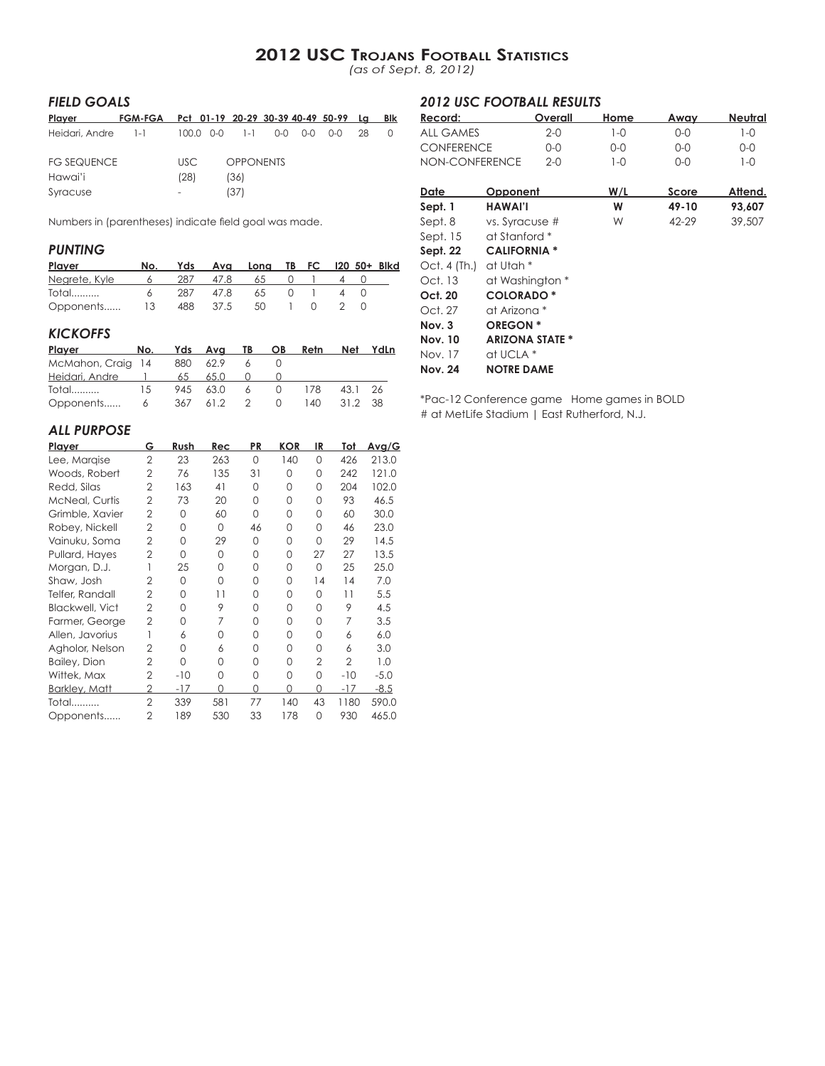# 2012 USC Trojans Football Statistics

*(as of Sept. 8, 2012)*

## *FIELD GOALS*

| Player | FGM-FGA | Pct | 01-19 | 20-29 | 30-39 | 40-49 | 50-99 | Lg | Blk |
|---|---|---|---|---|---|---|---|---|---|
| Heidari, Andre | 1-1 | 100.0 | 0-0 | 1-1 | 0-0 | 0-0 | 0-0 | 28 | 0 |

| FG SEQUENCE | USC | OPPONENTS |
|---|---|---|
| Hawai'i | (28) | (36) |
| Syracuse | - | (37) |

Numbers in (parentheses) indicate field goal was made.

## *PUNTING*

| Player | No. | Yds | Avg | Long | TB | FC | I20 | 50+ | Blkd |
|---|---|---|---|---|---|---|---|---|---|
| Negrete, Kyle | 6 | 287 | 47.8 | 65 | 0 | 1 | 4 | 0 | |
| Total.......... | 6 | 287 | 47.8 | 65 | 0 | 1 | 4 | 0 | |
| Opponents...... | 13 | 488 | 37.5 | 50 | 1 | 0 | 2 | 0 | |

## *KICKOFFS*

| Player | No. | Yds | Avg | TB | OB | Retn | Net | YdLn |
|---|---|---|---|---|---|---|---|---|
| McMahon, Craig | 14 | 880 | 62.9 | 6 | 0 | | | |
| Heidari, Andre | 1 | 65 | 65.0 | 0 | 0 | | | |
| Total.......... | 15 | 945 | 63.0 | 6 | 0 | 178 | 43.1 | 26 |
| Opponents...... | 6 | 367 | 61.2 | 2 | 0 | 140 | 31.2 | 38 |

## *ALL PURPOSE*

| Player | G | Rush | Rec | PR | KOR | IR | Tot | Avg/G |
|---|---|---|---|---|---|---|---|---|
| Lee, Marqise | 2 | 23 | 263 | 0 | 140 | 0 | 426 | 213.0 |
| Woods, Robert | 2 | 76 | 135 | 31 | 0 | 0 | 242 | 121.0 |
| Redd, Silas | 2 | 163 | 41 | 0 | 0 | 0 | 204 | 102.0 |
| McNeal, Curtis | 2 | 73 | 20 | 0 | 0 | 0 | 93 | 46.5 |
| Grimble, Xavier | 2 | 0 | 60 | 0 | 0 | 0 | 60 | 30.0 |
| Robey, Nickell | 2 | 0 | 0 | 46 | 0 | 0 | 46 | 23.0 |
| Vainuku, Soma | 2 | 0 | 29 | 0 | 0 | 0 | 29 | 14.5 |
| Pullard, Hayes | 2 | 0 | 0 | 0 | 0 | 27 | 27 | 13.5 |
| Morgan, D.J. | 1 | 25 | 0 | 0 | 0 | 0 | 25 | 25.0 |
| Shaw, Josh | 2 | 0 | 0 | 0 | 0 | 14 | 14 | 7.0 |
| Telfer, Randall | 2 | 0 | 11 | 0 | 0 | 0 | 11 | 5.5 |
| Blackwell, Vict | 2 | 0 | 9 | 0 | 0 | 0 | 9 | 4.5 |
| Farmer, George | 2 | 0 | 7 | 0 | 0 | 0 | 7 | 3.5 |
| Allen, Javorius | 1 | 6 | 0 | 0 | 0 | 0 | 6 | 6.0 |
| Agholor, Nelson | 2 | 0 | 6 | 0 | 0 | 0 | 6 | 3.0 |
| Bailey, Dion | 2 | 0 | 0 | 0 | 0 | 2 | 2 | 1.0 |
| Wittek, Max | 2 | -10 | 0 | 0 | 0 | 0 | -10 | -5.0 |
| Barkley, Matt | 2 | -17 | 0 | 0 | 0 | 0 | -17 | -8.5 |
| Total.......... | 2 | 339 | 581 | 77 | 140 | 43 | 1180 | 590.0 |
| Opponents...... | 2 | 189 | 530 | 33 | 178 | 0 | 930 | 465.0 |

## *2012 USC FOOTBALL RESULTS*

| Record: | Overall | Home | Away | Neutral |
|---|---|---|---|---|
| ALL GAMES | 2-0 | 1-0 | 0-0 | 1-0 |
| CONFERENCE | 0-0 | 0-0 | 0-0 | 0-0 |
| NON-CONFERENCE | 2-0 | 1-0 | 0-0 | 1-0 |

| Date | Opponent | W/L | Score | Attend. |
|---|---|---|---|---|
| **Sept. 1** | **HAWAI'I** | **W** | **49-10** | **93,607** |
| Sept. 8 | vs. Syracuse # | W | 42-29 | 39,507 |
| Sept. 15 | at Stanford * | | | |
| **Sept. 22** | **CALIFORNIA *** | | | |
| Oct. 4 (Th.) | at Utah * | | | |
| Oct. 13 | at Washington * | | | |
| **Oct. 20** | **COLORADO *** | | | |
| Oct. 27 | at Arizona * | | | |
| **Nov. 3** | **OREGON *** | | | |
| **Nov. 10** | **ARIZONA STATE *** | | | |
| Nov. 17 | at UCLA * | | | |
| **Nov. 24** | **NOTRE DAME** | | | |

*Pac-12 Conference game Home games in BOLD
# at MetLife Stadium | East Rutherford, N.J.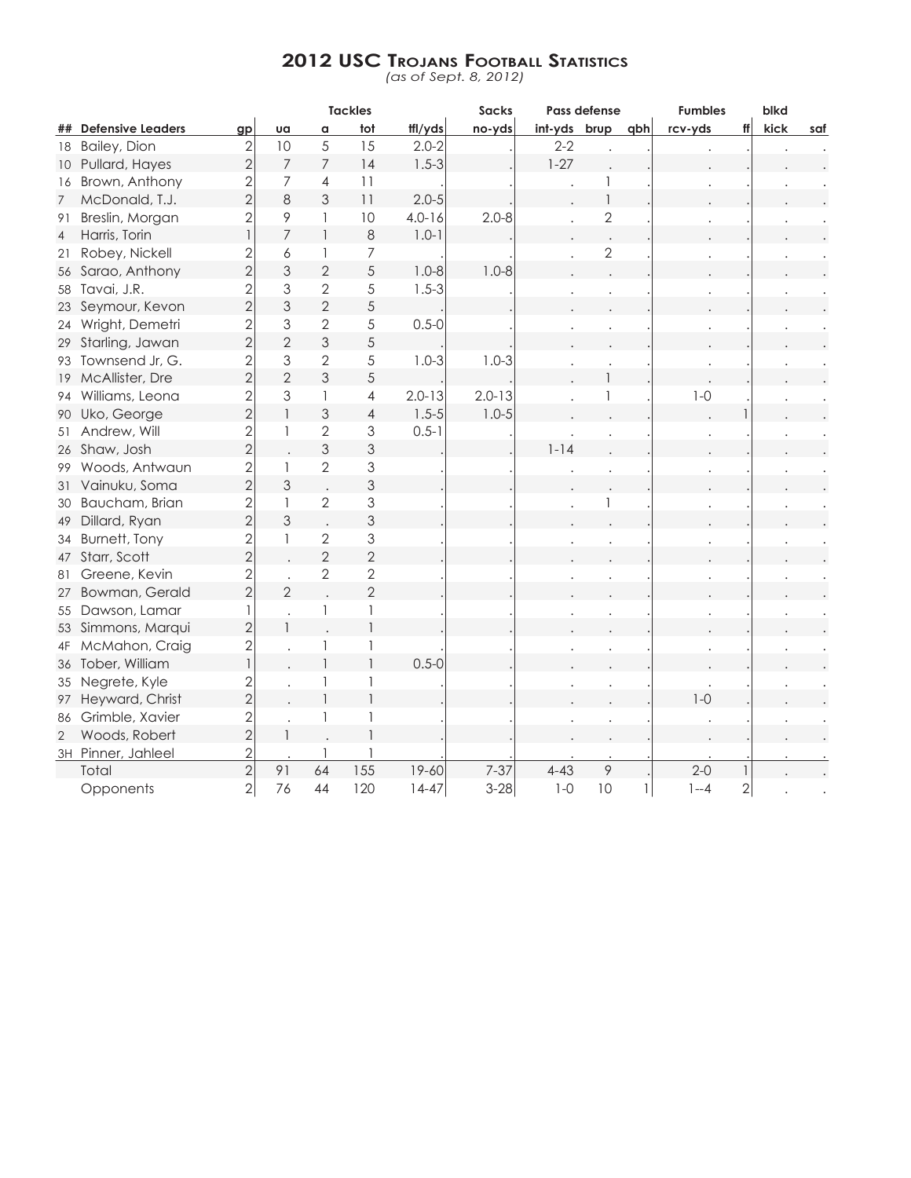# 2012 USC Trojans Football Statistics

*(as of Sept. 8, 2012)*

| ## | Defensive Leaders | gp | Tackles ua | a | tot | tfl/yds | Sacks no-yds | Pass defense int-yds | brup | qbh | Fumbles rcv-yds | ff | blkd kick | saf |
|---|---|---|---|---|---|---|---|---|---|---|---|---|---|---|
| 18 | Bailey, Dion | 2 | 10 | 5 | 15 | 2.0-2 | . | 2-2 | . | . | . | . | . | . |
| 10 | Pullard, Hayes | 2 | 7 | 7 | 14 | 1.5-3 | . | 1-27 | . | . | . | . | . | . |
| 16 | Brown, Anthony | 2 | 7 | 4 | 11 | . | . | . | 1 | . | . | . | . | . |
| 7 | McDonald, T.J. | 2 | 8 | 3 | 11 | 2.0-5 | . | . | 1 | . | . | . | . | . |
| 91 | Breslin, Morgan | 2 | 9 | 1 | 10 | 4.0-16 | 2.0-8 | . | 2 | . | . | . | . | . |
| 4 | Harris, Torin | 1 | 7 | 1 | 8 | 1.0-1 | . | . | . | . | . | . | . | . |
| 21 | Robey, Nickell | 2 | 6 | 1 | 7 | . | . | . | 2 | . | . | . | . | . |
| 56 | Sarao, Anthony | 2 | 3 | 2 | 5 | 1.0-8 | 1.0-8 | . | . | . | . | . | . | . |
| 58 | Tavai, J.R. | 2 | 3 | 2 | 5 | 1.5-3 | . | . | . | . | . | . | . | . |
| 23 | Seymour, Kevon | 2 | 3 | 2 | 5 | . | . | . | . | . | . | . | . | . |
| 24 | Wright, Demetri | 2 | 3 | 2 | 5 | 0.5-0 | . | . | . | . | . | . | . | . |
| 29 | Starling, Jawan | 2 | 2 | 3 | 5 | . | . | . | . | . | . | . | . | . |
| 93 | Townsend Jr, G. | 2 | 3 | 2 | 5 | 1.0-3 | 1.0-3 | . | . | . | . | . | . | . |
| 19 | McAllister, Dre | 2 | 2 | 3 | 5 | . | . | . | 1 | . | . | . | . | . |
| 94 | Williams, Leona | 2 | 3 | 1 | 4 | 2.0-13 | 2.0-13 | . | 1 | . | 1-0 | . | . | . |
| 90 | Uko, George | 2 | 1 | 3 | 4 | 1.5-5 | 1.0-5 | . | . | . | . | 1 | . | . |
| 51 | Andrew, Will | 2 | 1 | 2 | 3 | 0.5-1 | . | . | . | . | . | . | . | . |
| 26 | Shaw, Josh | 2 | . | 3 | 3 | . | . | 1-14 | . | . | . | . | . | . |
| 99 | Woods, Antwaun | 2 | 1 | 2 | 3 | . | . | . | . | . | . | . | . | . |
| 31 | Vainuku, Soma | 2 | 3 | . | 3 | . | . | . | . | . | . | . | . | . |
| 30 | Baucham, Brian | 2 | 1 | 2 | 3 | . | . | . | 1 | . | . | . | . | . |
| 49 | Dillard, Ryan | 2 | 3 | . | 3 | . | . | . | . | . | . | . | . | . |
| 34 | Burnett, Tony | 2 | 1 | 2 | 3 | . | . | . | . | . | . | . | . | . |
| 47 | Starr, Scott | 2 | . | 2 | 2 | . | . | . | . | . | . | . | . | . |
| 81 | Greene, Kevin | 2 | . | 2 | 2 | . | . | . | . | . | . | . | . | . |
| 27 | Bowman, Gerald | 2 | 2 | . | 2 | . | . | . | . | . | . | . | . | . |
| 55 | Dawson, Lamar | 1 | . | 1 | 1 | . | . | . | . | . | . | . | . | . |
| 53 | Simmons, Marqui | 2 | 1 | . | 1 | . | . | . | . | . | . | . | . | . |
| 4F | McMahon, Craig | 2 | . | 1 | 1 | . | . | . | . | . | . | . | . | . |
| 36 | Tober, William | 1 | . | 1 | 1 | 0.5-0 | . | . | . | . | . | . | . | . |
| 35 | Negrete, Kyle | 2 | . | 1 | 1 | . | . | . | . | . | . | . | . | . |
| 97 | Heyward, Christ | 2 | . | 1 | 1 | . | . | . | . | . | 1-0 | . | . | . |
| 86 | Grimble, Xavier | 2 | . | 1 | 1 | . | . | . | . | . | . | . | . | . |
| 2 | Woods, Robert | 2 | 1 | . | 1 | . | . | . | . | . | . | . | . | . |
| 3H | Pinner, Jahleel | 2 | . | 1 | 1 | . | . | . | . | . | . | . | . | . |
| | Total | 2 | 91 | 64 | 155 | 19-60 | 7-37 | 4-43 | 9 | . | 2-0 | 1 | . | . |
| | Opponents | 2 | 76 | 44 | 120 | 14-47 | 3-28 | 1-0 | 10 | 1 | 1--4 | 2 | . | . |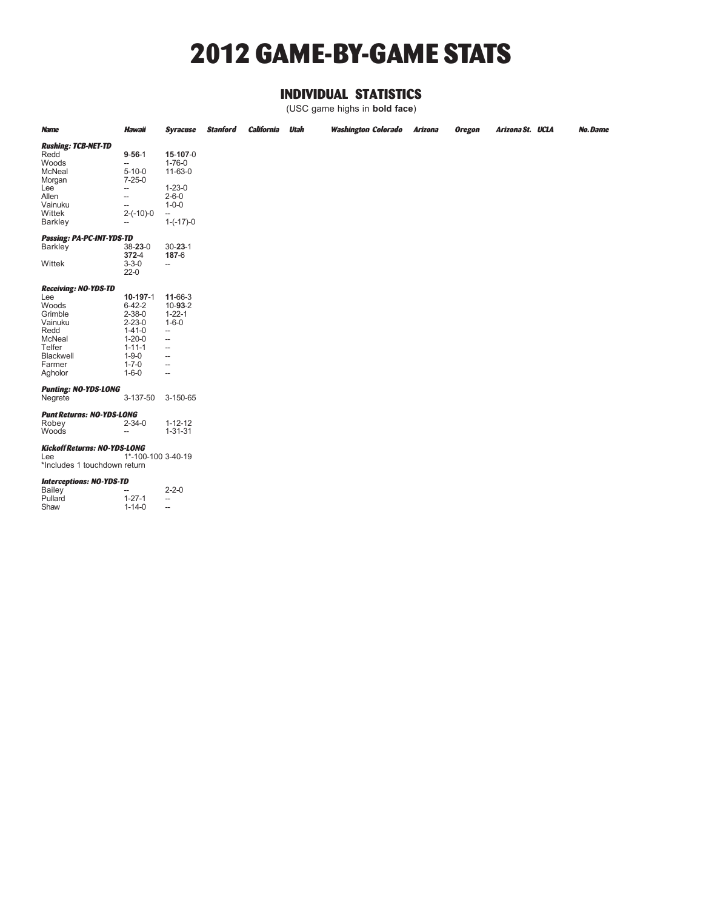# 2012 GAME-BY-GAME STATS

## INDIVIDUAL STATISTICS

(USC game highs in **bold face**)

| *Name* | *Hawaii* | *Syracuse* | *Stanford* | *California* | *Utah* | *Washington* | *Colorado* | *Arizona* | *Oregon* | *Arizona St.* | *UCLA* | *No. Dame* |
|---|---|---|---|---|---|---|---|---|---|---|---|---|
| ***Rushing: TCB-NET-TD*** | | | | | | | | | | | | |
| Redd | **9**-**56**-1 | **15**-**107**-0 | | | | | | | | | | |
| Woods | -- | 1-76-0 | | | | | | | | | | |
| McNeal | 5-10-0 | 11-63-0 | | | | | | | | | | |
| Morgan | 7-25-0 | | | | | | | | | | | |
| Lee | -- | 1-23-0 | | | | | | | | | | |
| Allen | -- | 2-6-0 | | | | | | | | | | |
| Vainuku | -- | 1-0-0 | | | | | | | | | | |
| Wittek | 2-(-10)-0 | -- | | | | | | | | | | |
| Barkley | -- | 1-(-17)-0 | | | | | | | | | | |
| ***Passing: PA-PC-INT-YDS-TD*** | | | | | | | | | | | | |
| Barkley | 38-**23**-0 **372**-4 | 30-**23**-1 187-6 | | | | | | | | | | |
| Wittek | 3-3-0 22-0 | -- | | | | | | | | | | |
| ***Receiving: NO-YDS-TD*** | | | | | | | | | | | | |
| Lee | **10**-**197**-1 | **11**-66-3 | | | | | | | | | | |
| Woods | 6-42-2 | 10-**93**-2 | | | | | | | | | | |
| Grimble | 2-38-0 | 1-22-1 | | | | | | | | | | |
| Vainuku | 2-23-0 | 1-6-0 | | | | | | | | | | |
| Redd | 1-41-0 | -- | | | | | | | | | | |
| McNeal | 1-20-0 | -- | | | | | | | | | | |
| Telfer | 1-11-1 | -- | | | | | | | | | | |
| Blackwell | 1-9-0 | -- | | | | | | | | | | |
| Farmer | 1-7-0 | -- | | | | | | | | | | |
| Agholor | 1-6-0 | -- | | | | | | | | | | |
| ***Punting: NO-YDS-LONG*** | | | | | | | | | | | | |
| Negrete | 3-137-50 | 3-150-65 | | | | | | | | | | |
| ***Punt Returns: NO-YDS-LONG*** | | | | | | | | | | | | |
| Robey | 2-34-0 | 1-12-12 | | | | | | | | | | |
| Woods | -- | 1-31-31 | | | | | | | | | | |
| ***Kickoff Returns: NO-YDS-LONG*** | | | | | | | | | | | | |
| Lee | 1*-100-100 | 3-40-19 | | | | | | | | | | |
| ***Interceptions: NO-YDS-TD*** | | | | | | | | | | | | |
| Bailey | -- | 2-2-0 | | | | | | | | | | |
| Pullard | 1-27-1 | -- | | | | | | | | | | |
| Shaw | 1-14-0 | -- | | | | | | | | | | |

*Includes 1 touchdown return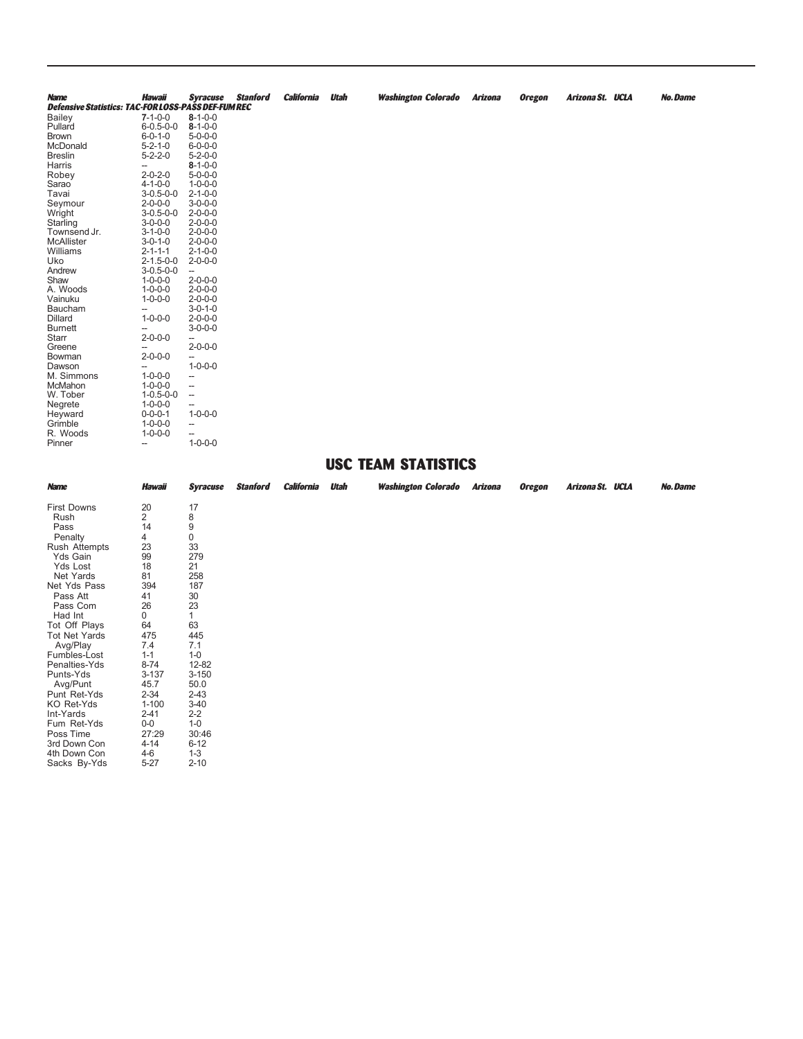| Name | Hawaii | Syracuse | Stanford | California | Utah | Washington | Colorado | Arizona | Oregon | Arizona St. | UCLA | No. Dame |
|---|---|---|---|---|---|---|---|---|---|---|---|---|
| **Defensive Statistics: TAC-FOR LOSS-PASS DEF-FUM REC** | | | | | | | | | | | | |
| Bailey | 7-1-0-0 | 8-1-0-0 | | | | | | | | | | |
| Pullard | 6-0.5-0-0 | 8-1-0-0 | | | | | | | | | | |
| Brown | 6-0-1-0 | 5-0-0-0 | | | | | | | | | | |
| McDonald | 5-2-1-0 | 6-0-0-0 | | | | | | | | | | |
| Breslin | 5-2-2-0 | 5-2-0-0 | | | | | | | | | | |
| Harris | -- | 8-1-0-0 | | | | | | | | | | |
| Robey | 2-0-2-0 | 5-0-0-0 | | | | | | | | | | |
| Sarao | 4-1-0-0 | 1-0-0-0 | | | | | | | | | | |
| Tavai | 3-0.5-0-0 | 2-1-0-0 | | | | | | | | | | |
| Seymour | 2-0-0-0 | 3-0-0-0 | | | | | | | | | | |
| Wright | 3-0.5-0-0 | 2-0-0-0 | | | | | | | | | | |
| Starling | 3-0-0-0 | 2-0-0-0 | | | | | | | | | | |
| Townsend Jr. | 3-1-0-0 | 2-0-0-0 | | | | | | | | | | |
| McAllister | 3-0-1-0 | 2-0-0-0 | | | | | | | | | | |
| Williams | 2-1-1-1 | 2-1-0-0 | | | | | | | | | | |
| Uko | 2-1.5-0-0 | 2-0-0-0 | | | | | | | | | | |
| Andrew | 3-0.5-0-0 | -- | | | | | | | | | | |
| Shaw | 1-0-0-0 | 2-0-0-0 | | | | | | | | | | |
| A. Woods | 1-0-0-0 | 2-0-0-0 | | | | | | | | | | |
| Vainuku | 1-0-0-0 | 2-0-0-0 | | | | | | | | | | |
| Baucham | -- | 3-0-1-0 | | | | | | | | | | |
| Dillard | 1-0-0-0 | 2-0-0-0 | | | | | | | | | | |
| Burnett | -- | 3-0-0-0 | | | | | | | | | | |
| Starr | 2-0-0-0 | -- | | | | | | | | | | |
| Greene | -- | 2-0-0-0 | | | | | | | | | | |
| Bowman | 2-0-0-0 | -- | | | | | | | | | | |
| Dawson | -- | 1-0-0-0 | | | | | | | | | | |
| M. Simmons | 1-0-0-0 | -- | | | | | | | | | | |
| McMahon | 1-0-0-0 | -- | | | | | | | | | | |
| W. Tober | 1-0.5-0-0 | -- | | | | | | | | | | |
| Negrete | 1-0-0-0 | -- | | | | | | | | | | |
| Heyward | 0-0-0-1 | 1-0-0-0 | | | | | | | | | | |
| Grimble | 1-0-0-0 | -- | | | | | | | | | | |
| R. Woods | 1-0-0-0 | -- | | | | | | | | | | |
| Pinner | -- | 1-0-0-0 | | | | | | | | | | |

## USC TEAM STATISTICS

| Name | Hawaii | Syracuse | Stanford | California | Utah | Washington | Colorado | Arizona | Oregon | Arizona St. | UCLA | No. Dame |
|---|---|---|---|---|---|---|---|---|---|---|---|---|
| First Downs | 20 | 17 | | | | | | | | | | |
| Rush | 2 | 8 | | | | | | | | | | |
| Pass | 14 | 9 | | | | | | | | | | |
| Penalty | 4 | 0 | | | | | | | | | | |
| Rush Attempts | 23 | 33 | | | | | | | | | | |
| Yds Gain | 99 | 279 | | | | | | | | | | |
| Yds Lost | 18 | 21 | | | | | | | | | | |
| Net Yards | 81 | 258 | | | | | | | | | | |
| Net Yds Pass | 394 | 187 | | | | | | | | | | |
| Pass Att | 41 | 30 | | | | | | | | | | |
| Pass Com | 26 | 23 | | | | | | | | | | |
| Had Int | 0 | 1 | | | | | | | | | | |
| Tot Off Plays | 64 | 63 | | | | | | | | | | |
| Tot Net Yards | 475 | 445 | | | | | | | | | | |
| Avg/Play | 7.4 | 7.1 | | | | | | | | | | |
| Fumbles-Lost | 1-1 | 1-0 | | | | | | | | | | |
| Penalties-Yds | 8-74 | 12-82 | | | | | | | | | | |
| Punts-Yds | 3-137 | 3-150 | | | | | | | | | | |
| Avg/Punt | 45.7 | 50.0 | | | | | | | | | | |
| Punt Ret-Yds | 2-34 | 2-43 | | | | | | | | | | |
| KO Ret-Yds | 1-100 | 3-40 | | | | | | | | | | |
| Int-Yards | 2-41 | 2-2 | | | | | | | | | | |
| Fum Ret-Yds | 0-0 | 1-0 | | | | | | | | | | |
| Poss Time | 27:29 | 30:46 | | | | | | | | | | |
| 3rd Down Con | 4-14 | 6-12 | | | | | | | | | | |
| 4th Down Con | 4-6 | 1-3 | | | | | | | | | | |
| Sacks By-Yds | 5-27 | 2-10 | | | | | | | | | | |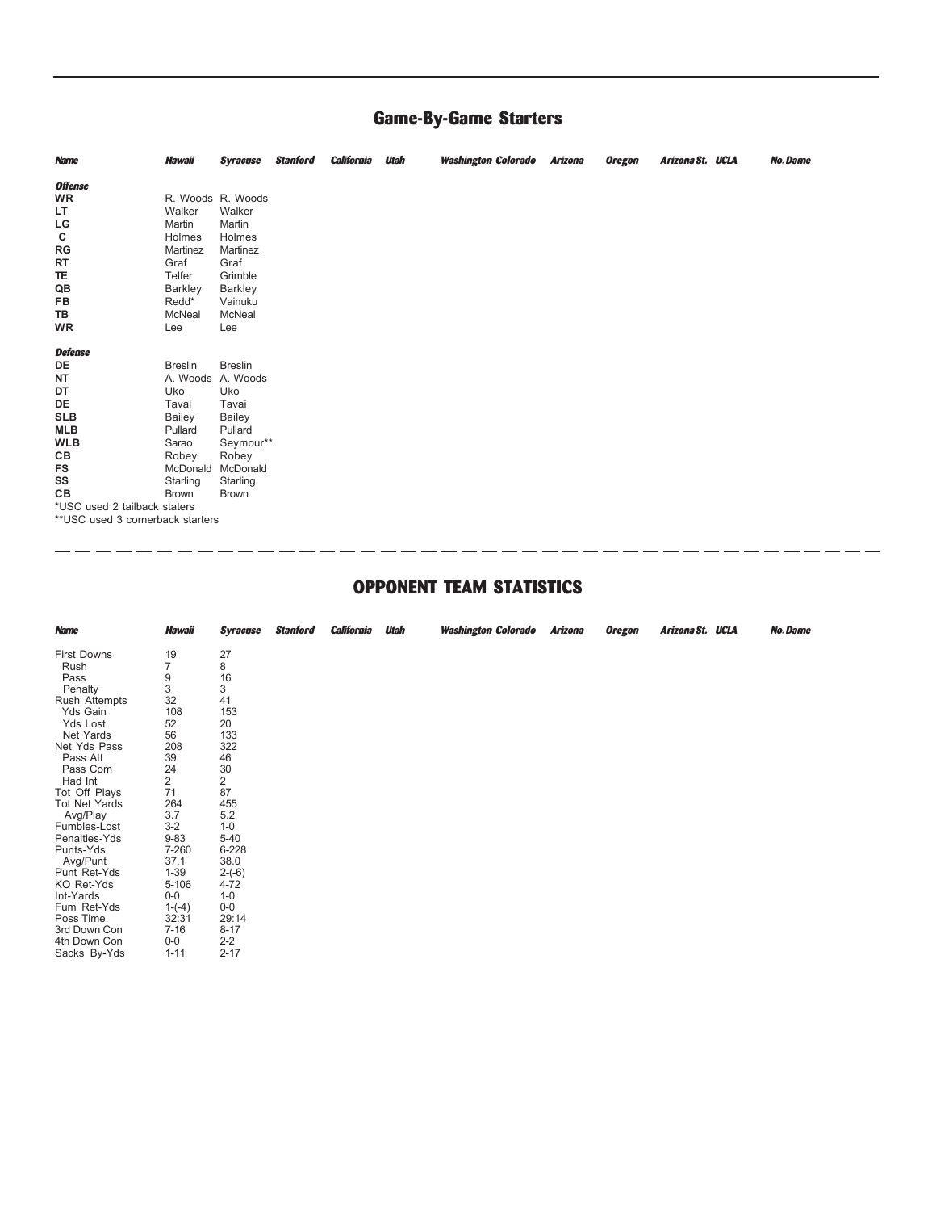## Game-By-Game Starters

| Name | Hawaii | Syracuse | Stanford | California | Utah | Washington | Colorado | Arizona | Oregon | Arizona St. | UCLA | No. Dame |
|---|---|---|---|---|---|---|---|---|---|---|---|---|
| ***Offense*** | | | | | | | | | | | | |
| WR | R. Woods | R. Woods | | | | | | | | | | |
| LT | Walker | Walker | | | | | | | | | | |
| LG | Martin | Martin | | | | | | | | | | |
| C | Holmes | Holmes | | | | | | | | | | |
| RG | Martinez | Martinez | | | | | | | | | | |
| RT | Graf | Graf | | | | | | | | | | |
| TE | Telfer | Grimble | | | | | | | | | | |
| QB | Barkley | Barkley | | | | | | | | | | |
| FB | Redd* | Vainuku | | | | | | | | | | |
| TB | McNeal | McNeal | | | | | | | | | | |
| WR | Lee | Lee | | | | | | | | | | |
| ***Defense*** | | | | | | | | | | | | |
| DE | Breslin | Breslin | | | | | | | | | | |
| NT | A. Woods | A. Woods | | | | | | | | | | |
| DT | Uko | Uko | | | | | | | | | | |
| DE | Tavai | Tavai | | | | | | | | | | |
| SLB | Bailey | Bailey | | | | | | | | | | |
| MLB | Pullard | Pullard | | | | | | | | | | |
| WLB | Sarao | Seymour** | | | | | | | | | | |
| CB | Robey | Robey | | | | | | | | | | |
| FS | McDonald | McDonald | | | | | | | | | | |
| SS | Starling | Starling | | | | | | | | | | |
| CB | Brown | Brown | | | | | | | | | | |

*USC used 2 tailback staters

**USC used 3 cornerback starters

## OPPONENT TEAM STATISTICS

| Name | Hawaii | Syracuse | Stanford | California | Utah | Washington | Colorado | Arizona | Oregon | Arizona St. | UCLA | No. Dame |
|---|---|---|---|---|---|---|---|---|---|---|---|---|
| First Downs | 19 | 27 | | | | | | | | | | |
| Rush | 7 | 8 | | | | | | | | | | |
| Pass | 9 | 16 | | | | | | | | | | |
| Penalty | 3 | 3 | | | | | | | | | | |
| Rush Attempts | 32 | 41 | | | | | | | | | | |
| Yds Gain | 108 | 153 | | | | | | | | | | |
| Yds Lost | 52 | 20 | | | | | | | | | | |
| Net Yards | 56 | 133 | | | | | | | | | | |
| Net Yds Pass | 208 | 322 | | | | | | | | | | |
| Pass Att | 39 | 46 | | | | | | | | | | |
| Pass Com | 24 | 30 | | | | | | | | | | |
| Had Int | 2 | 2 | | | | | | | | | | |
| Tot Off Plays | 71 | 87 | | | | | | | | | | |
| Tot Net Yards | 264 | 455 | | | | | | | | | | |
| Avg/Play | 3.7 | 5.2 | | | | | | | | | | |
| Fumbles-Lost | 3-2 | 1-0 | | | | | | | | | | |
| Penalties-Yds | 9-83 | 5-40 | | | | | | | | | | |
| Punts-Yds | 7-260 | 6-228 | | | | | | | | | | |
| Avg/Punt | 37.1 | 38.0 | | | | | | | | | | |
| Punt Ret-Yds | 1-39 | 2-(-6) | | | | | | | | | | |
| KO Ret-Yds | 5-106 | 4-72 | | | | | | | | | | |
| Int-Yards | 0-0 | 1-0 | | | | | | | | | | |
| Fum Ret-Yds | 1-(-4) | 0-0 | | | | | | | | | | |
| Poss Time | 32:31 | 29:14 | | | | | | | | | | |
| 3rd Down Con | 7-16 | 8-17 | | | | | | | | | | |
| 4th Down Con | 0-0 | 2-2 | | | | | | | | | | |
| Sacks By-Yds | 1-11 | 2-17 | | | | | | | | | | |